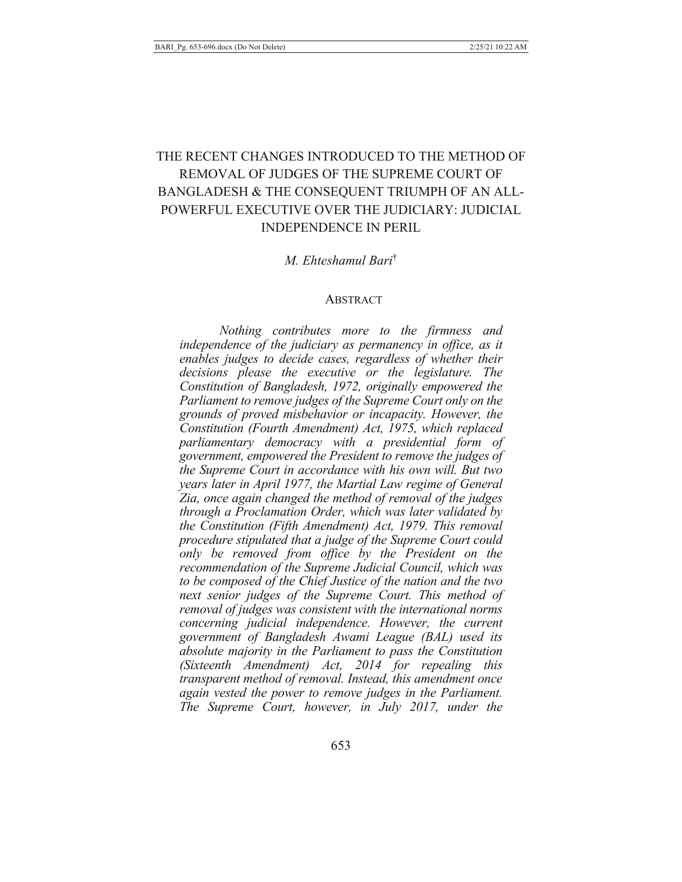# THE RECENT CHANGES INTRODUCED TO THE METHOD OF REMOVAL OF JUDGES OF THE SUPREME COURT OF BANGLADESH & THE CONSEQUENT TRIUMPH OF AN ALL-POWERFUL EXECUTIVE OVER THE JUDICIARY: JUDICIAL INDEPENDENCE IN PERIL

*M. Ehteshamul Bari*[†]

## ABSTRACT

*Nothing contributes more to the firmness and independence of the judiciary as permanency in office, as it enables judges to decide cases, regardless of whether their decisions please the executive or the legislature. The Constitution of Bangladesh, 1972, originally empowered the Parliament to remove judges of the Supreme Court only on the grounds of proved misbehavior or incapacity. However, the Constitution (Fourth Amendment) Act, 1975, which replaced parliamentary democracy with a presidential form of government, empowered the President to remove the judges of the Supreme Court in accordance with his own will. But two years later in April 1977, the Martial Law regime of General Zia, once again changed the method of removal of the judges through a Proclamation Order, which was later validated by the Constitution (Fifth Amendment) Act, 1979. This removal procedure stipulated that a judge of the Supreme Court could only be removed from office by the President on the recommendation of the Supreme Judicial Council, which was to be composed of the Chief Justice of the nation and the two next senior judges of the Supreme Court. This method of removal of judges was consistent with the international norms concerning judicial independence. However, the current government of Bangladesh Awami League (BAL) used its absolute majority in the Parliament to pass the Constitution (Sixteenth Amendment) Act, 2014 for repealing this transparent method of removal. Instead, this amendment once again vested the power to remove judges in the Parliament. The Supreme Court, however, in July 2017, under the*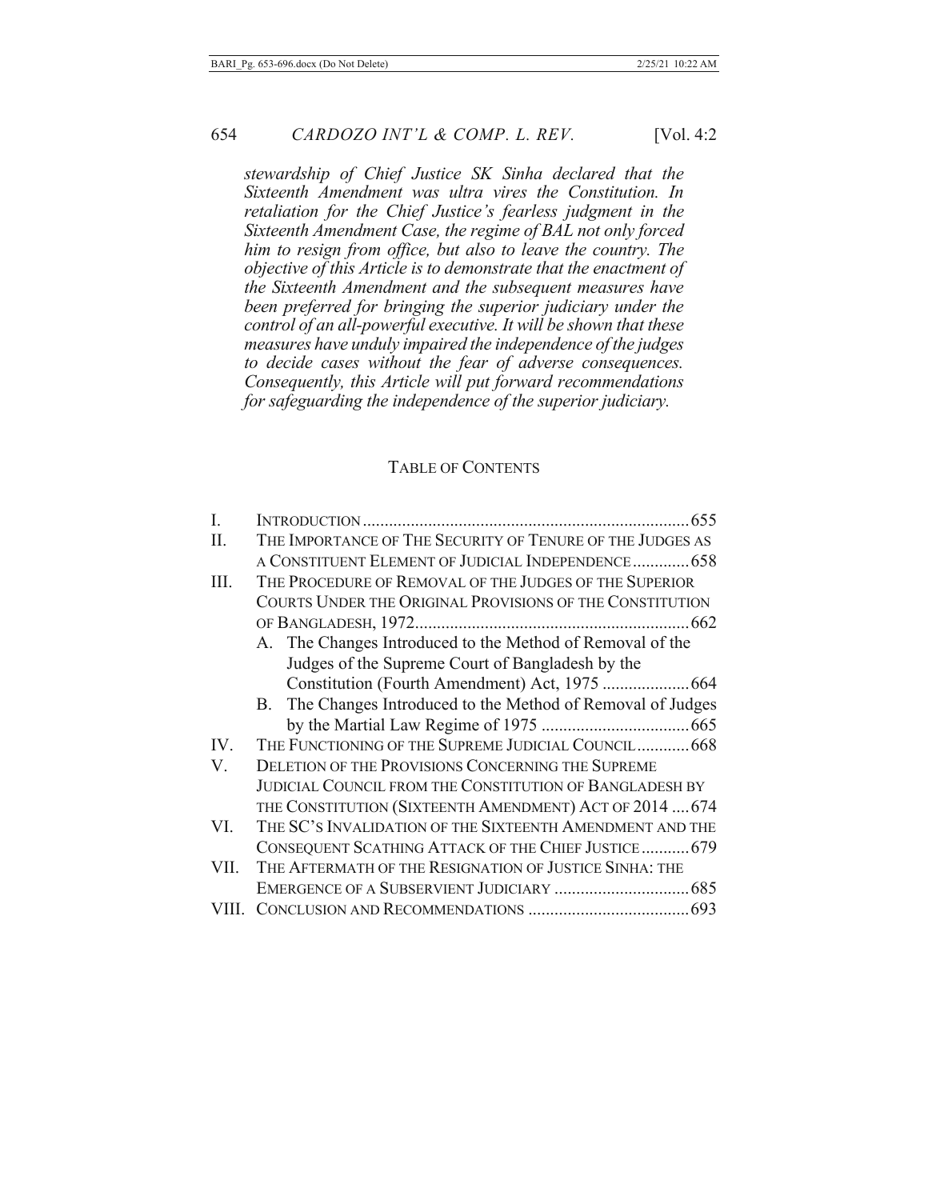*stewardship of Chief Justice SK Sinha declared that the Sixteenth Amendment was ultra vires the Constitution. In retaliation for the Chief Justice's fearless judgment in the Sixteenth Amendment Case, the regime of BAL not only forced him to resign from office, but also to leave the country. The objective of this Article is to demonstrate that the enactment of the Sixteenth Amendment and the subsequent measures have been preferred for bringing the superior judiciary under the control of an all-powerful executive. It will be shown that these measures have unduly impaired the independence of the judges to decide cases without the fear of adverse consequences. Consequently, this Article will put forward recommendations for safeguarding the independence of the superior judiciary.*

## TABLE OF CONTENTS

I. INTRODUCTION ........................................................................ 655
II. THE IMPORTANCE OF THE SECURITY OF TENURE OF THE JUDGES AS A CONSTITUENT ELEMENT OF JUDICIAL INDEPENDENCE ............ 658
III. THE PROCEDURE OF REMOVAL OF THE JUDGES OF THE SUPERIOR COURTS UNDER THE ORIGINAL PROVISIONS OF THE CONSTITUTION OF BANGLADESH, 1972 ............................................................. 662
   A. The Changes Introduced to the Method of Removal of the Judges of the Supreme Court of Bangladesh by the Constitution (Fourth Amendment) Act, 1975 .................... 664
   B. The Changes Introduced to the Method of Removal of Judges by the Martial Law Regime of 1975 .................................. 665
IV. THE FUNCTIONING OF THE SUPREME JUDICIAL COUNCIL ............ 668
V. DELETION OF THE PROVISIONS CONCERNING THE SUPREME JUDICIAL COUNCIL FROM THE CONSTITUTION OF BANGLADESH BY THE CONSTITUTION (SIXTEENTH AMENDMENT) ACT OF 2014 .... 674
VI. THE SC'S INVALIDATION OF THE SIXTEENTH AMENDMENT AND THE CONSEQUENT SCATHING ATTACK OF THE CHIEF JUSTICE ........... 679
VII. THE AFTERMATH OF THE RESIGNATION OF JUSTICE SINHA: THE EMERGENCE OF A SUBSERVIENT JUDICIARY ............................... 685
VIII. CONCLUSION AND RECOMMENDATIONS ..................................... 693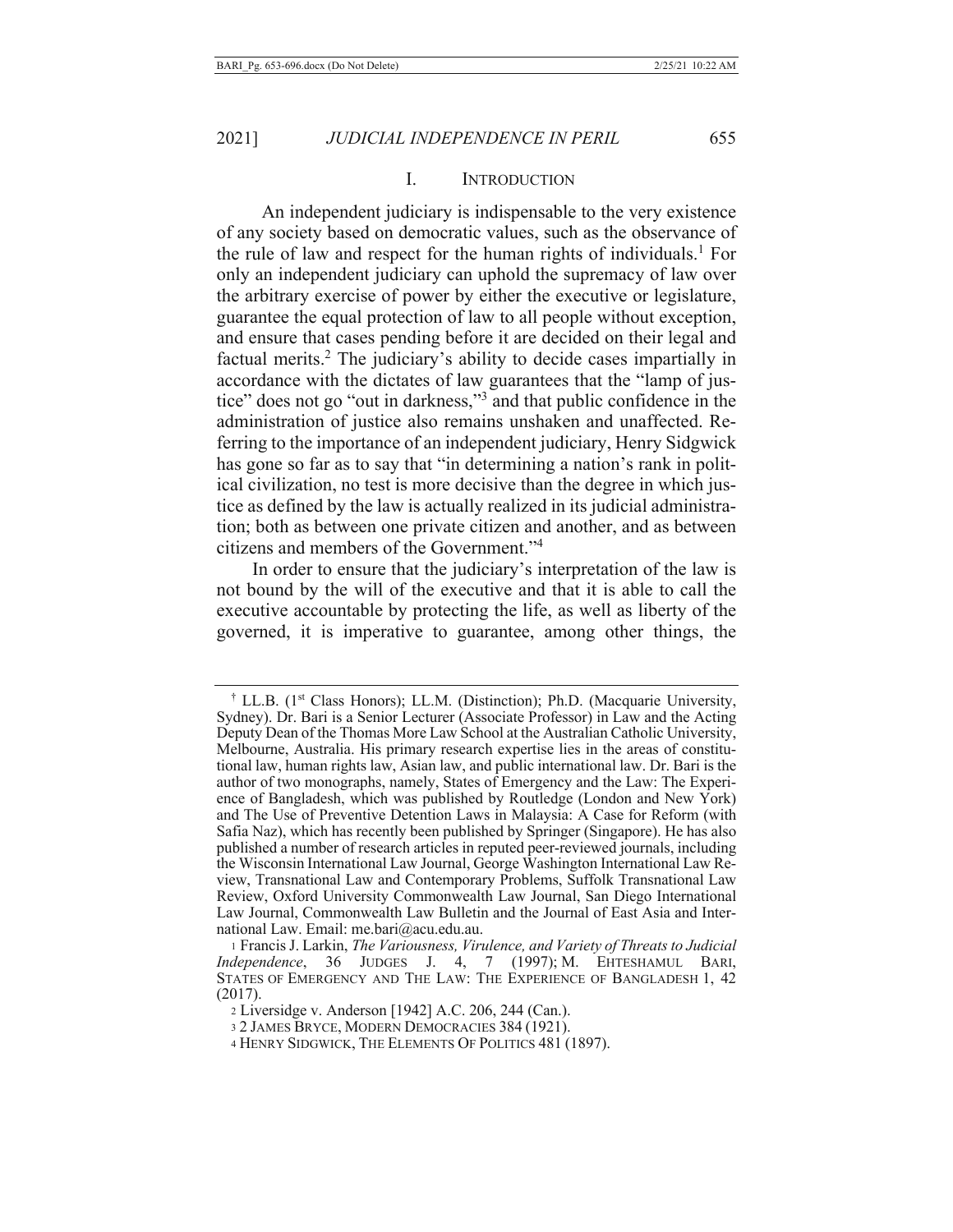## I. INTRODUCTION

An independent judiciary is indispensable to the very existence of any society based on democratic values, such as the observance of the rule of law and respect for the human rights of individuals.[1] For only an independent judiciary can uphold the supremacy of law over the arbitrary exercise of power by either the executive or legislature, guarantee the equal protection of law to all people without exception, and ensure that cases pending before it are decided on their legal and factual merits.[2] The judiciary's ability to decide cases impartially in accordance with the dictates of law guarantees that the "lamp of justice" does not go "out in darkness,"[3] and that public confidence in the administration of justice also remains unshaken and unaffected. Referring to the importance of an independent judiciary, Henry Sidgwick has gone so far as to say that "in determining a nation's rank in political civilization, no test is more decisive than the degree in which justice as defined by the law is actually realized in its judicial administration; both as between one private citizen and another, and as between citizens and members of the Government."[4]

In order to ensure that the judiciary's interpretation of the law is not bound by the will of the executive and that it is able to call the executive accountable by protecting the life, as well as liberty of the governed, it is imperative to guarantee, among other things, the

---

† LL.B. (1st Class Honors); LL.M. (Distinction); Ph.D. (Macquarie University, Sydney). Dr. Bari is a Senior Lecturer (Associate Professor) in Law and the Acting Deputy Dean of the Thomas More Law School at the Australian Catholic University, Melbourne, Australia. His primary research expertise lies in the areas of constitutional law, human rights law, Asian law, and public international law. Dr. Bari is the author of two monographs, namely, States of Emergency and the Law: The Experience of Bangladesh, which was published by Routledge (London and New York) and The Use of Preventive Detention Laws in Malaysia: A Case for Reform (with Safia Naz), which has recently been published by Springer (Singapore). He has also published a number of research articles in reputed peer-reviewed journals, including the Wisconsin International Law Journal, George Washington International Law Review, Transnational Law and Contemporary Problems, Suffolk Transnational Law Review, Oxford University Commonwealth Law Journal, San Diego International Law Journal, Commonwealth Law Bulletin and the Journal of East Asia and International Law. Email: me.bari@acu.edu.au.

1 Francis J. Larkin, *The Variousness, Virulence, and Variety of Threats to Judicial Independence*, 36 JUDGES J. 4, 7 (1997); M. EHTESHAMUL BARI, STATES OF EMERGENCY AND THE LAW: THE EXPERIENCE OF BANGLADESH 1, 42 (2017).

2 Liversidge v. Anderson [1942] A.C. 206, 244 (Can.).

3 2 JAMES BRYCE, MODERN DEMOCRACIES 384 (1921).

4 HENRY SIDGWICK, THE ELEMENTS OF POLITICS 481 (1897).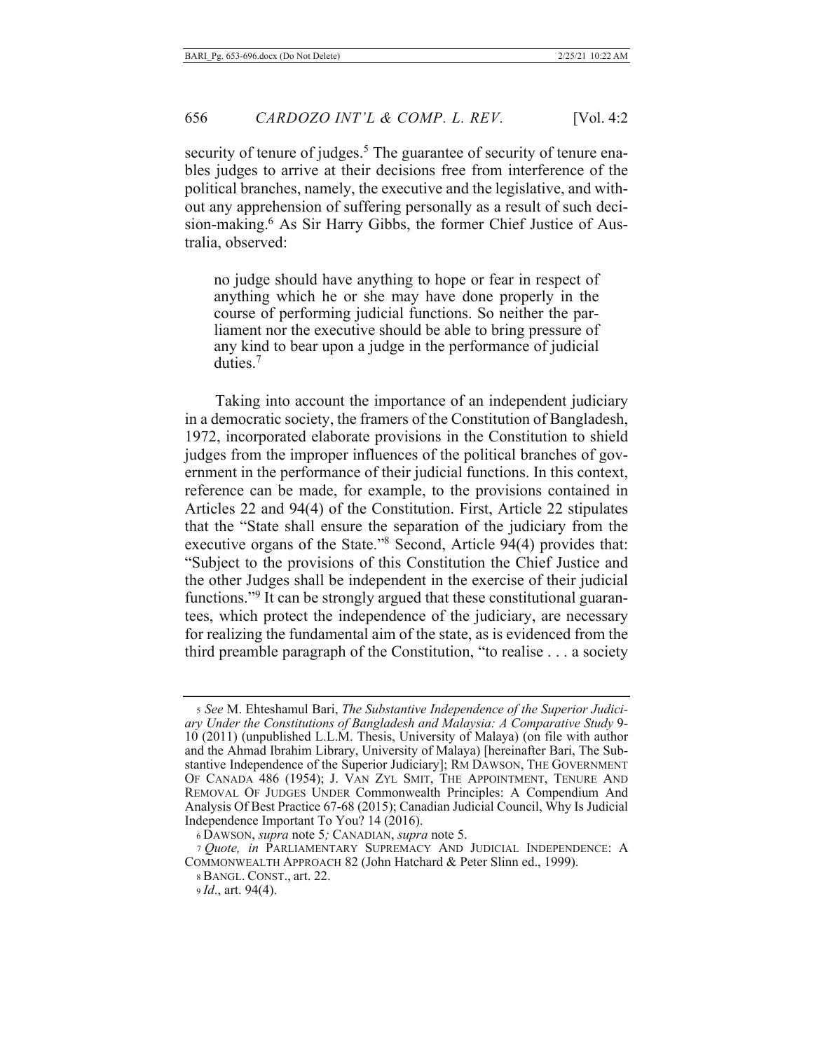security of tenure of judges.[5] The guarantee of security of tenure enables judges to arrive at their decisions free from interference of the political branches, namely, the executive and the legislative, and without any apprehension of suffering personally as a result of such decision-making.[6] As Sir Harry Gibbs, the former Chief Justice of Australia, observed:

> no judge should have anything to hope or fear in respect of anything which he or she may have done properly in the course of performing judicial functions. So neither the parliament nor the executive should be able to bring pressure of any kind to bear upon a judge in the performance of judicial duties.[7]

Taking into account the importance of an independent judiciary in a democratic society, the framers of the Constitution of Bangladesh, 1972, incorporated elaborate provisions in the Constitution to shield judges from the improper influences of the political branches of government in the performance of their judicial functions. In this context, reference can be made, for example, to the provisions contained in Articles 22 and 94(4) of the Constitution. First, Article 22 stipulates that the "State shall ensure the separation of the judiciary from the executive organs of the State."[8] Second, Article 94(4) provides that: "Subject to the provisions of this Constitution the Chief Justice and the other Judges shall be independent in the exercise of their judicial functions."[9] It can be strongly argued that these constitutional guarantees, which protect the independence of the judiciary, are necessary for realizing the fundamental aim of the state, as is evidenced from the third preamble paragraph of the Constitution, "to realise . . . a society

---

5 *See* M. Ehteshamul Bari, *The Substantive Independence of the Superior Judiciary Under the Constitutions of Bangladesh and Malaysia: A Comparative Study* 9-10 (2011) (unpublished L.L.M. Thesis, University of Malaya) (on file with author and the Ahmad Ibrahim Library, University of Malaya) [hereinafter Bari, The Substantive Independence of the Superior Judiciary]; RM DAWSON, THE GOVERNMENT OF CANADA 486 (1954); J. VAN ZYL SMIT, THE APPOINTMENT, TENURE AND REMOVAL OF JUDGES UNDER Commonwealth Principles: A Compendium And Analysis Of Best Practice 67-68 (2015); Canadian Judicial Council, Why Is Judicial Independence Important To You? 14 (2016).

6 DAWSON, *supra* note 5*;* CANADIAN, *supra* note 5.

7 *Quote, in* PARLIAMENTARY SUPREMACY AND JUDICIAL INDEPENDENCE: A COMMONWEALTH APPROACH 82 (John Hatchard & Peter Slinn ed., 1999).

8 BANGL. CONST., art. 22.

9 *Id*., art. 94(4).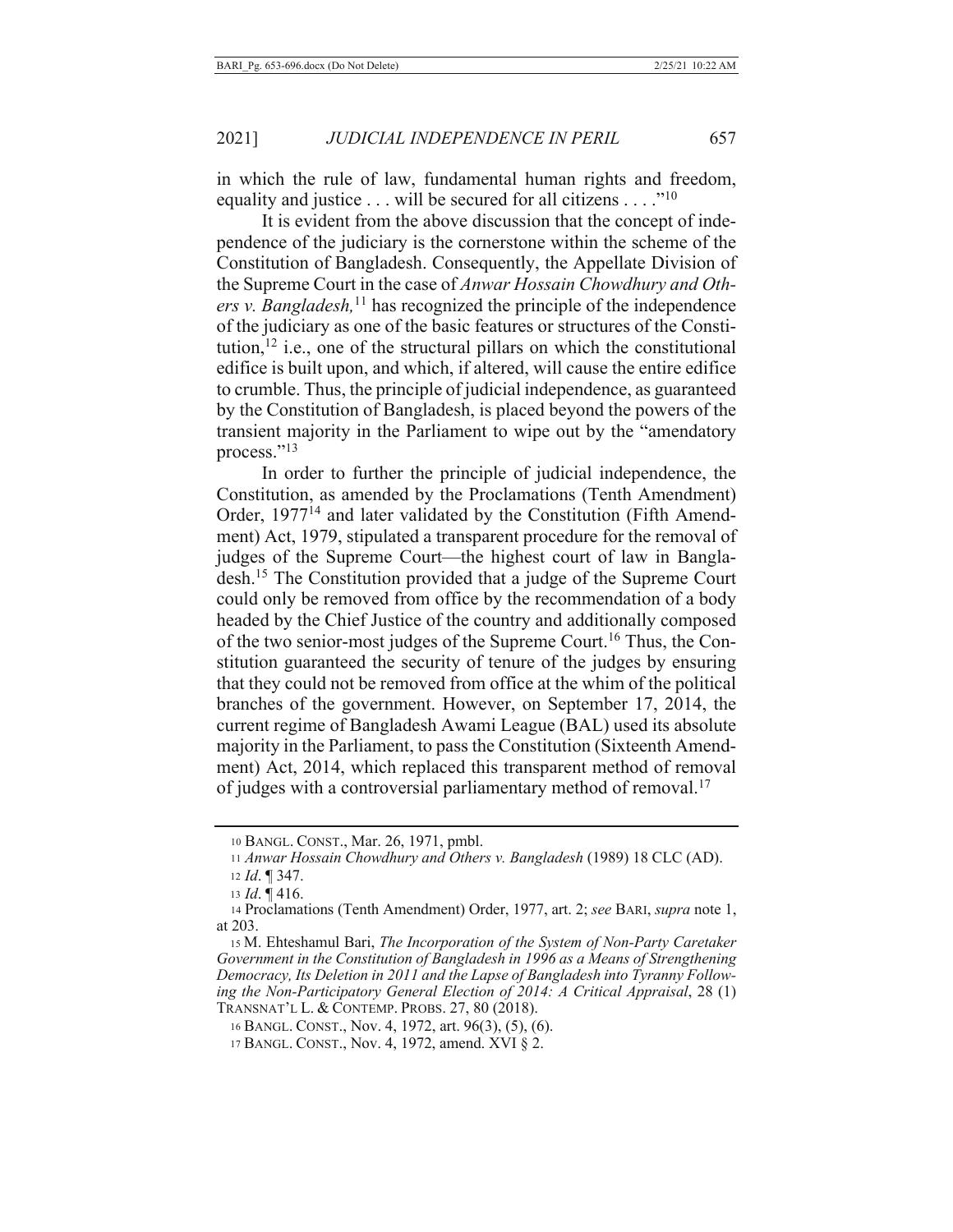in which the rule of law, fundamental human rights and freedom, equality and justice . . . will be secured for all citizens . . . ."[10]

It is evident from the above discussion that the concept of independence of the judiciary is the cornerstone within the scheme of the Constitution of Bangladesh. Consequently, the Appellate Division of the Supreme Court in the case of *Anwar Hossain Chowdhury and Others v. Bangladesh,*[11] has recognized the principle of the independence of the judiciary as one of the basic features or structures of the Constitution,[12] i.e., one of the structural pillars on which the constitutional edifice is built upon, and which, if altered, will cause the entire edifice to crumble. Thus, the principle of judicial independence, as guaranteed by the Constitution of Bangladesh, is placed beyond the powers of the transient majority in the Parliament to wipe out by the "amendatory process."[13]

In order to further the principle of judicial independence, the Constitution, as amended by the Proclamations (Tenth Amendment) Order, 1977[14] and later validated by the Constitution (Fifth Amendment) Act, 1979, stipulated a transparent procedure for the removal of judges of the Supreme Court—the highest court of law in Bangladesh.[15] The Constitution provided that a judge of the Supreme Court could only be removed from office by the recommendation of a body headed by the Chief Justice of the country and additionally composed of the two senior-most judges of the Supreme Court.[16] Thus, the Constitution guaranteed the security of tenure of the judges by ensuring that they could not be removed from office at the whim of the political branches of the government. However, on September 17, 2014, the current regime of Bangladesh Awami League (BAL) used its absolute majority in the Parliament, to pass the Constitution (Sixteenth Amendment) Act, 2014, which replaced this transparent method of removal of judges with a controversial parliamentary method of removal.[17]

---

10 BANGL. CONST., Mar. 26, 1971, pmbl.

11 *Anwar Hossain Chowdhury and Others v. Bangladesh* (1989) 18 CLC (AD).

12 *Id*. ¶ 347.

13 *Id*. ¶ 416.

14 Proclamations (Tenth Amendment) Order, 1977, art. 2; *see* BARI, *supra* note 1, at 203.

15 M. Ehteshamul Bari, *The Incorporation of the System of Non-Party Caretaker Government in the Constitution of Bangladesh in 1996 as a Means of Strengthening Democracy, Its Deletion in 2011 and the Lapse of Bangladesh into Tyranny Following the Non-Participatory General Election of 2014: A Critical Appraisal*, 28 (1) TRANSNAT'L L. & CONTEMP. PROBS. 27, 80 (2018).

16 BANGL. CONST., Nov. 4, 1972, art. 96(3), (5), (6).

17 BANGL. CONST., Nov. 4, 1972, amend. XVI § 2.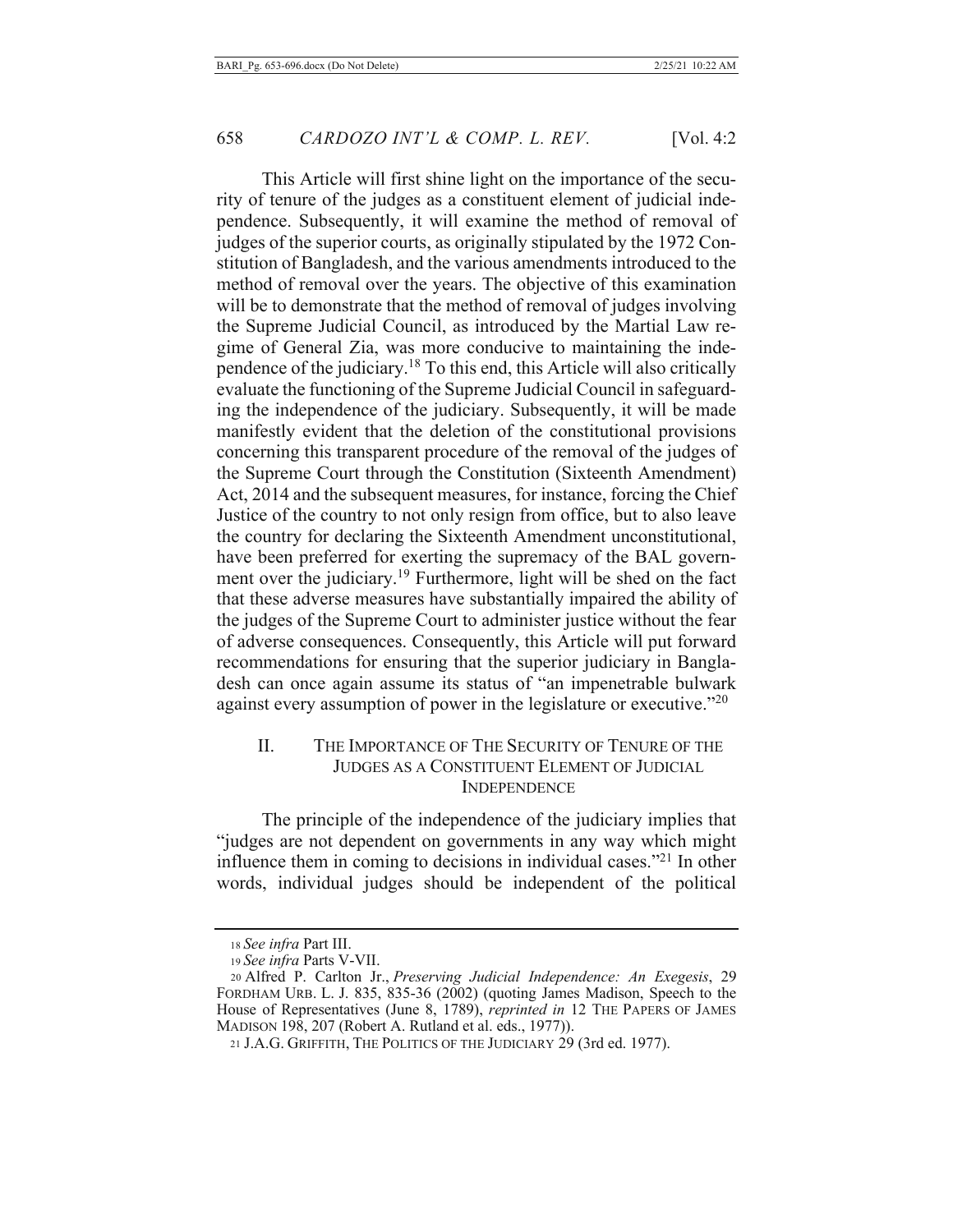This Article will first shine light on the importance of the security of tenure of the judges as a constituent element of judicial independence. Subsequently, it will examine the method of removal of judges of the superior courts, as originally stipulated by the 1972 Constitution of Bangladesh, and the various amendments introduced to the method of removal over the years. The objective of this examination will be to demonstrate that the method of removal of judges involving the Supreme Judicial Council, as introduced by the Martial Law regime of General Zia, was more conducive to maintaining the independence of the judiciary.[18] To this end, this Article will also critically evaluate the functioning of the Supreme Judicial Council in safeguarding the independence of the judiciary. Subsequently, it will be made manifestly evident that the deletion of the constitutional provisions concerning this transparent procedure of the removal of the judges of the Supreme Court through the Constitution (Sixteenth Amendment) Act, 2014 and the subsequent measures, for instance, forcing the Chief Justice of the country to not only resign from office, but to also leave the country for declaring the Sixteenth Amendment unconstitutional, have been preferred for exerting the supremacy of the BAL government over the judiciary.[19] Furthermore, light will be shed on the fact that these adverse measures have substantially impaired the ability of the judges of the Supreme Court to administer justice without the fear of adverse consequences. Consequently, this Article will put forward recommendations for ensuring that the superior judiciary in Bangladesh can once again assume its status of "an impenetrable bulwark against every assumption of power in the legislature or executive."[20]

## II. THE IMPORTANCE OF THE SECURITY OF TENURE OF THE JUDGES AS A CONSTITUENT ELEMENT OF JUDICIAL INDEPENDENCE

The principle of the independence of the judiciary implies that "judges are not dependent on governments in any way which might influence them in coming to decisions in individual cases."[21] In other words, individual judges should be independent of the political

---

18 *See infra* Part III.

19 *See infra* Parts V-VII.

20 Alfred P. Carlton Jr., *Preserving Judicial Independence: An Exegesis*, 29 FORDHAM URB. L. J. 835, 835-36 (2002) (quoting James Madison, Speech to the House of Representatives (June 8, 1789), *reprinted in* 12 THE PAPERS OF JAMES MADISON 198, 207 (Robert A. Rutland et al. eds., 1977)).

21 J.A.G. GRIFFITH, THE POLITICS OF THE JUDICIARY 29 (3rd ed. 1977).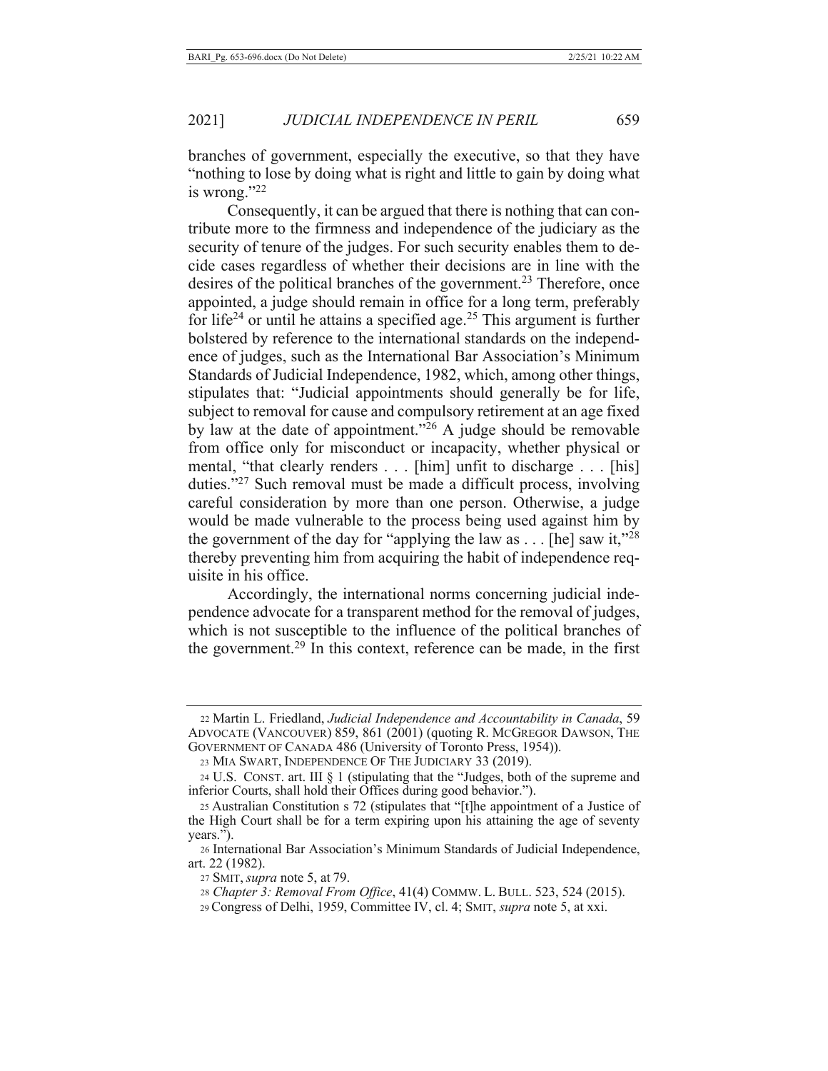branches of government, especially the executive, so that they have "nothing to lose by doing what is right and little to gain by doing what is wrong."[22]

Consequently, it can be argued that there is nothing that can contribute more to the firmness and independence of the judiciary as the security of tenure of the judges. For such security enables them to decide cases regardless of whether their decisions are in line with the desires of the political branches of the government.[23] Therefore, once appointed, a judge should remain in office for a long term, preferably for life[24] or until he attains a specified age.[25] This argument is further bolstered by reference to the international standards on the independence of judges, such as the International Bar Association's Minimum Standards of Judicial Independence, 1982, which, among other things, stipulates that: "Judicial appointments should generally be for life, subject to removal for cause and compulsory retirement at an age fixed by law at the date of appointment."[26] A judge should be removable from office only for misconduct or incapacity, whether physical or mental, "that clearly renders . . . [him] unfit to discharge . . . [his] duties."[27] Such removal must be made a difficult process, involving careful consideration by more than one person. Otherwise, a judge would be made vulnerable to the process being used against him by the government of the day for "applying the law as . . . [he] saw it,"[28] thereby preventing him from acquiring the habit of independence requisite in his office.

Accordingly, the international norms concerning judicial independence advocate for a transparent method for the removal of judges, which is not susceptible to the influence of the political branches of the government.[29] In this context, reference can be made, in the first

---

22 Martin L. Friedland, *Judicial Independence and Accountability in Canada*, 59 ADVOCATE (VANCOUVER) 859, 861 (2001) (quoting R. MCGREGOR DAWSON, THE GOVERNMENT OF CANADA 486 (University of Toronto Press, 1954)).

23 MIA SWART, INDEPENDENCE OF THE JUDICIARY 33 (2019).

24 U.S. CONST. art. III § 1 (stipulating that the "Judges, both of the supreme and inferior Courts, shall hold their Offices during good behavior.").

25 Australian Constitution s 72 (stipulates that "[t]he appointment of a Justice of the High Court shall be for a term expiring upon his attaining the age of seventy years.").

26 International Bar Association's Minimum Standards of Judicial Independence, art. 22 (1982).

27 SMIT, *supra* note 5, at 79.

28 *Chapter 3: Removal From Office*, 41(4) COMMW. L. BULL. 523, 524 (2015).

29 Congress of Delhi, 1959, Committee IV, cl. 4; SMIT, *supra* note 5, at xxi.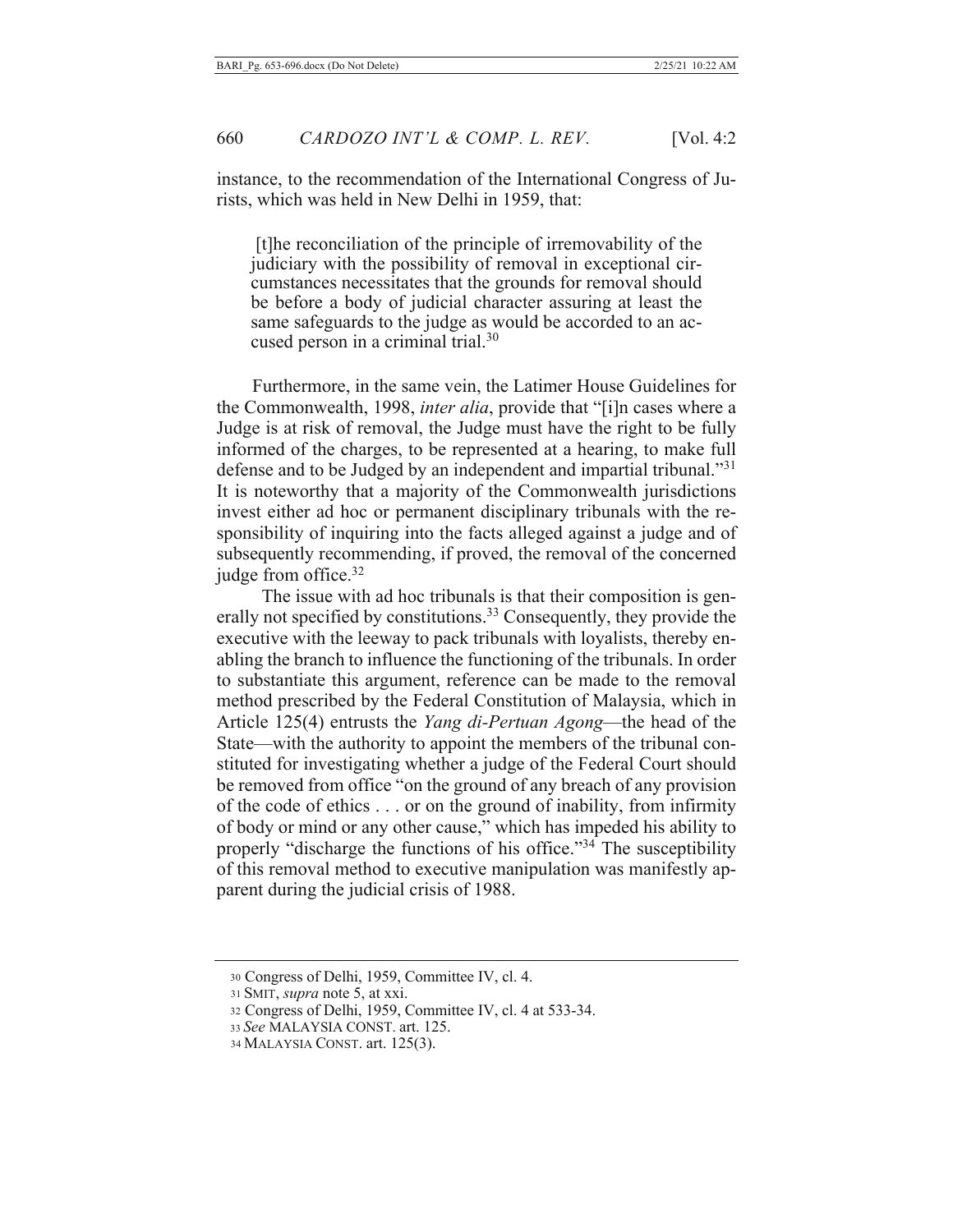instance, to the recommendation of the International Congress of Jurists, which was held in New Delhi in 1959, that:

> [t]he reconciliation of the principle of irremovability of the judiciary with the possibility of removal in exceptional circumstances necessitates that the grounds for removal should be before a body of judicial character assuring at least the same safeguards to the judge as would be accorded to an accused person in a criminal trial.[30]

Furthermore, in the same vein, the Latimer House Guidelines for the Commonwealth, 1998, *inter alia*, provide that "[i]n cases where a Judge is at risk of removal, the Judge must have the right to be fully informed of the charges, to be represented at a hearing, to make full defense and to be Judged by an independent and impartial tribunal."[31] It is noteworthy that a majority of the Commonwealth jurisdictions invest either ad hoc or permanent disciplinary tribunals with the responsibility of inquiring into the facts alleged against a judge and of subsequently recommending, if proved, the removal of the concerned judge from office.[32]

The issue with ad hoc tribunals is that their composition is generally not specified by constitutions.[33] Consequently, they provide the executive with the leeway to pack tribunals with loyalists, thereby enabling the branch to influence the functioning of the tribunals. In order to substantiate this argument, reference can be made to the removal method prescribed by the Federal Constitution of Malaysia, which in Article 125(4) entrusts the *Yang di-Pertuan Agong*—the head of the State—with the authority to appoint the members of the tribunal constituted for investigating whether a judge of the Federal Court should be removed from office "on the ground of any breach of any provision of the code of ethics . . . or on the ground of inability, from infirmity of body or mind or any other cause," which has impeded his ability to properly "discharge the functions of his office."[34] The susceptibility of this removal method to executive manipulation was manifestly apparent during the judicial crisis of 1988.

---

30 Congress of Delhi, 1959, Committee IV, cl. 4.

31 SMIT, *supra* note 5, at xxi.

32 Congress of Delhi, 1959, Committee IV, cl. 4 at 533-34.

33 *See* MALAYSIA CONST. art. 125.

34 MALAYSIA CONST. art. 125(3).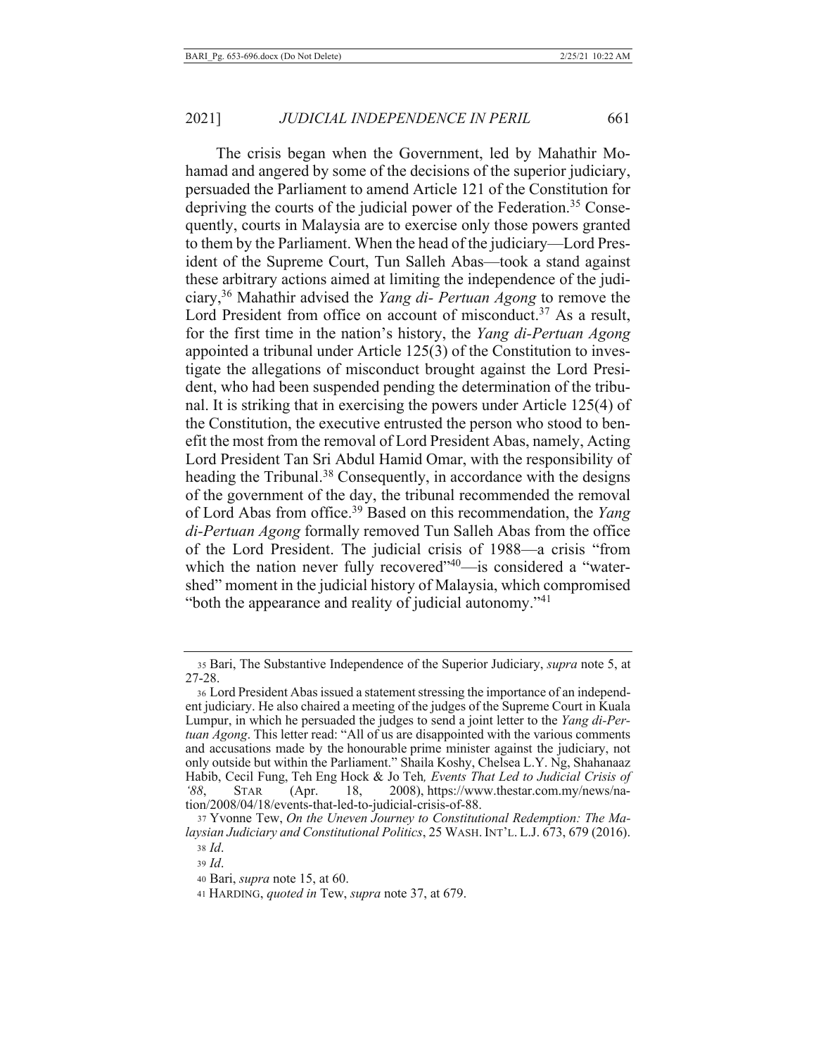The crisis began when the Government, led by Mahathir Mohamad and angered by some of the decisions of the superior judiciary, persuaded the Parliament to amend Article 121 of the Constitution for depriving the courts of the judicial power of the Federation.[35] Consequently, courts in Malaysia are to exercise only those powers granted to them by the Parliament. When the head of the judiciary—Lord President of the Supreme Court, Tun Salleh Abas—took a stand against these arbitrary actions aimed at limiting the independence of the judiciary,[36] Mahathir advised the *Yang di- Pertuan Agong* to remove the Lord President from office on account of misconduct.[37] As a result, for the first time in the nation's history, the *Yang di-Pertuan Agong* appointed a tribunal under Article 125(3) of the Constitution to investigate the allegations of misconduct brought against the Lord President, who had been suspended pending the determination of the tribunal. It is striking that in exercising the powers under Article 125(4) of the Constitution, the executive entrusted the person who stood to benefit the most from the removal of Lord President Abas, namely, Acting Lord President Tan Sri Abdul Hamid Omar, with the responsibility of heading the Tribunal.[38] Consequently, in accordance with the designs of the government of the day, the tribunal recommended the removal of Lord Abas from office.[39] Based on this recommendation, the *Yang di-Pertuan Agong* formally removed Tun Salleh Abas from the office of the Lord President. The judicial crisis of 1988—a crisis "from which the nation never fully recovered"[40]—is considered a "watershed" moment in the judicial history of Malaysia, which compromised "both the appearance and reality of judicial autonomy."[41]

---

35 Bari, The Substantive Independence of the Superior Judiciary, *supra* note 5, at 27-28.

36 Lord President Abas issued a statement stressing the importance of an independent judiciary. He also chaired a meeting of the judges of the Supreme Court in Kuala Lumpur, in which he persuaded the judges to send a joint letter to the *Yang di-Pertuan Agong*. This letter read: "All of us are disappointed with the various comments and accusations made by the honourable prime minister against the judiciary, not only outside but within the Parliament." Shaila Koshy, Chelsea L.Y. Ng, Shahanaaz Habib, Cecil Fung, Teh Eng Hock & Jo Teh, *Events That Led to Judicial Crisis of '88*, STAR (Apr. 18, 2008), https://www.thestar.com.my/news/nation/2008/04/18/events-that-led-to-judicial-crisis-of-88.

37 Yvonne Tew, *On the Uneven Journey to Constitutional Redemption: The Malaysian Judiciary and Constitutional Politics*, 25 WASH. INT'L. L.J. 673, 679 (2016).

38 *Id*.

39 *Id*.

40 Bari, *supra* note 15, at 60.

41 HARDING, *quoted in* Tew, *supra* note 37, at 679.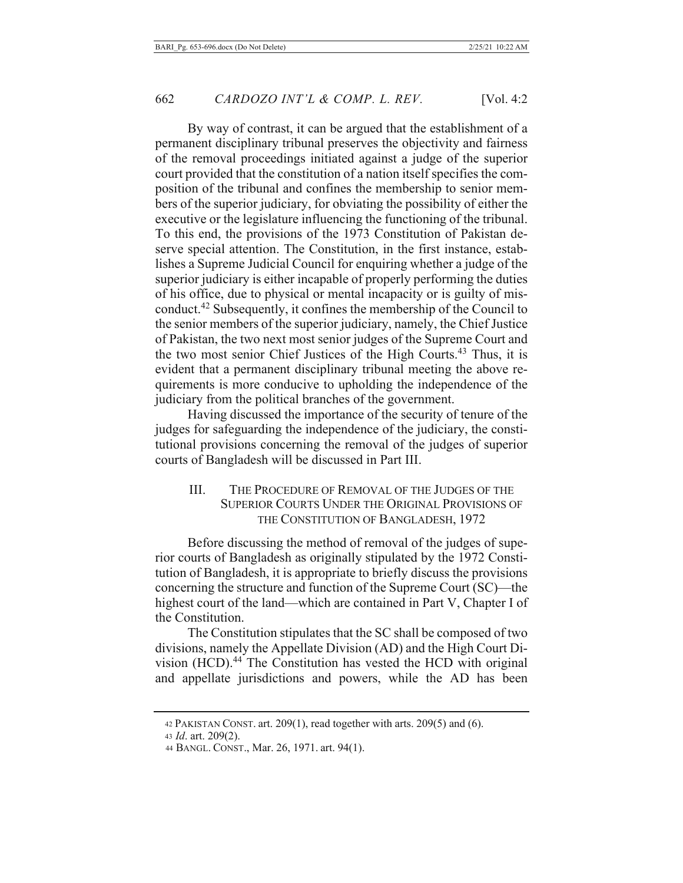By way of contrast, it can be argued that the establishment of a permanent disciplinary tribunal preserves the objectivity and fairness of the removal proceedings initiated against a judge of the superior court provided that the constitution of a nation itself specifies the composition of the tribunal and confines the membership to senior members of the superior judiciary, for obviating the possibility of either the executive or the legislature influencing the functioning of the tribunal. To this end, the provisions of the 1973 Constitution of Pakistan deserve special attention. The Constitution, in the first instance, establishes a Supreme Judicial Council for enquiring whether a judge of the superior judiciary is either incapable of properly performing the duties of his office, due to physical or mental incapacity or is guilty of misconduct.[42] Subsequently, it confines the membership of the Council to the senior members of the superior judiciary, namely, the Chief Justice of Pakistan, the two next most senior judges of the Supreme Court and the two most senior Chief Justices of the High Courts.[43] Thus, it is evident that a permanent disciplinary tribunal meeting the above requirements is more conducive to upholding the independence of the judiciary from the political branches of the government.

Having discussed the importance of the security of tenure of the judges for safeguarding the independence of the judiciary, the constitutional provisions concerning the removal of the judges of superior courts of Bangladesh will be discussed in Part III.

## III. The Procedure of Removal of the Judges of the Superior Courts Under the Original Provisions of the Constitution of Bangladesh, 1972

Before discussing the method of removal of the judges of superior courts of Bangladesh as originally stipulated by the 1972 Constitution of Bangladesh, it is appropriate to briefly discuss the provisions concerning the structure and function of the Supreme Court (SC)—the highest court of the land—which are contained in Part V, Chapter I of the Constitution.

The Constitution stipulates that the SC shall be composed of two divisions, namely the Appellate Division (AD) and the High Court Division (HCD).[44] The Constitution has vested the HCD with original and appellate jurisdictions and powers, while the AD has been

---

42 Pakistan Const. art. 209(1), read together with arts. 209(5) and (6).

43 *Id*. art. 209(2).

44 Bangl. Const., Mar. 26, 1971. art. 94(1).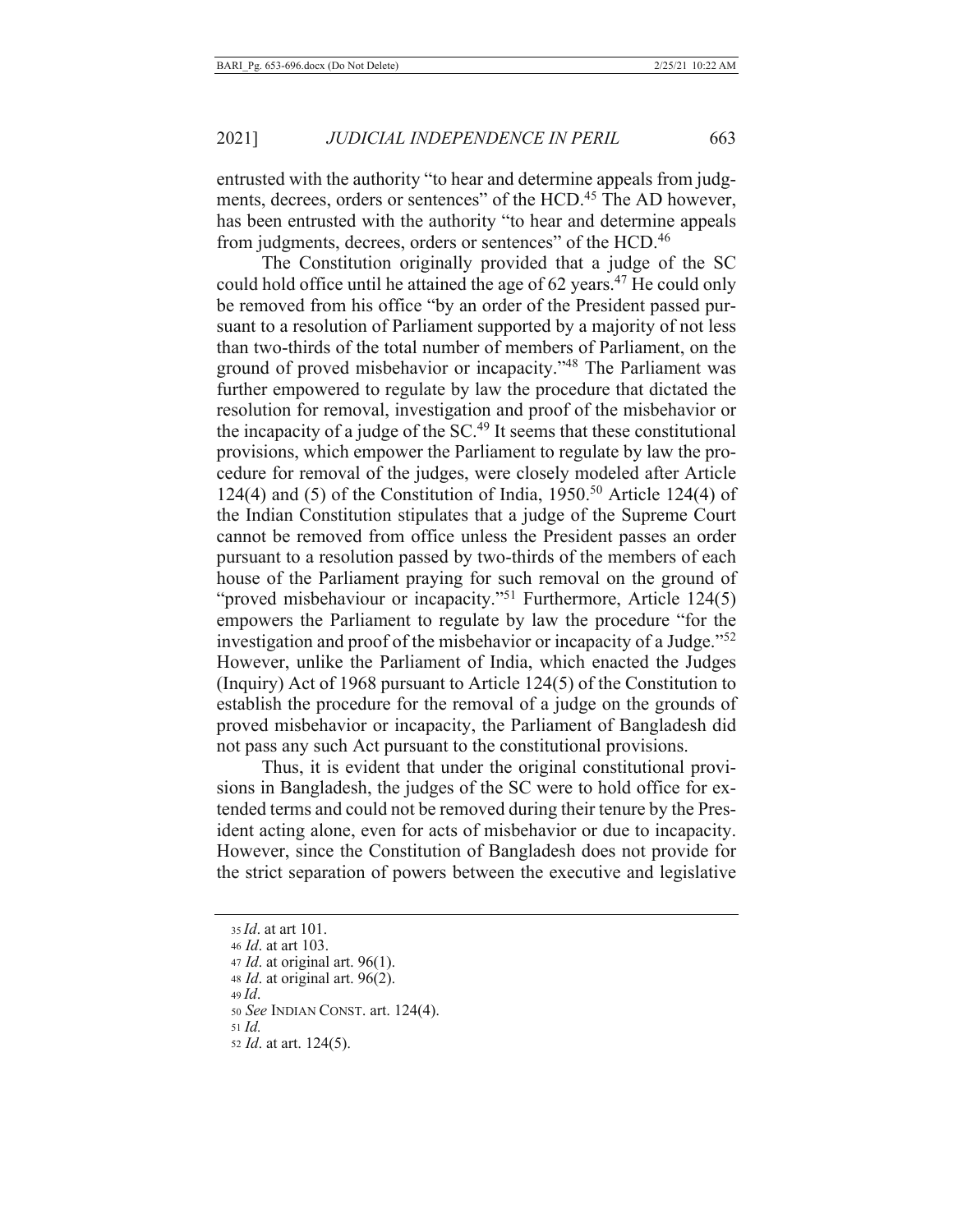entrusted with the authority "to hear and determine appeals from judgments, decrees, orders or sentences" of the HCD.[45] The AD however, has been entrusted with the authority "to hear and determine appeals from judgments, decrees, orders or sentences" of the HCD.[46]

The Constitution originally provided that a judge of the SC could hold office until he attained the age of 62 years.[47] He could only be removed from his office "by an order of the President passed pursuant to a resolution of Parliament supported by a majority of not less than two-thirds of the total number of members of Parliament, on the ground of proved misbehavior or incapacity."[48] The Parliament was further empowered to regulate by law the procedure that dictated the resolution for removal, investigation and proof of the misbehavior or the incapacity of a judge of the SC.[49] It seems that these constitutional provisions, which empower the Parliament to regulate by law the procedure for removal of the judges, were closely modeled after Article 124(4) and (5) of the Constitution of India, 1950.[50] Article 124(4) of the Indian Constitution stipulates that a judge of the Supreme Court cannot be removed from office unless the President passes an order pursuant to a resolution passed by two-thirds of the members of each house of the Parliament praying for such removal on the ground of "proved misbehaviour or incapacity."[51] Furthermore, Article 124(5) empowers the Parliament to regulate by law the procedure "for the investigation and proof of the misbehavior or incapacity of a Judge."[52] However, unlike the Parliament of India, which enacted the Judges (Inquiry) Act of 1968 pursuant to Article 124(5) of the Constitution to establish the procedure for the removal of a judge on the grounds of proved misbehavior or incapacity, the Parliament of Bangladesh did not pass any such Act pursuant to the constitutional provisions.

Thus, it is evident that under the original constitutional provisions in Bangladesh, the judges of the SC were to hold office for extended terms and could not be removed during their tenure by the President acting alone, even for acts of misbehavior or due to incapacity. However, since the Constitution of Bangladesh does not provide for the strict separation of powers between the executive and legislative

---

35 *Id*. at art 101.

46 *Id*. at art 103.

47 *Id*. at original art. 96(1).

48 *Id*. at original art. 96(2).

49 *Id*.

50 *See* INDIAN CONST. art. 124(4).

51 *Id.*

52 *Id*. at art. 124(5).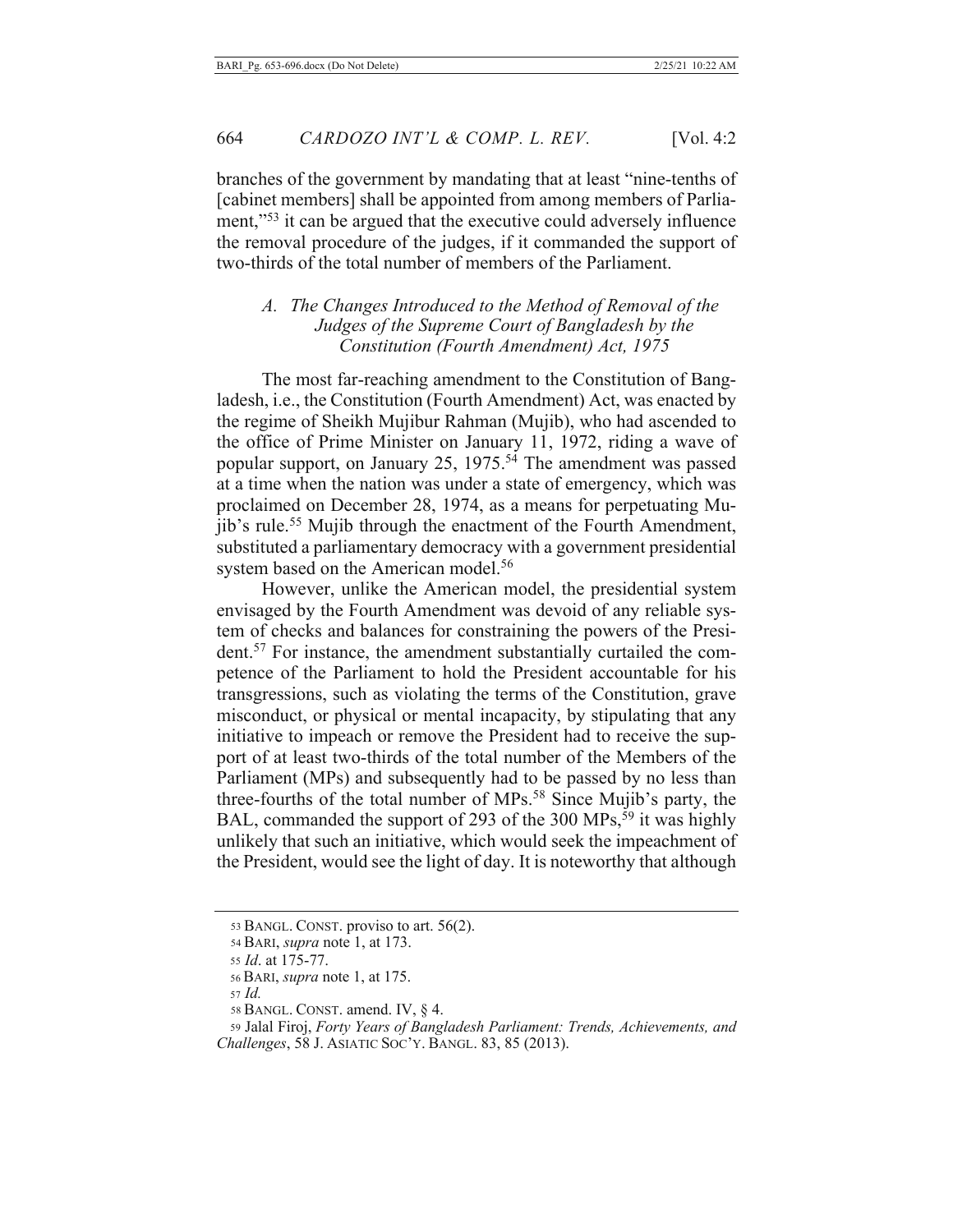branches of the government by mandating that at least "nine-tenths of [cabinet members] shall be appointed from among members of Parliament,"[53] it can be argued that the executive could adversely influence the removal procedure of the judges, if it commanded the support of two-thirds of the total number of members of the Parliament.

### *A. The Changes Introduced to the Method of Removal of the Judges of the Supreme Court of Bangladesh by the Constitution (Fourth Amendment) Act, 1975*

The most far-reaching amendment to the Constitution of Bangladesh, i.e., the Constitution (Fourth Amendment) Act, was enacted by the regime of Sheikh Mujibur Rahman (Mujib), who had ascended to the office of Prime Minister on January 11, 1972, riding a wave of popular support, on January 25, 1975.[54] The amendment was passed at a time when the nation was under a state of emergency, which was proclaimed on December 28, 1974, as a means for perpetuating Mujib's rule.[55] Mujib through the enactment of the Fourth Amendment, substituted a parliamentary democracy with a government presidential system based on the American model.[56]

However, unlike the American model, the presidential system envisaged by the Fourth Amendment was devoid of any reliable system of checks and balances for constraining the powers of the President.[57] For instance, the amendment substantially curtailed the competence of the Parliament to hold the President accountable for his transgressions, such as violating the terms of the Constitution, grave misconduct, or physical or mental incapacity, by stipulating that any initiative to impeach or remove the President had to receive the support of at least two-thirds of the total number of the Members of the Parliament (MPs) and subsequently had to be passed by no less than three-fourths of the total number of MPs.[58] Since Mujib's party, the BAL, commanded the support of 293 of the 300 MPs,[59] it was highly unlikely that such an initiative, which would seek the impeachment of the President, would see the light of day. It is noteworthy that although

---

53 BANGL. CONST. proviso to art. 56(2).

54 BARI, *supra* note 1, at 173.

55 *Id*. at 175-77.

56 BARI, *supra* note 1, at 175.

57 *Id.*

58 BANGL. CONST. amend. IV, § 4.

59 Jalal Firoj, *Forty Years of Bangladesh Parliament: Trends, Achievements, and Challenges*, 58 J. ASIATIC SOC'Y. BANGL. 83, 85 (2013).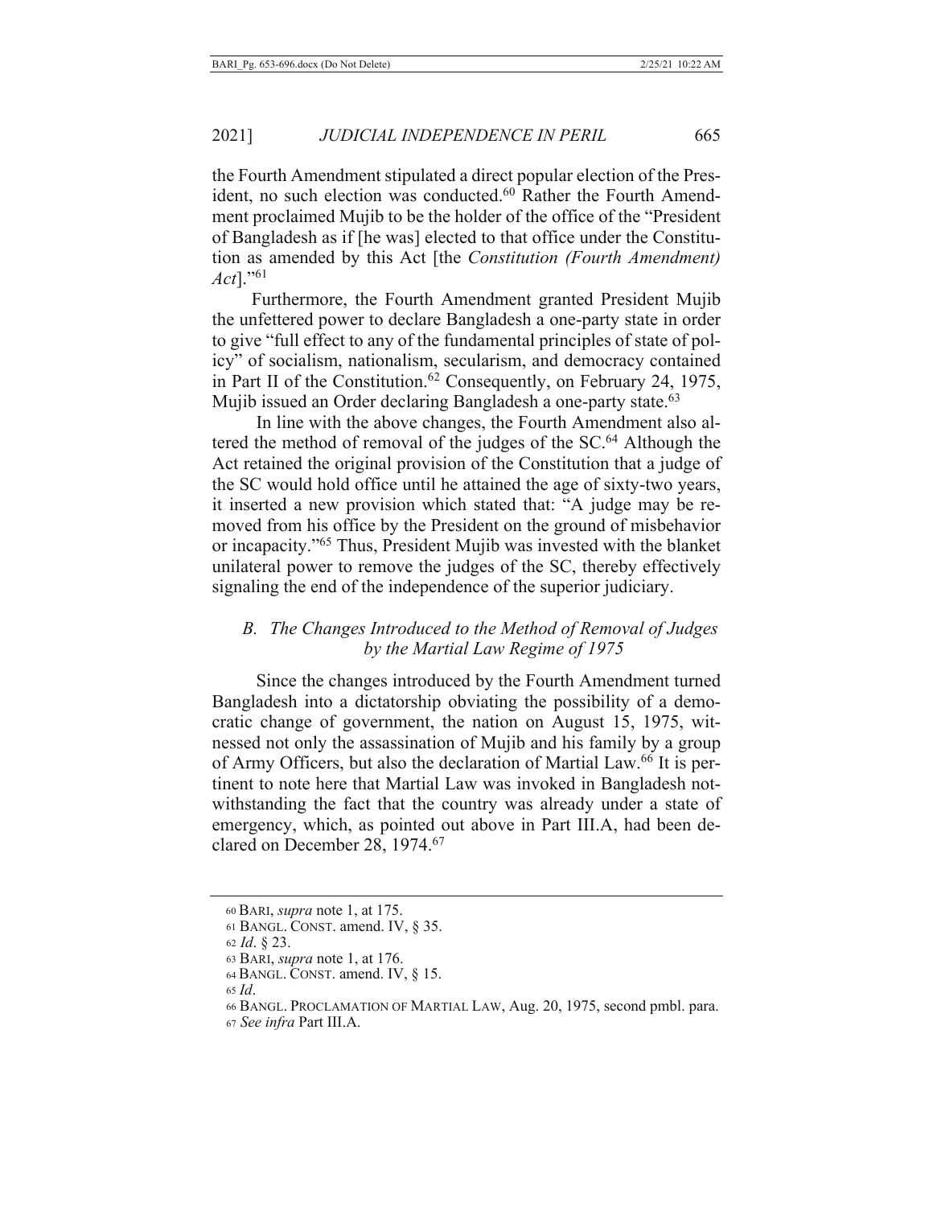the Fourth Amendment stipulated a direct popular election of the President, no such election was conducted.[60] Rather the Fourth Amendment proclaimed Mujib to be the holder of the office of the "President of Bangladesh as if [he was] elected to that office under the Constitution as amended by this Act [the *Constitution (Fourth Amendment) Act*]."[61]

Furthermore, the Fourth Amendment granted President Mujib the unfettered power to declare Bangladesh a one-party state in order to give "full effect to any of the fundamental principles of state of policy" of socialism, nationalism, secularism, and democracy contained in Part II of the Constitution.[62] Consequently, on February 24, 1975, Mujib issued an Order declaring Bangladesh a one-party state.[63]

In line with the above changes, the Fourth Amendment also altered the method of removal of the judges of the SC.[64] Although the Act retained the original provision of the Constitution that a judge of the SC would hold office until he attained the age of sixty-two years, it inserted a new provision which stated that: "A judge may be removed from his office by the President on the ground of misbehavior or incapacity."[65] Thus, President Mujib was invested with the blanket unilateral power to remove the judges of the SC, thereby effectively signaling the end of the independence of the superior judiciary.

### *B. The Changes Introduced to the Method of Removal of Judges by the Martial Law Regime of 1975*

Since the changes introduced by the Fourth Amendment turned Bangladesh into a dictatorship obviating the possibility of a democratic change of government, the nation on August 15, 1975, witnessed not only the assassination of Mujib and his family by a group of Army Officers, but also the declaration of Martial Law.[66] It is pertinent to note here that Martial Law was invoked in Bangladesh notwithstanding the fact that the country was already under a state of emergency, which, as pointed out above in Part III.A, had been declared on December 28, 1974.[67]

---

60 BARI, *supra* note 1, at 175.

61 BANGL. CONST. amend. IV, § 35.

62 *Id*. § 23.

63 BARI, *supra* note 1, at 176.

64 BANGL. CONST. amend. IV, § 15.

65 *Id*.

66 BANGL. PROCLAMATION OF MARTIAL LAW, Aug. 20, 1975, second pmbl. para.

67 *See infra* Part III.A.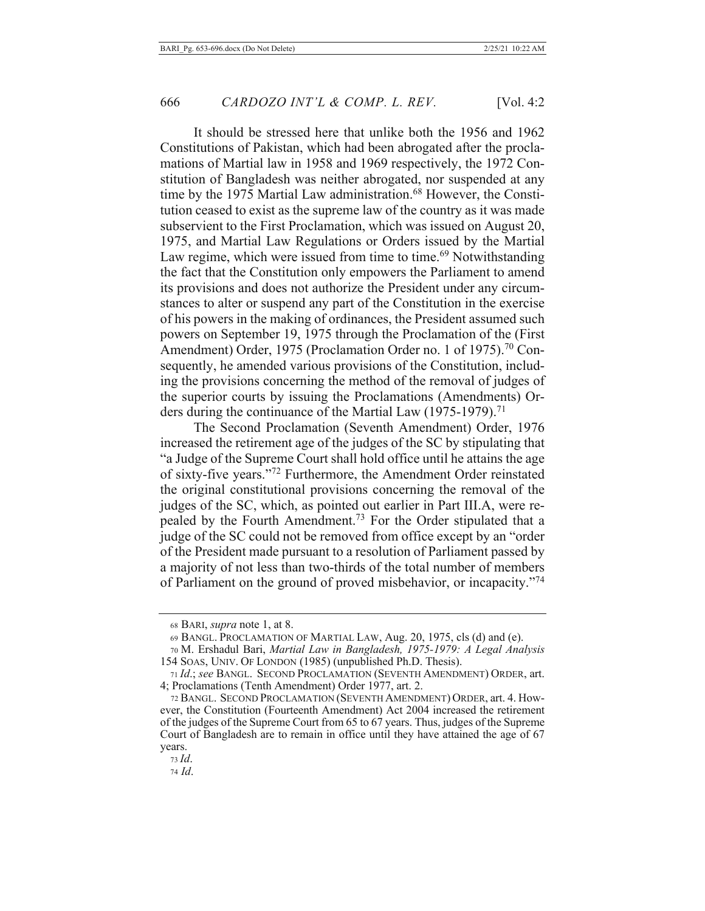It should be stressed here that unlike both the 1956 and 1962 Constitutions of Pakistan, which had been abrogated after the proclamations of Martial law in 1958 and 1969 respectively, the 1972 Constitution of Bangladesh was neither abrogated, nor suspended at any time by the 1975 Martial Law administration.[68] However, the Constitution ceased to exist as the supreme law of the country as it was made subservient to the First Proclamation, which was issued on August 20, 1975, and Martial Law Regulations or Orders issued by the Martial Law regime, which were issued from time to time.[69] Notwithstanding the fact that the Constitution only empowers the Parliament to amend its provisions and does not authorize the President under any circumstances to alter or suspend any part of the Constitution in the exercise of his powers in the making of ordinances, the President assumed such powers on September 19, 1975 through the Proclamation of the (First Amendment) Order, 1975 (Proclamation Order no. 1 of 1975).[70] Consequently, he amended various provisions of the Constitution, including the provisions concerning the method of the removal of judges of the superior courts by issuing the Proclamations (Amendments) Orders during the continuance of the Martial Law (1975-1979).[71]

The Second Proclamation (Seventh Amendment) Order, 1976 increased the retirement age of the judges of the SC by stipulating that "a Judge of the Supreme Court shall hold office until he attains the age of sixty-five years."[72] Furthermore, the Amendment Order reinstated the original constitutional provisions concerning the removal of the judges of the SC, which, as pointed out earlier in Part III.A, were repealed by the Fourth Amendment.[73] For the Order stipulated that a judge of the SC could not be removed from office except by an "order of the President made pursuant to a resolution of Parliament passed by a majority of not less than two-thirds of the total number of members of Parliament on the ground of proved misbehavior, or incapacity."[74]

---

68 BARI, *supra* note 1, at 8.

69 BANGL. PROCLAMATION OF MARTIAL LAW, Aug. 20, 1975, cls (d) and (e).

70 M. Ershadul Bari, *Martial Law in Bangladesh, 1975-1979: A Legal Analysis* 154 SOAS, UNIV. OF LONDON (1985) (unpublished Ph.D. Thesis).

71 *Id.*; *see* BANGL. SECOND PROCLAMATION (SEVENTH AMENDMENT) ORDER, art. 4; Proclamations (Tenth Amendment) Order 1977, art. 2.

72 BANGL. SECOND PROCLAMATION (SEVENTH AMENDMENT) ORDER, art. 4. However, the Constitution (Fourteenth Amendment) Act 2004 increased the retirement of the judges of the Supreme Court from 65 to 67 years. Thus, judges of the Supreme Court of Bangladesh are to remain in office until they have attained the age of 67 years.

73 *Id*.

74 *Id*.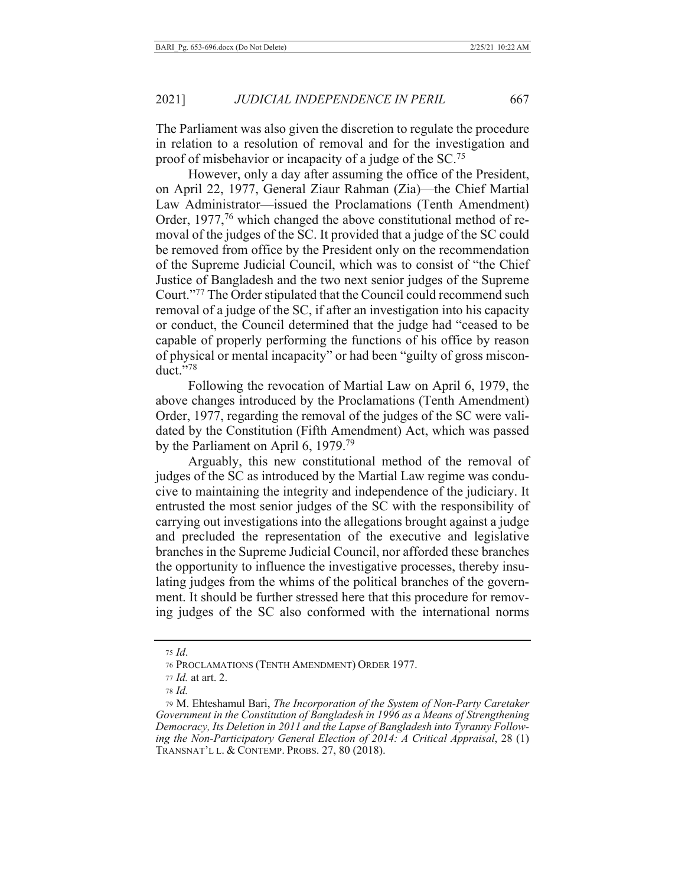The Parliament was also given the discretion to regulate the procedure in relation to a resolution of removal and for the investigation and proof of misbehavior or incapacity of a judge of the SC.[75]

However, only a day after assuming the office of the President, on April 22, 1977, General Ziaur Rahman (Zia)—the Chief Martial Law Administrator—issued the Proclamations (Tenth Amendment) Order, 1977,[76] which changed the above constitutional method of removal of the judges of the SC. It provided that a judge of the SC could be removed from office by the President only on the recommendation of the Supreme Judicial Council, which was to consist of "the Chief Justice of Bangladesh and the two next senior judges of the Supreme Court."[77] The Order stipulated that the Council could recommend such removal of a judge of the SC, if after an investigation into his capacity or conduct, the Council determined that the judge had "ceased to be capable of properly performing the functions of his office by reason of physical or mental incapacity" or had been "guilty of gross misconduct."[78]

Following the revocation of Martial Law on April 6, 1979, the above changes introduced by the Proclamations (Tenth Amendment) Order, 1977, regarding the removal of the judges of the SC were validated by the Constitution (Fifth Amendment) Act, which was passed by the Parliament on April 6, 1979.[79]

Arguably, this new constitutional method of the removal of judges of the SC as introduced by the Martial Law regime was conducive to maintaining the integrity and independence of the judiciary. It entrusted the most senior judges of the SC with the responsibility of carrying out investigations into the allegations brought against a judge and precluded the representation of the executive and legislative branches in the Supreme Judicial Council, nor afforded these branches the opportunity to influence the investigative processes, thereby insulating judges from the whims of the political branches of the government. It should be further stressed here that this procedure for removing judges of the SC also conformed with the international norms

---

75 *Id*.

76 PROCLAMATIONS (TENTH AMENDMENT) ORDER 1977.

77 *Id.* at art. 2.

78 *Id.*

79 M. Ehteshamul Bari, *The Incorporation of the System of Non-Party Caretaker Government in the Constitution of Bangladesh in 1996 as a Means of Strengthening Democracy, Its Deletion in 2011 and the Lapse of Bangladesh into Tyranny Following the Non-Participatory General Election of 2014: A Critical Appraisal*, 28 (1) TRANSNAT'L L. & CONTEMP. PROBS. 27, 80 (2018).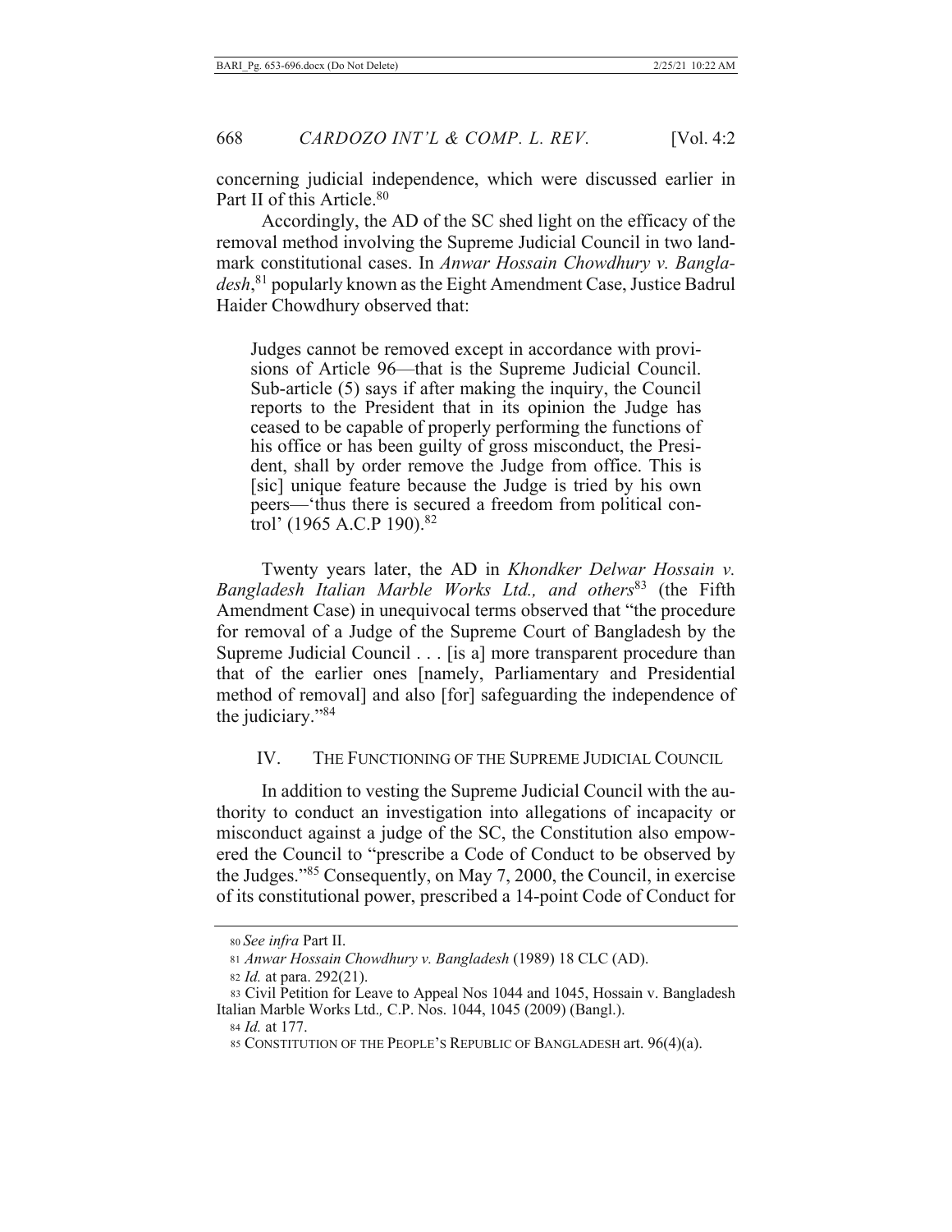concerning judicial independence, which were discussed earlier in Part II of this Article.[80]

Accordingly, the AD of the SC shed light on the efficacy of the removal method involving the Supreme Judicial Council in two landmark constitutional cases. In *Anwar Hossain Chowdhury v. Bangladesh*,[81] popularly known as the Eight Amendment Case, Justice Badrul Haider Chowdhury observed that:

> Judges cannot be removed except in accordance with provisions of Article 96—that is the Supreme Judicial Council. Sub-article (5) says if after making the inquiry, the Council reports to the President that in its opinion the Judge has ceased to be capable of properly performing the functions of his office or has been guilty of gross misconduct, the President, shall by order remove the Judge from office. This is [sic] unique feature because the Judge is tried by his own peers—'thus there is secured a freedom from political control' (1965 A.C.P 190).[82]

Twenty years later, the AD in *Khondker Delwar Hossain v. Bangladesh Italian Marble Works Ltd., and others*[83] (the Fifth Amendment Case) in unequivocal terms observed that "the procedure for removal of a Judge of the Supreme Court of Bangladesh by the Supreme Judicial Council . . . [is a] more transparent procedure than that of the earlier ones [namely, Parliamentary and Presidential method of removal] and also [for] safeguarding the independence of the judiciary."[84]

## IV. THE FUNCTIONING OF THE SUPREME JUDICIAL COUNCIL

In addition to vesting the Supreme Judicial Council with the authority to conduct an investigation into allegations of incapacity or misconduct against a judge of the SC, the Constitution also empowered the Council to "prescribe a Code of Conduct to be observed by the Judges."[85] Consequently, on May 7, 2000, the Council, in exercise of its constitutional power, prescribed a 14-point Code of Conduct for

---

[80] *See infra* Part II.

[81] *Anwar Hossain Chowdhury v. Bangladesh* (1989) 18 CLC (AD).

[82] *Id.* at para. 292(21).

[83] Civil Petition for Leave to Appeal Nos 1044 and 1045, Hossain v. Bangladesh Italian Marble Works Ltd., C.P. Nos. 1044, 1045 (2009) (Bangl.).

[84] *Id.* at 177.

[85] CONSTITUTION OF THE PEOPLE'S REPUBLIC OF BANGLADESH art. 96(4)(a).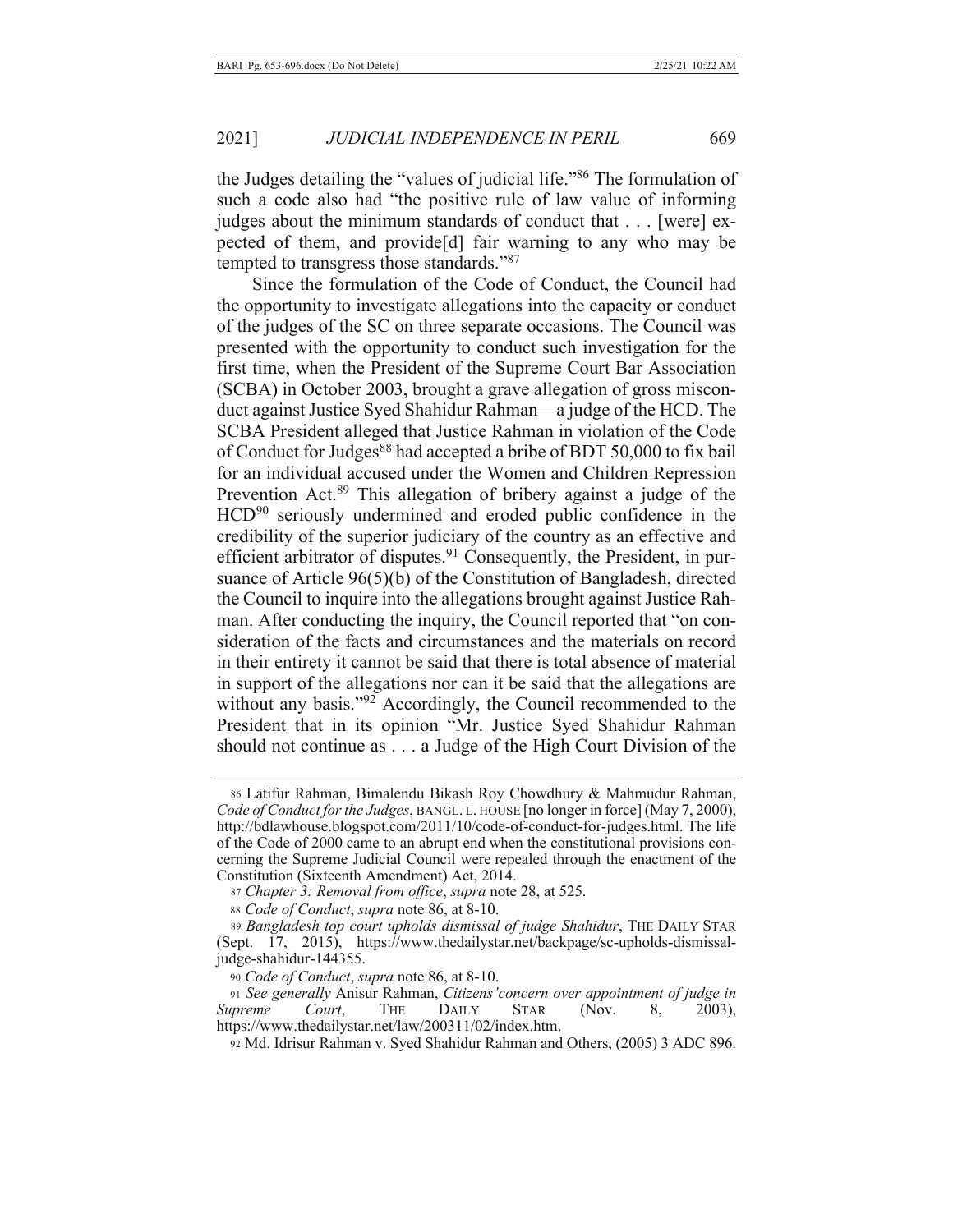the Judges detailing the "values of judicial life."[86] The formulation of such a code also had "the positive rule of law value of informing judges about the minimum standards of conduct that . . . [were] expected of them, and provide[d] fair warning to any who may be tempted to transgress those standards."[87]

Since the formulation of the Code of Conduct, the Council had the opportunity to investigate allegations into the capacity or conduct of the judges of the SC on three separate occasions. The Council was presented with the opportunity to conduct such investigation for the first time, when the President of the Supreme Court Bar Association (SCBA) in October 2003, brought a grave allegation of gross misconduct against Justice Syed Shahidur Rahman—a judge of the HCD. The SCBA President alleged that Justice Rahman in violation of the Code of Conduct for Judges[88] had accepted a bribe of BDT 50,000 to fix bail for an individual accused under the Women and Children Repression Prevention Act.[89] This allegation of bribery against a judge of the HCD[90] seriously undermined and eroded public confidence in the credibility of the superior judiciary of the country as an effective and efficient arbitrator of disputes.[91] Consequently, the President, in pursuance of Article 96(5)(b) of the Constitution of Bangladesh, directed the Council to inquire into the allegations brought against Justice Rahman. After conducting the inquiry, the Council reported that "on consideration of the facts and circumstances and the materials on record in their entirety it cannot be said that there is total absence of material in support of the allegations nor can it be said that the allegations are without any basis."[92] Accordingly, the Council recommended to the President that in its opinion "Mr. Justice Syed Shahidur Rahman should not continue as . . . a Judge of the High Court Division of the

---

86 Latifur Rahman, Bimalendu Bikash Roy Chowdhury & Mahmudur Rahman, *Code of Conduct for the Judges*, BANGL. L. HOUSE [no longer in force] (May 7, 2000), http://bdlawhouse.blogspot.com/2011/10/code-of-conduct-for-judges.html. The life of the Code of 2000 came to an abrupt end when the constitutional provisions concerning the Supreme Judicial Council were repealed through the enactment of the Constitution (Sixteenth Amendment) Act, 2014.

87 *Chapter 3: Removal from office*, *supra* note 28, at 525.

88 *Code of Conduct*, *supra* note 86, at 8-10.

89 *Bangladesh top court upholds dismissal of judge Shahidur*, THE DAILY STAR (Sept. 17, 2015), https://www.thedailystar.net/backpage/sc-upholds-dismissal-judge-shahidur-144355.

90 *Code of Conduct*, *supra* note 86, at 8-10.

91 *See generally* Anisur Rahman, *Citizens' concern over appointment of judge in Supreme Court*, THE DAILY STAR (Nov. 8, 2003), https://www.thedailystar.net/law/200311/02/index.htm.

92 Md. Idrisur Rahman v. Syed Shahidur Rahman and Others, (2005) 3 ADC 896.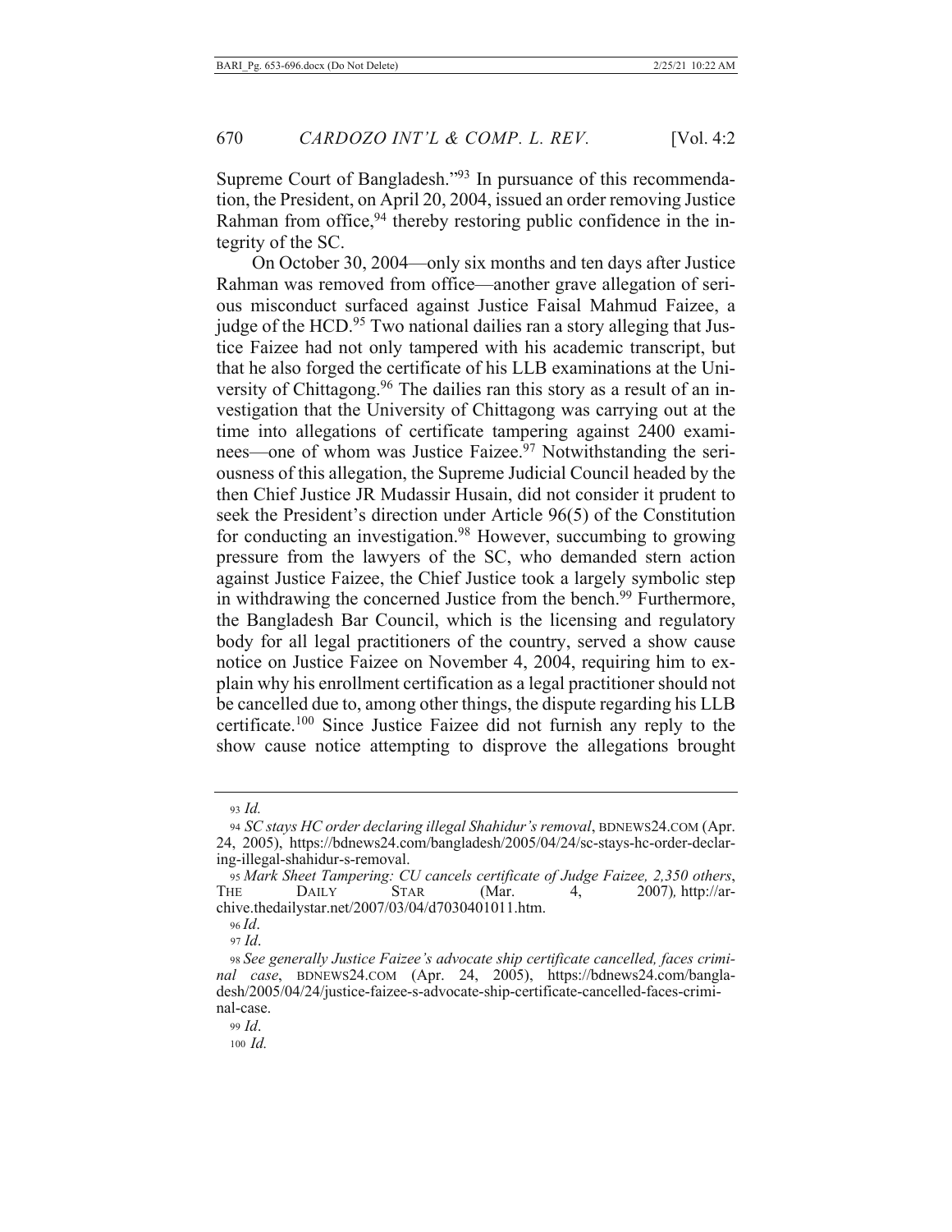Supreme Court of Bangladesh."[93] In pursuance of this recommendation, the President, on April 20, 2004, issued an order removing Justice Rahman from office,[94] thereby restoring public confidence in the integrity of the SC.

On October 30, 2004—only six months and ten days after Justice Rahman was removed from office—another grave allegation of serious misconduct surfaced against Justice Faisal Mahmud Faizee, a judge of the HCD.[95] Two national dailies ran a story alleging that Justice Faizee had not only tampered with his academic transcript, but that he also forged the certificate of his LLB examinations at the University of Chittagong.[96] The dailies ran this story as a result of an investigation that the University of Chittagong was carrying out at the time into allegations of certificate tampering against 2400 examinees—one of whom was Justice Faizee.[97] Notwithstanding the seriousness of this allegation, the Supreme Judicial Council headed by the then Chief Justice JR Mudassir Husain, did not consider it prudent to seek the President's direction under Article 96(5) of the Constitution for conducting an investigation.[98] However, succumbing to growing pressure from the lawyers of the SC, who demanded stern action against Justice Faizee, the Chief Justice took a largely symbolic step in withdrawing the concerned Justice from the bench.[99] Furthermore, the Bangladesh Bar Council, which is the licensing and regulatory body for all legal practitioners of the country, served a show cause notice on Justice Faizee on November 4, 2004, requiring him to explain why his enrollment certification as a legal practitioner should not be cancelled due to, among other things, the dispute regarding his LLB certificate.[100] Since Justice Faizee did not furnish any reply to the show cause notice attempting to disprove the allegations brought

---

93 *Id.*

94 *SC stays HC order declaring illegal Shahidur's removal*, BDNEWS24.COM (Apr. 24, 2005), https://bdnews24.com/bangladesh/2005/04/24/sc-stays-hc-order-declaring-illegal-shahidur-s-removal.

95 *Mark Sheet Tampering: CU cancels certificate of Judge Faizee, 2,350 others*, THE DAILY STAR (Mar. 4, 2007), http://archive.thedailystar.net/2007/03/04/d7030401011.htm.

96 *Id*.

97 *Id*.

98 *See generally Justice Faizee's advocate ship certificate cancelled, faces criminal case*, BDNEWS24.COM (Apr. 24, 2005), https://bdnews24.com/bangladesh/2005/04/24/justice-faizee-s-advocate-ship-certificate-cancelled-faces-criminal-case.

99 *Id*.

100 *Id.*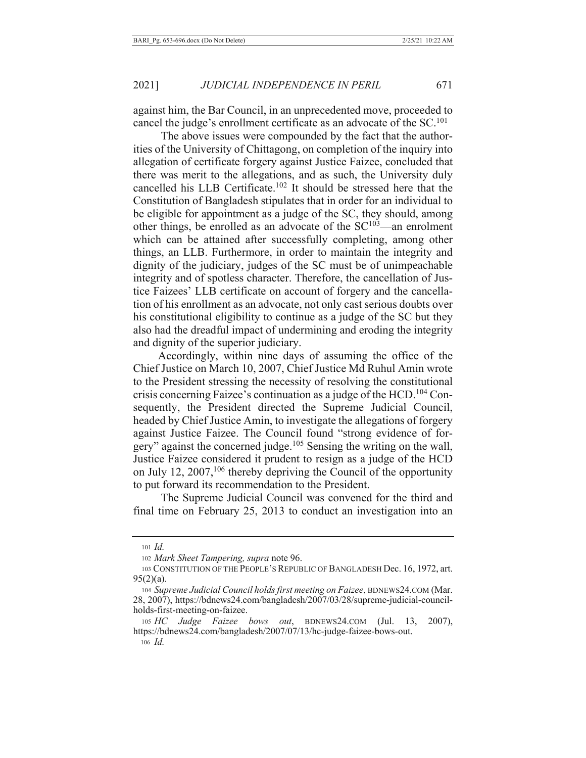against him, the Bar Council, in an unprecedented move, proceeded to cancel the judge's enrollment certificate as an advocate of the SC.[101]

The above issues were compounded by the fact that the authorities of the University of Chittagong, on completion of the inquiry into allegation of certificate forgery against Justice Faizee, concluded that there was merit to the allegations, and as such, the University duly cancelled his LLB Certificate.[102] It should be stressed here that the Constitution of Bangladesh stipulates that in order for an individual to be eligible for appointment as a judge of the SC, they should, among other things, be enrolled as an advocate of the SC[103]—an enrolment which can be attained after successfully completing, among other things, an LLB. Furthermore, in order to maintain the integrity and dignity of the judiciary, judges of the SC must be of unimpeachable integrity and of spotless character. Therefore, the cancellation of Justice Faizees' LLB certificate on account of forgery and the cancellation of his enrollment as an advocate, not only cast serious doubts over his constitutional eligibility to continue as a judge of the SC but they also had the dreadful impact of undermining and eroding the integrity and dignity of the superior judiciary.

Accordingly, within nine days of assuming the office of the Chief Justice on March 10, 2007, Chief Justice Md Ruhul Amin wrote to the President stressing the necessity of resolving the constitutional crisis concerning Faizee's continuation as a judge of the HCD.[104] Consequently, the President directed the Supreme Judicial Council, headed by Chief Justice Amin, to investigate the allegations of forgery against Justice Faizee. The Council found "strong evidence of forgery" against the concerned judge.[105] Sensing the writing on the wall, Justice Faizee considered it prudent to resign as a judge of the HCD on July 12, 2007,[106] thereby depriving the Council of the opportunity to put forward its recommendation to the President.

The Supreme Judicial Council was convened for the third and final time on February 25, 2013 to conduct an investigation into an

---

101 *Id.*

102 *Mark Sheet Tampering, supra* note 96.

103 CONSTITUTION OF THE PEOPLE'S REPUBLIC OF BANGLADESH Dec. 16, 1972, art. 95(2)(a).

104 *Supreme Judicial Council holds first meeting on Faizee*, BDNEWS24.COM (Mar. 28, 2007), https://bdnews24.com/bangladesh/2007/03/28/supreme-judicial-council-holds-first-meeting-on-faizee.

105 *HC Judge Faizee bows out*, BDNEWS24.COM (Jul. 13, 2007), https://bdnews24.com/bangladesh/2007/07/13/hc-judge-faizee-bows-out.

106 *Id.*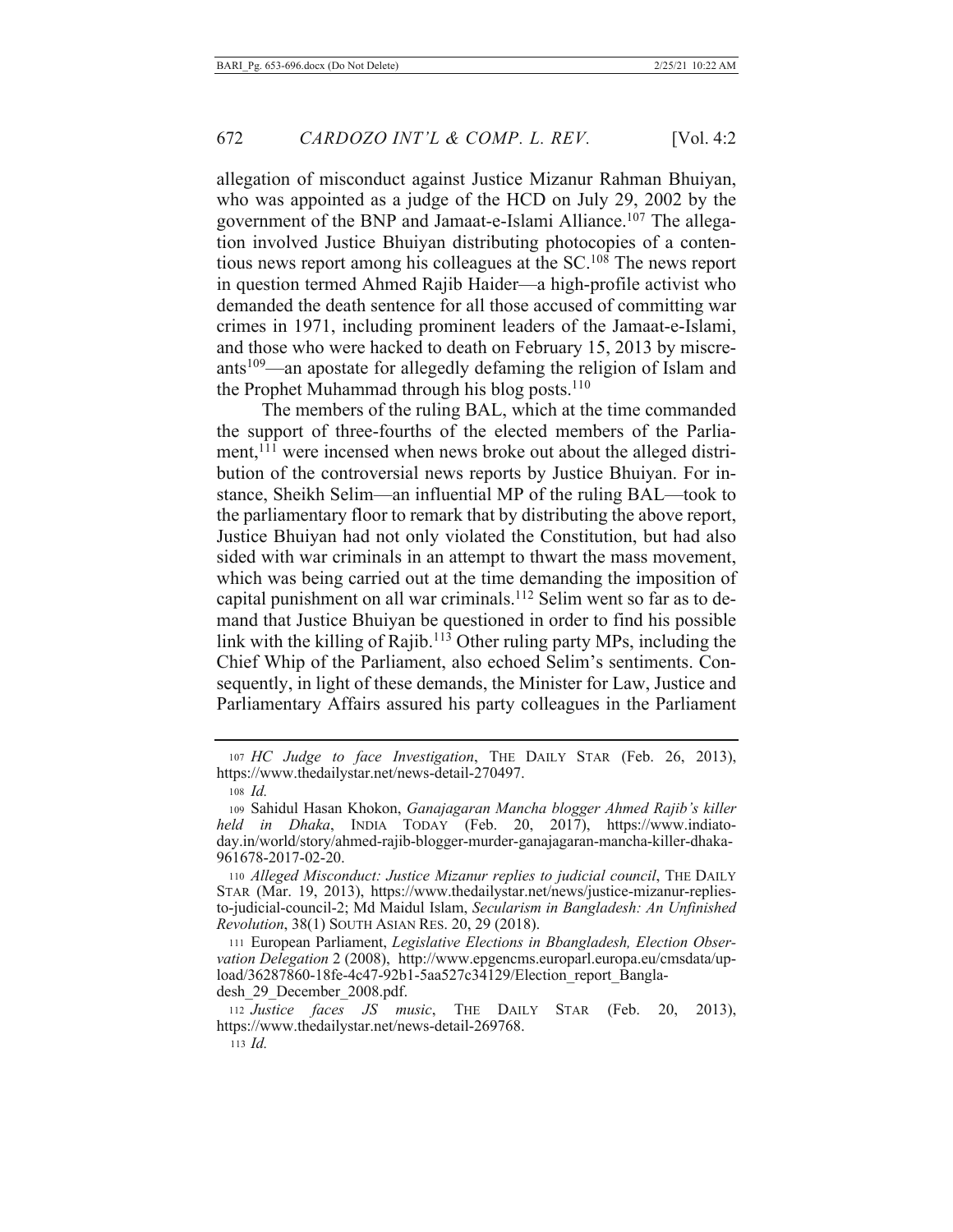allegation of misconduct against Justice Mizanur Rahman Bhuiyan, who was appointed as a judge of the HCD on July 29, 2002 by the government of the BNP and Jamaat-e-Islami Alliance.[107] The allegation involved Justice Bhuiyan distributing photocopies of a contentious news report among his colleagues at the SC.[108] The news report in question termed Ahmed Rajib Haider—a high-profile activist who demanded the death sentence for all those accused of committing war crimes in 1971, including prominent leaders of the Jamaat-e-Islami, and those who were hacked to death on February 15, 2013 by miscreants[109]—an apostate for allegedly defaming the religion of Islam and the Prophet Muhammad through his blog posts.[110]

The members of the ruling BAL, which at the time commanded the support of three-fourths of the elected members of the Parliament,[111] were incensed when news broke out about the alleged distribution of the controversial news reports by Justice Bhuiyan. For instance, Sheikh Selim—an influential MP of the ruling BAL—took to the parliamentary floor to remark that by distributing the above report, Justice Bhuiyan had not only violated the Constitution, but had also sided with war criminals in an attempt to thwart the mass movement, which was being carried out at the time demanding the imposition of capital punishment on all war criminals.[112] Selim went so far as to demand that Justice Bhuiyan be questioned in order to find his possible link with the killing of Rajib.[113] Other ruling party MPs, including the Chief Whip of the Parliament, also echoed Selim's sentiments. Consequently, in light of these demands, the Minister for Law, Justice and Parliamentary Affairs assured his party colleagues in the Parliament

---

107 *HC Judge to face Investigation*, THE DAILY STAR (Feb. 26, 2013), https://www.thedailystar.net/news-detail-270497.

108 *Id.*

109 Sahidul Hasan Khokon, *Ganajagaran Mancha blogger Ahmed Rajib's killer held in Dhaka*, INDIA TODAY (Feb. 20, 2017), https://www.indiatoday.in/world/story/ahmed-rajib-blogger-murder-ganajagaran-mancha-killer-dhaka-961678-2017-02-20.

110 *Alleged Misconduct: Justice Mizanur replies to judicial council*, THE DAILY STAR (Mar. 19, 2013), https://www.thedailystar.net/news/justice-mizanur-replies-to-judicial-council-2; Md Maidul Islam, *Secularism in Bangladesh: An Unfinished Revolution*, 38(1) SOUTH ASIAN RES. 20, 29 (2018).

111 European Parliament, *Legislative Elections in Bbangladesh, Election Observation Delegation* 2 (2008), http://www.epgencms.europarl.europa.eu/cmsdata/upload/36287860-18fe-4c47-92b1-5aa527c34129/Election_report_Bangladesh_29_December_2008.pdf.

112 *Justice faces JS music*, THE DAILY STAR (Feb. 20, 2013), https://www.thedailystar.net/news-detail-269768.

113 *Id.*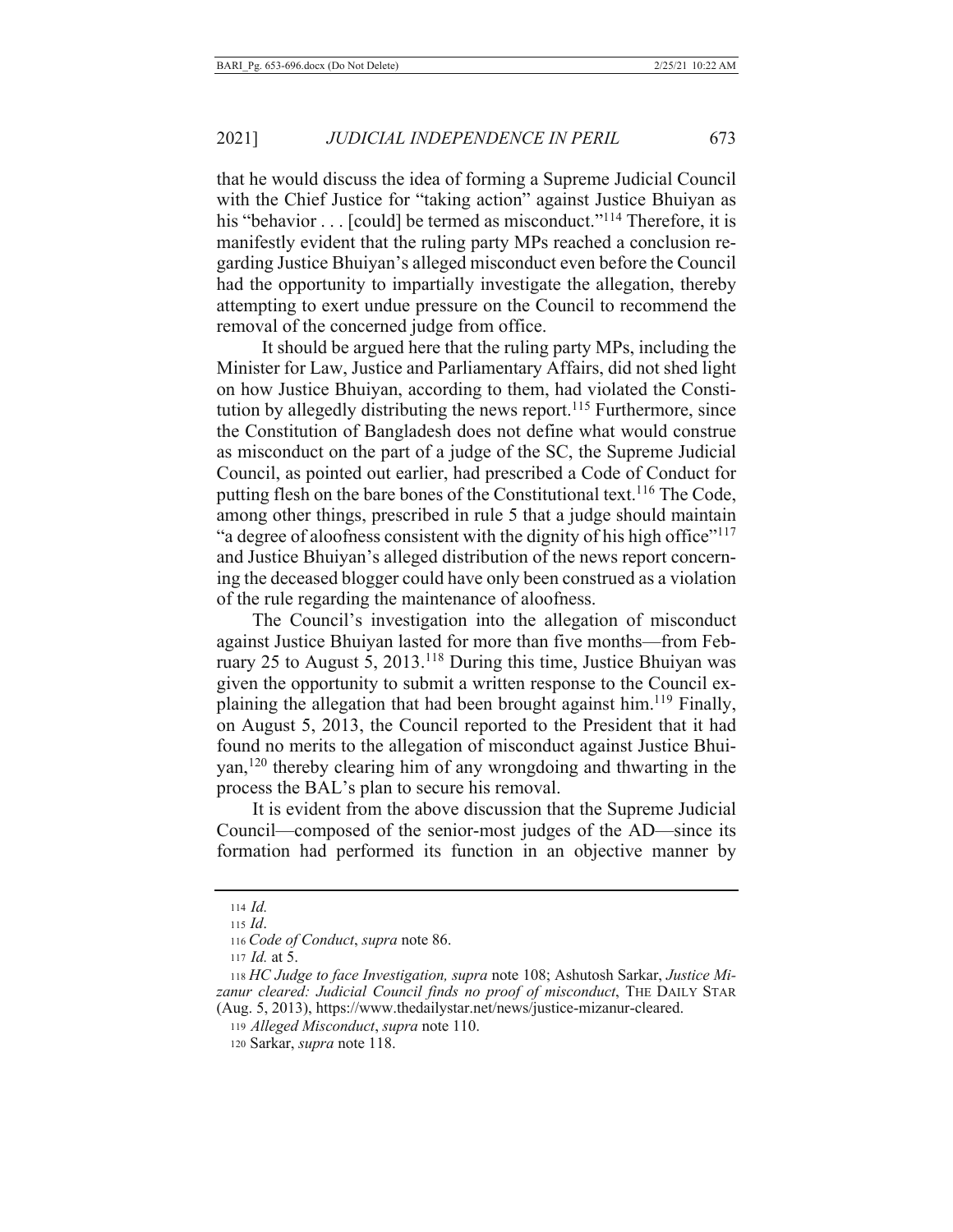that he would discuss the idea of forming a Supreme Judicial Council with the Chief Justice for "taking action" against Justice Bhuiyan as his "behavior . . . [could] be termed as misconduct."[114] Therefore, it is manifestly evident that the ruling party MPs reached a conclusion regarding Justice Bhuiyan's alleged misconduct even before the Council had the opportunity to impartially investigate the allegation, thereby attempting to exert undue pressure on the Council to recommend the removal of the concerned judge from office.

It should be argued here that the ruling party MPs, including the Minister for Law, Justice and Parliamentary Affairs, did not shed light on how Justice Bhuiyan, according to them, had violated the Constitution by allegedly distributing the news report.[115] Furthermore, since the Constitution of Bangladesh does not define what would construe as misconduct on the part of a judge of the SC, the Supreme Judicial Council, as pointed out earlier, had prescribed a Code of Conduct for putting flesh on the bare bones of the Constitutional text.[116] The Code, among other things, prescribed in rule 5 that a judge should maintain "a degree of aloofness consistent with the dignity of his high office"[117] and Justice Bhuiyan's alleged distribution of the news report concerning the deceased blogger could have only been construed as a violation of the rule regarding the maintenance of aloofness.

The Council's investigation into the allegation of misconduct against Justice Bhuiyan lasted for more than five months—from February 25 to August 5, 2013.[118] During this time, Justice Bhuiyan was given the opportunity to submit a written response to the Council explaining the allegation that had been brought against him.[119] Finally, on August 5, 2013, the Council reported to the President that it had found no merits to the allegation of misconduct against Justice Bhuiyan,[120] thereby clearing him of any wrongdoing and thwarting in the process the BAL's plan to secure his removal.

It is evident from the above discussion that the Supreme Judicial Council—composed of the senior-most judges of the AD—since its formation had performed its function in an objective manner by

---

114 *Id.*

115 *Id*.

116 *Code of Conduct*, *supra* note 86.

117 *Id.* at 5.

118 *HC Judge to face Investigation, supra* note 108; Ashutosh Sarkar, *Justice Mizanur cleared: Judicial Council finds no proof of misconduct*, THE DAILY STAR (Aug. 5, 2013), https://www.thedailystar.net/news/justice-mizanur-cleared.

119 *Alleged Misconduct*, *supra* note 110.

120 Sarkar, *supra* note 118.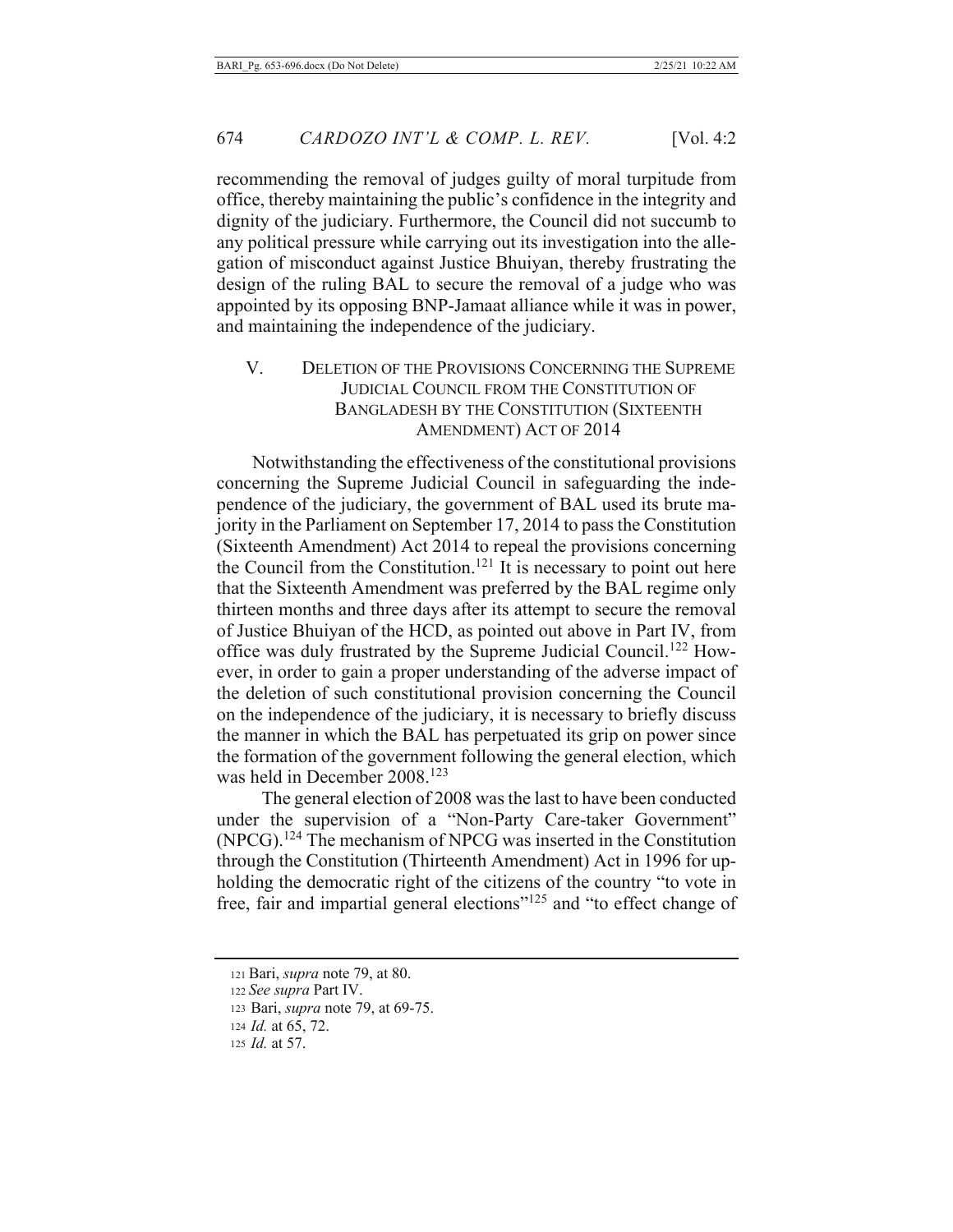recommending the removal of judges guilty of moral turpitude from office, thereby maintaining the public's confidence in the integrity and dignity of the judiciary. Furthermore, the Council did not succumb to any political pressure while carrying out its investigation into the allegation of misconduct against Justice Bhuiyan, thereby frustrating the design of the ruling BAL to secure the removal of a judge who was appointed by its opposing BNP-Jamaat alliance while it was in power, and maintaining the independence of the judiciary.

## V. DELETION OF THE PROVISIONS CONCERNING THE SUPREME JUDICIAL COUNCIL FROM THE CONSTITUTION OF BANGLADESH BY THE CONSTITUTION (SIXTEENTH AMENDMENT) ACT OF 2014

Notwithstanding the effectiveness of the constitutional provisions concerning the Supreme Judicial Council in safeguarding the independence of the judiciary, the government of BAL used its brute majority in the Parliament on September 17, 2014 to pass the Constitution (Sixteenth Amendment) Act 2014 to repeal the provisions concerning the Council from the Constitution.[121] It is necessary to point out here that the Sixteenth Amendment was preferred by the BAL regime only thirteen months and three days after its attempt to secure the removal of Justice Bhuiyan of the HCD, as pointed out above in Part IV, from office was duly frustrated by the Supreme Judicial Council.[122] However, in order to gain a proper understanding of the adverse impact of the deletion of such constitutional provision concerning the Council on the independence of the judiciary, it is necessary to briefly discuss the manner in which the BAL has perpetuated its grip on power since the formation of the government following the general election, which was held in December 2008.[123]

The general election of 2008 was the last to have been conducted under the supervision of a "Non-Party Care-taker Government" (NPCG).[124] The mechanism of NPCG was inserted in the Constitution through the Constitution (Thirteenth Amendment) Act in 1996 for upholding the democratic right of the citizens of the country "to vote in free, fair and impartial general elections"[125] and "to effect change of

---

[121] Bari, *supra* note 79, at 80.

[122] *See supra* Part IV.

[123] Bari, *supra* note 79, at 69-75.

[124] *Id.* at 65, 72.

[125] *Id.* at 57.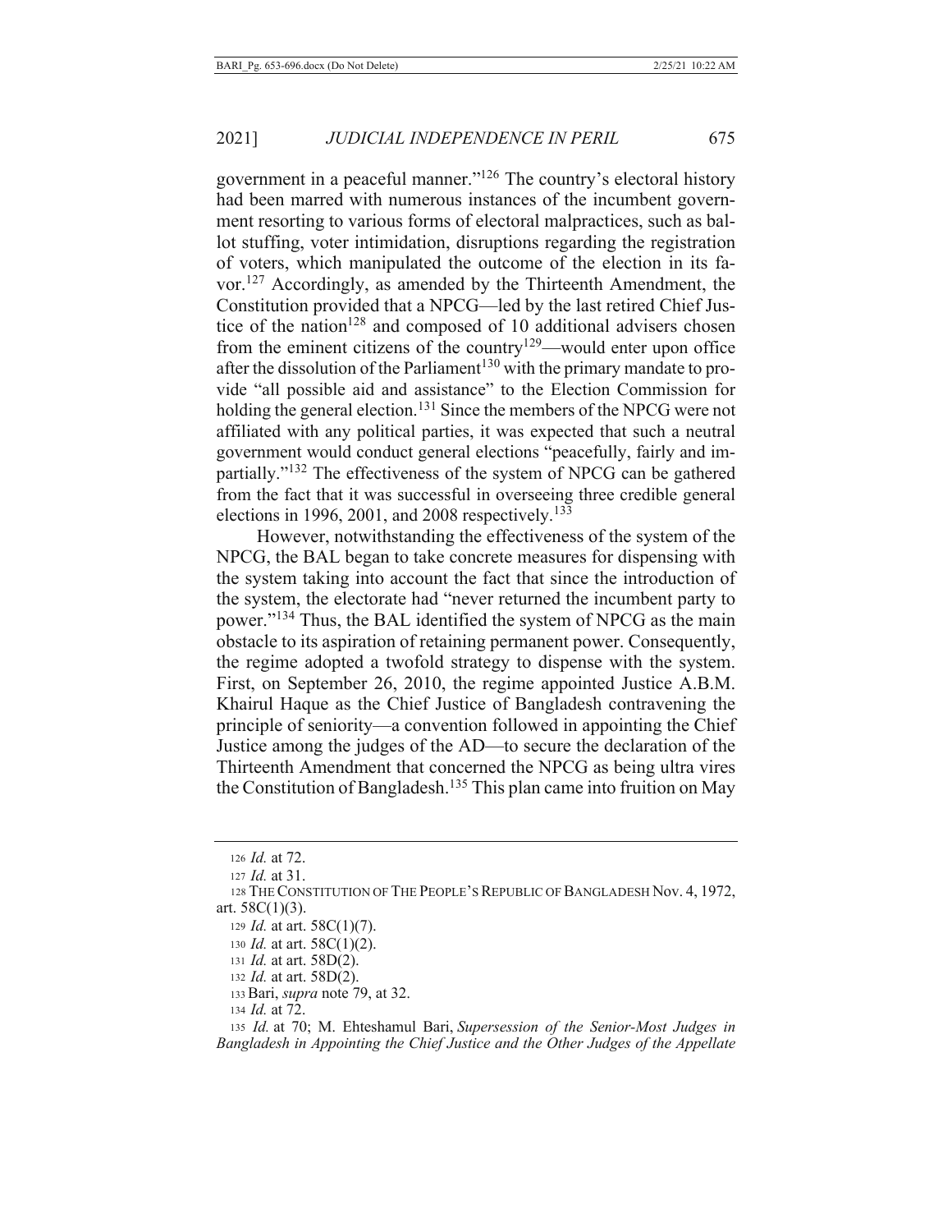government in a peaceful manner."[126] The country's electoral history had been marred with numerous instances of the incumbent government resorting to various forms of electoral malpractices, such as ballot stuffing, voter intimidation, disruptions regarding the registration of voters, which manipulated the outcome of the election in its favor.[127] Accordingly, as amended by the Thirteenth Amendment, the Constitution provided that a NPCG—led by the last retired Chief Justice of the nation[128] and composed of 10 additional advisers chosen from the eminent citizens of the country[129]—would enter upon office after the dissolution of the Parliament[130] with the primary mandate to provide "all possible aid and assistance" to the Election Commission for holding the general election.[131] Since the members of the NPCG were not affiliated with any political parties, it was expected that such a neutral government would conduct general elections "peacefully, fairly and impartially."[132] The effectiveness of the system of NPCG can be gathered from the fact that it was successful in overseeing three credible general elections in 1996, 2001, and 2008 respectively.[133]

However, notwithstanding the effectiveness of the system of the NPCG, the BAL began to take concrete measures for dispensing with the system taking into account the fact that since the introduction of the system, the electorate had "never returned the incumbent party to power."[134] Thus, the BAL identified the system of NPCG as the main obstacle to its aspiration of retaining permanent power. Consequently, the regime adopted a twofold strategy to dispense with the system. First, on September 26, 2010, the regime appointed Justice A.B.M. Khairul Haque as the Chief Justice of Bangladesh contravening the principle of seniority—a convention followed in appointing the Chief Justice among the judges of the AD—to secure the declaration of the Thirteenth Amendment that concerned the NPCG as being ultra vires the Constitution of Bangladesh.[135] This plan came into fruition on May

---

126 *Id.* at 72.

127 *Id.* at 31.

128 THE CONSTITUTION OF THE PEOPLE'S REPUBLIC OF BANGLADESH Nov. 4, 1972, art. 58C(1)(3).

129 *Id.* at art. 58C(1)(7).

130 *Id.* at art. 58C(1)(2).

131 *Id.* at art. 58D(2).

132 *Id.* at art. 58D(2).

133 Bari, *supra* note 79, at 32.

134 *Id.* at 72.

135 *Id.* at 70; M. Ehteshamul Bari, *Supersession of the Senior-Most Judges in Bangladesh in Appointing the Chief Justice and the Other Judges of the Appellate*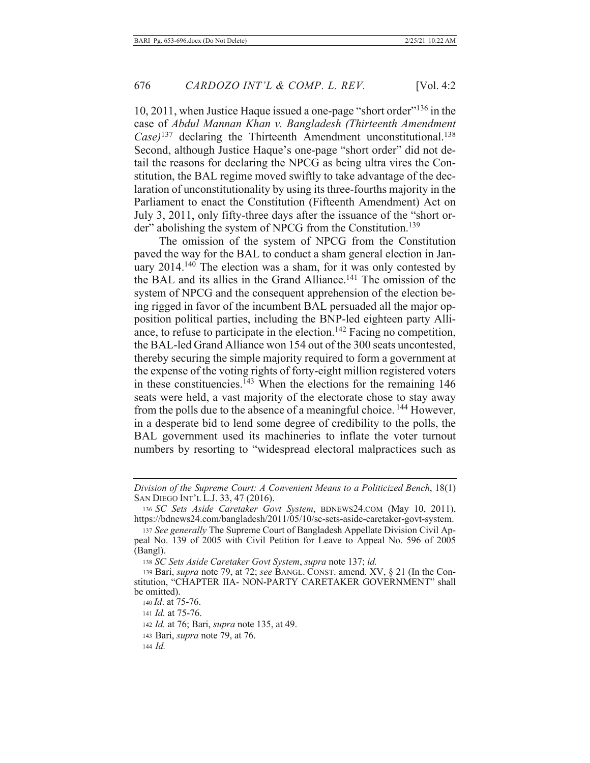10, 2011, when Justice Haque issued a one-page "short order"[136] in the case of *Abdul Mannan Khan v. Bangladesh (Thirteenth Amendment Case)*[137] declaring the Thirteenth Amendment unconstitutional.[138] Second, although Justice Haque's one-page "short order" did not detail the reasons for declaring the NPCG as being ultra vires the Constitution, the BAL regime moved swiftly to take advantage of the declaration of unconstitutionality by using its three-fourths majority in the Parliament to enact the Constitution (Fifteenth Amendment) Act on July 3, 2011, only fifty-three days after the issuance of the "short order" abolishing the system of NPCG from the Constitution.[139]

The omission of the system of NPCG from the Constitution paved the way for the BAL to conduct a sham general election in January 2014.[140] The election was a sham, for it was only contested by the BAL and its allies in the Grand Alliance.[141] The omission of the system of NPCG and the consequent apprehension of the election being rigged in favor of the incumbent BAL persuaded all the major opposition political parties, including the BNP-led eighteen party Alliance, to refuse to participate in the election.[142] Facing no competition, the BAL-led Grand Alliance won 154 out of the 300 seats uncontested, thereby securing the simple majority required to form a government at the expense of the voting rights of forty-eight million registered voters in these constituencies.[143] When the elections for the remaining 146 seats were held, a vast majority of the electorate chose to stay away from the polls due to the absence of a meaningful choice.[144] However, in a desperate bid to lend some degree of credibility to the polls, the BAL government used its machineries to inflate the voter turnout numbers by resorting to "widespread electoral malpractices such as

*Division of the Supreme Court: A Convenient Means to a Politicized Bench*, 18(1) SAN DIEGO INT'L L.J. 33, 47 (2016).

136 *SC Sets Aside Caretaker Govt System*, BDNEWS24.COM (May 10, 2011), https://bdnews24.com/bangladesh/2011/05/10/sc-sets-aside-caretaker-govt-system.

137 *See generally* The Supreme Court of Bangladesh Appellate Division Civil Appeal No. 139 of 2005 with Civil Petition for Leave to Appeal No. 596 of 2005 (Bangl).

138 *SC Sets Aside Caretaker Govt System*, *supra* note 137; *id.*

139 Bari, *supra* note 79, at 72; *see* BANGL. CONST. amend. XV, § 21 (In the Constitution, "CHAPTER IIA- NON-PARTY CARETAKER GOVERNMENT" shall be omitted).

140 *Id*. at 75-76.

141 *Id.* at 75-76.

142 *Id.* at 76; Bari, *supra* note 135, at 49.

143 Bari, *supra* note 79, at 76.

144 *Id.*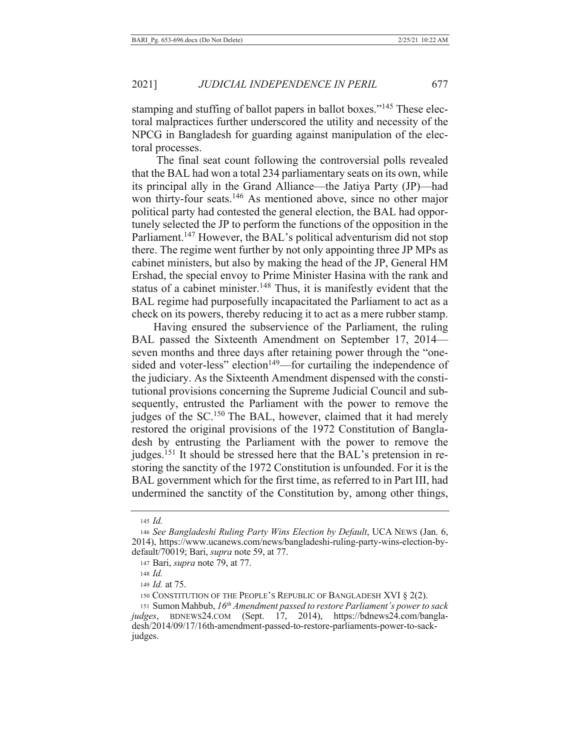stamping and stuffing of ballot papers in ballot boxes."[145] These electoral malpractices further underscored the utility and necessity of the NPCG in Bangladesh for guarding against manipulation of the electoral processes.

The final seat count following the controversial polls revealed that the BAL had won a total 234 parliamentary seats on its own, while its principal ally in the Grand Alliance—the Jatiya Party (JP)—had won thirty-four seats.[146] As mentioned above, since no other major political party had contested the general election, the BAL had opportunely selected the JP to perform the functions of the opposition in the Parliament.[147] However, the BAL's political adventurism did not stop there. The regime went further by not only appointing three JP MPs as cabinet ministers, but also by making the head of the JP, General HM Ershad, the special envoy to Prime Minister Hasina with the rank and status of a cabinet minister.[148] Thus, it is manifestly evident that the BAL regime had purposefully incapacitated the Parliament to act as a check on its powers, thereby reducing it to act as a mere rubber stamp.

Having ensured the subservience of the Parliament, the ruling BAL passed the Sixteenth Amendment on September 17, 2014—seven months and three days after retaining power through the "one-sided and voter-less" election[149]—for curtailing the independence of the judiciary. As the Sixteenth Amendment dispensed with the constitutional provisions concerning the Supreme Judicial Council and subsequently, entrusted the Parliament with the power to remove the judges of the SC.[150] The BAL, however, claimed that it had merely restored the original provisions of the 1972 Constitution of Bangladesh by entrusting the Parliament with the power to remove the judges.[151] It should be stressed here that the BAL's pretension in restoring the sanctity of the 1972 Constitution is unfounded. For it is the BAL government which for the first time, as referred to in Part III, had undermined the sanctity of the Constitution by, among other things,

---

145 *Id.*

146 *See Bangladeshi Ruling Party Wins Election by Default*, UCA NEWS (Jan. 6, 2014), https://www.ucanews.com/news/bangladeshi-ruling-party-wins-election-by-default/70019; Bari, *supra* note 59, at 77.

147 Bari, *supra* note 79, at 77.

148 *Id.*

149 *Id.* at 75.

150 CONSTITUTION OF THE PEOPLE'S REPUBLIC OF BANGLADESH XVI § 2(2).

151 Sumon Mahbub, *16th Amendment passed to restore Parliament's power to sack judges*, BDNEWS24.COM (Sept. 17, 2014), https://bdnews24.com/bangladesh/2014/09/17/16th-amendment-passed-to-restore-parliaments-power-to-sack-judges.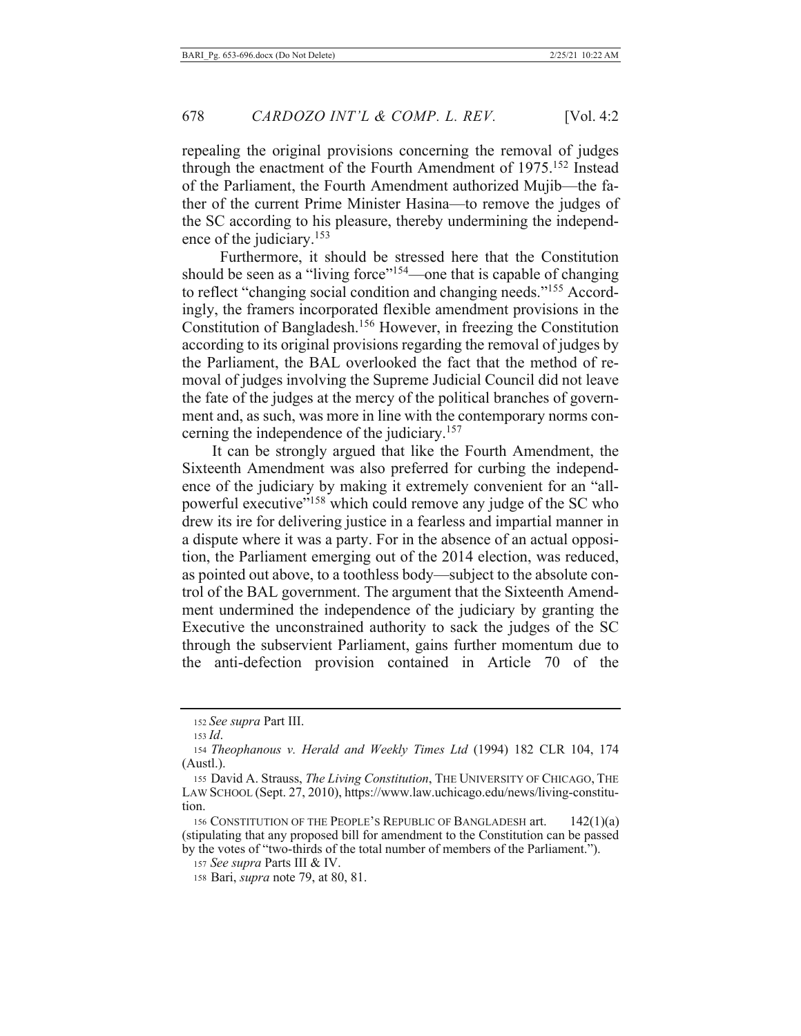repealing the original provisions concerning the removal of judges through the enactment of the Fourth Amendment of 1975.[152] Instead of the Parliament, the Fourth Amendment authorized Mujib—the father of the current Prime Minister Hasina—to remove the judges of the SC according to his pleasure, thereby undermining the independence of the judiciary.[153]

Furthermore, it should be stressed here that the Constitution should be seen as a "living force"[154]—one that is capable of changing to reflect "changing social condition and changing needs."[155] Accordingly, the framers incorporated flexible amendment provisions in the Constitution of Bangladesh.[156] However, in freezing the Constitution according to its original provisions regarding the removal of judges by the Parliament, the BAL overlooked the fact that the method of removal of judges involving the Supreme Judicial Council did not leave the fate of the judges at the mercy of the political branches of government and, as such, was more in line with the contemporary norms concerning the independence of the judiciary.[157]

It can be strongly argued that like the Fourth Amendment, the Sixteenth Amendment was also preferred for curbing the independence of the judiciary by making it extremely convenient for an "all-powerful executive"[158] which could remove any judge of the SC who drew its ire for delivering justice in a fearless and impartial manner in a dispute where it was a party. For in the absence of an actual opposition, the Parliament emerging out of the 2014 election, was reduced, as pointed out above, to a toothless body—subject to the absolute control of the BAL government. The argument that the Sixteenth Amendment undermined the independence of the judiciary by granting the Executive the unconstrained authority to sack the judges of the SC through the subservient Parliament, gains further momentum due to the anti-defection provision contained in Article 70 of the

---

152 *See supra* Part III.

153 *Id*.

154 *Theophanous v. Herald and Weekly Times Ltd* (1994) 182 CLR 104, 174 (Austl.).

155 David A. Strauss, *The Living Constitution*, THE UNIVERSITY OF CHICAGO, THE LAW SCHOOL (Sept. 27, 2010), https://www.law.uchicago.edu/news/living-constitution.

156 CONSTITUTION OF THE PEOPLE'S REPUBLIC OF BANGLADESH art. 142(1)(a) (stipulating that any proposed bill for amendment to the Constitution can be passed by the votes of "two-thirds of the total number of members of the Parliament.").

157 *See supra* Parts III & IV.

158 Bari, *supra* note 79, at 80, 81.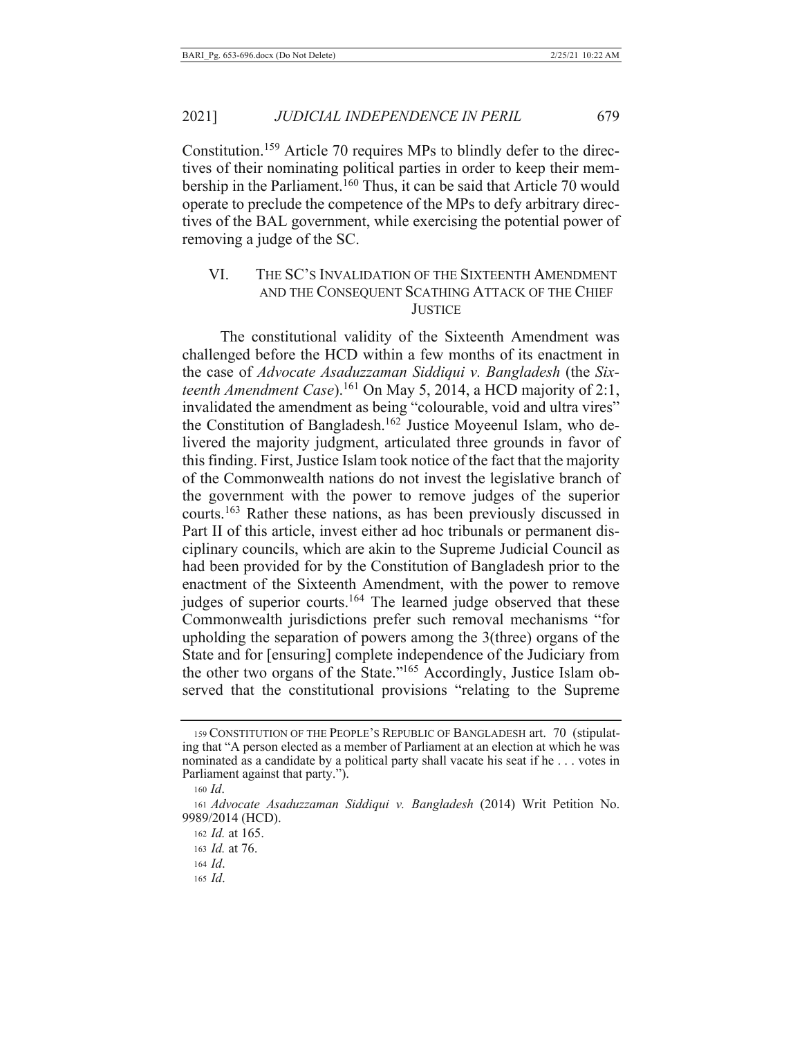Constitution.[159] Article 70 requires MPs to blindly defer to the directives of their nominating political parties in order to keep their membership in the Parliament.[160] Thus, it can be said that Article 70 would operate to preclude the competence of the MPs to defy arbitrary directives of the BAL government, while exercising the potential power of removing a judge of the SC.

## VI. THE SC'S INVALIDATION OF THE SIXTEENTH AMENDMENT AND THE CONSEQUENT SCATHING ATTACK OF THE CHIEF JUSTICE

The constitutional validity of the Sixteenth Amendment was challenged before the HCD within a few months of its enactment in the case of *Advocate Asaduzzaman Siddiqui v. Bangladesh* (the *Sixteenth Amendment Case*).[161] On May 5, 2014, a HCD majority of 2:1, invalidated the amendment as being "colourable, void and ultra vires" the Constitution of Bangladesh.[162] Justice Moyeenul Islam, who delivered the majority judgment, articulated three grounds in favor of this finding. First, Justice Islam took notice of the fact that the majority of the Commonwealth nations do not invest the legislative branch of the government with the power to remove judges of the superior courts.[163] Rather these nations, as has been previously discussed in Part II of this article, invest either ad hoc tribunals or permanent disciplinary councils, which are akin to the Supreme Judicial Council as had been provided for by the Constitution of Bangladesh prior to the enactment of the Sixteenth Amendment, with the power to remove judges of superior courts.[164] The learned judge observed that these Commonwealth jurisdictions prefer such removal mechanisms "for upholding the separation of powers among the 3(three) organs of the State and for [ensuring] complete independence of the Judiciary from the other two organs of the State."[165] Accordingly, Justice Islam observed that the constitutional provisions "relating to the Supreme

---

159 CONSTITUTION OF THE PEOPLE'S REPUBLIC OF BANGLADESH art. 70 (stipulating that "A person elected as a member of Parliament at an election at which he was nominated as a candidate by a political party shall vacate his seat if he . . . votes in Parliament against that party.").

160 *Id*.

161 *Advocate Asaduzzaman Siddiqui v. Bangladesh* (2014) Writ Petition No. 9989/2014 (HCD).

162 *Id.* at 165.

163 *Id.* at 76.

164 *Id*.

165 *Id*.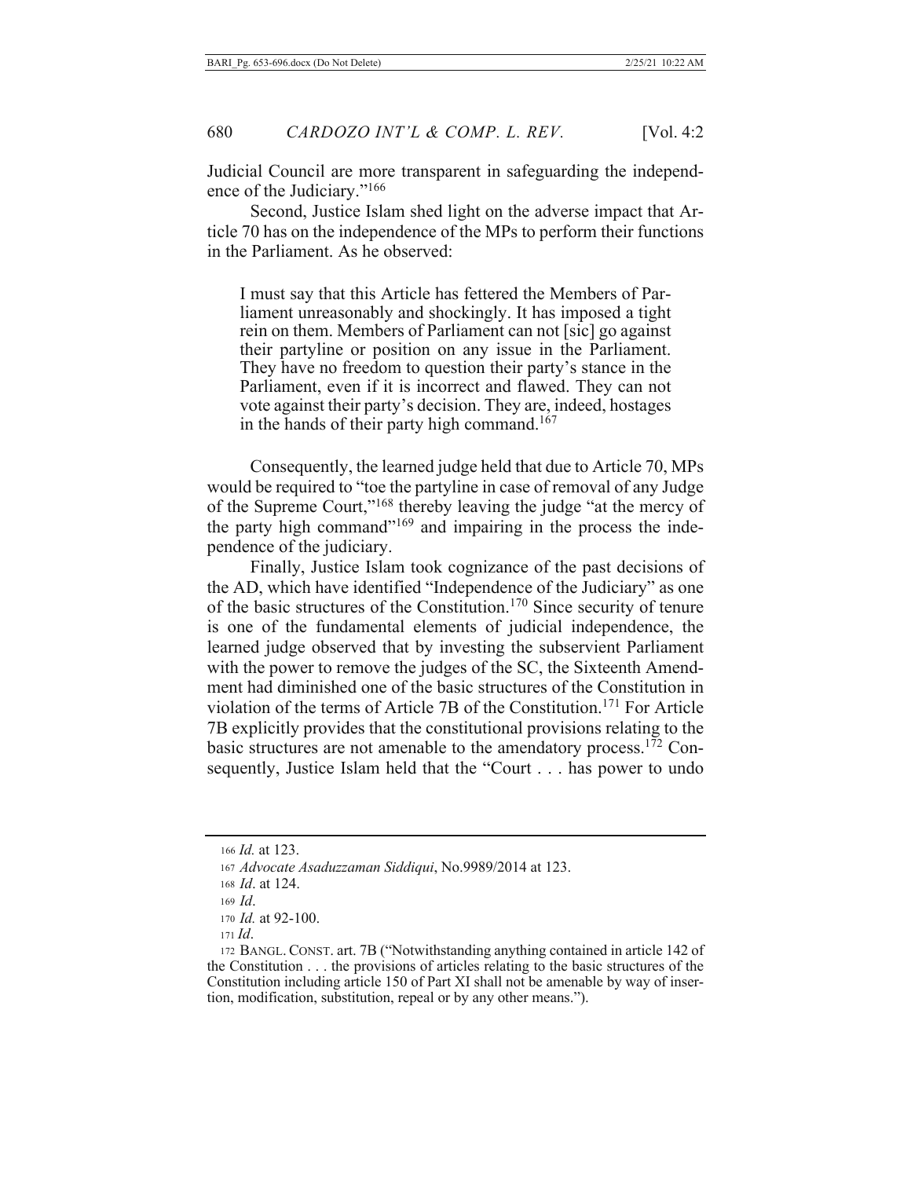Judicial Council are more transparent in safeguarding the independence of the Judiciary."[166]

Second, Justice Islam shed light on the adverse impact that Article 70 has on the independence of the MPs to perform their functions in the Parliament. As he observed:

> I must say that this Article has fettered the Members of Parliament unreasonably and shockingly. It has imposed a tight rein on them. Members of Parliament can not [sic] go against their partyline or position on any issue in the Parliament. They have no freedom to question their party's stance in the Parliament, even if it is incorrect and flawed. They can not vote against their party's decision. They are, indeed, hostages in the hands of their party high command.[167]

Consequently, the learned judge held that due to Article 70, MPs would be required to "toe the partyline in case of removal of any Judge of the Supreme Court,"[168] thereby leaving the judge "at the mercy of the party high command"[169] and impairing in the process the independence of the judiciary.

Finally, Justice Islam took cognizance of the past decisions of the AD, which have identified "Independence of the Judiciary" as one of the basic structures of the Constitution.[170] Since security of tenure is one of the fundamental elements of judicial independence, the learned judge observed that by investing the subservient Parliament with the power to remove the judges of the SC, the Sixteenth Amendment had diminished one of the basic structures of the Constitution in violation of the terms of Article 7B of the Constitution.[171] For Article 7B explicitly provides that the constitutional provisions relating to the basic structures are not amenable to the amendatory process.[172] Consequently, Justice Islam held that the "Court . . . has power to undo

---

166 *Id.* at 123.

167 *Advocate Asaduzzaman Siddiqui*, No.9989/2014 at 123.

168 *Id*. at 124.

169 *Id*.

170 *Id.* at 92-100.

171 *Id*.

172 BANGL. CONST. art. 7B ("Notwithstanding anything contained in article 142 of the Constitution . . . the provisions of articles relating to the basic structures of the Constitution including article 150 of Part XI shall not be amenable by way of insertion, modification, substitution, repeal or by any other means.").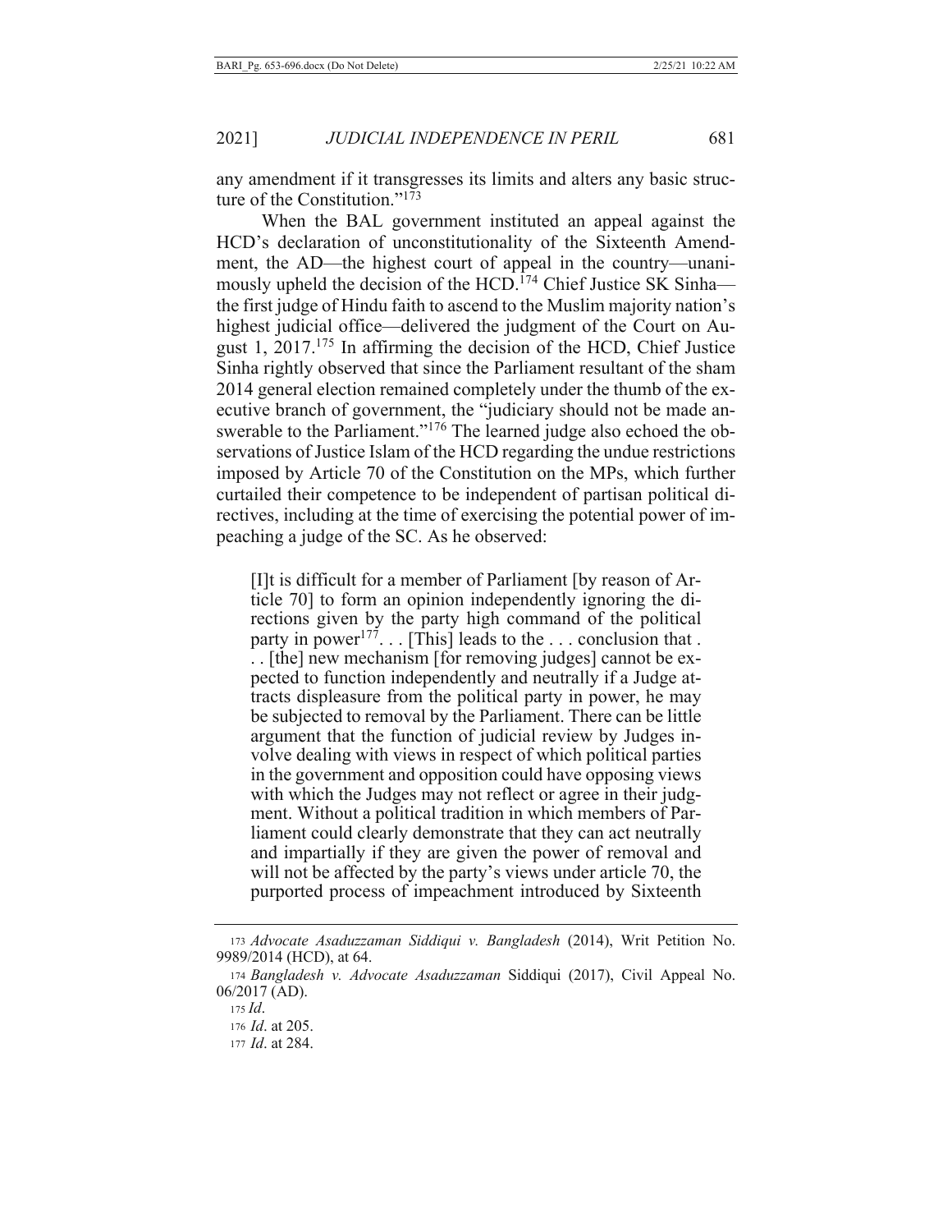any amendment if it transgresses its limits and alters any basic structure of the Constitution."[173]

When the BAL government instituted an appeal against the HCD's declaration of unconstitutionality of the Sixteenth Amendment, the AD—the highest court of appeal in the country—unanimously upheld the decision of the HCD.[174] Chief Justice SK Sinha—the first judge of Hindu faith to ascend to the Muslim majority nation's highest judicial office—delivered the judgment of the Court on August 1, 2017.[175] In affirming the decision of the HCD, Chief Justice Sinha rightly observed that since the Parliament resultant of the sham 2014 general election remained completely under the thumb of the executive branch of government, the "judiciary should not be made answerable to the Parliament."[176] The learned judge also echoed the observations of Justice Islam of the HCD regarding the undue restrictions imposed by Article 70 of the Constitution on the MPs, which further curtailed their competence to be independent of partisan political directives, including at the time of exercising the potential power of impeaching a judge of the SC. As he observed:

> [I]t is difficult for a member of Parliament [by reason of Article 70] to form an opinion independently ignoring the directions given by the party high command of the political party in power[177]. . . [This] leads to the . . . conclusion that . . . [the] new mechanism [for removing judges] cannot be expected to function independently and neutrally if a Judge attracts displeasure from the political party in power, he may be subjected to removal by the Parliament. There can be little argument that the function of judicial review by Judges involve dealing with views in respect of which political parties in the government and opposition could have opposing views with which the Judges may not reflect or agree in their judgment. Without a political tradition in which members of Parliament could clearly demonstrate that they can act neutrally and impartially if they are given the power of removal and will not be affected by the party's views under article 70, the purported process of impeachment introduced by Sixteenth

---

173 *Advocate Asaduzzaman Siddiqui v. Bangladesh* (2014), Writ Petition No. 9989/2014 (HCD), at 64.

174 *Bangladesh v. Advocate Asaduzzaman* Siddiqui (2017), Civil Appeal No. 06/2017 (AD).

175 *Id*.

176 *Id*. at 205.

177 *Id*. at 284.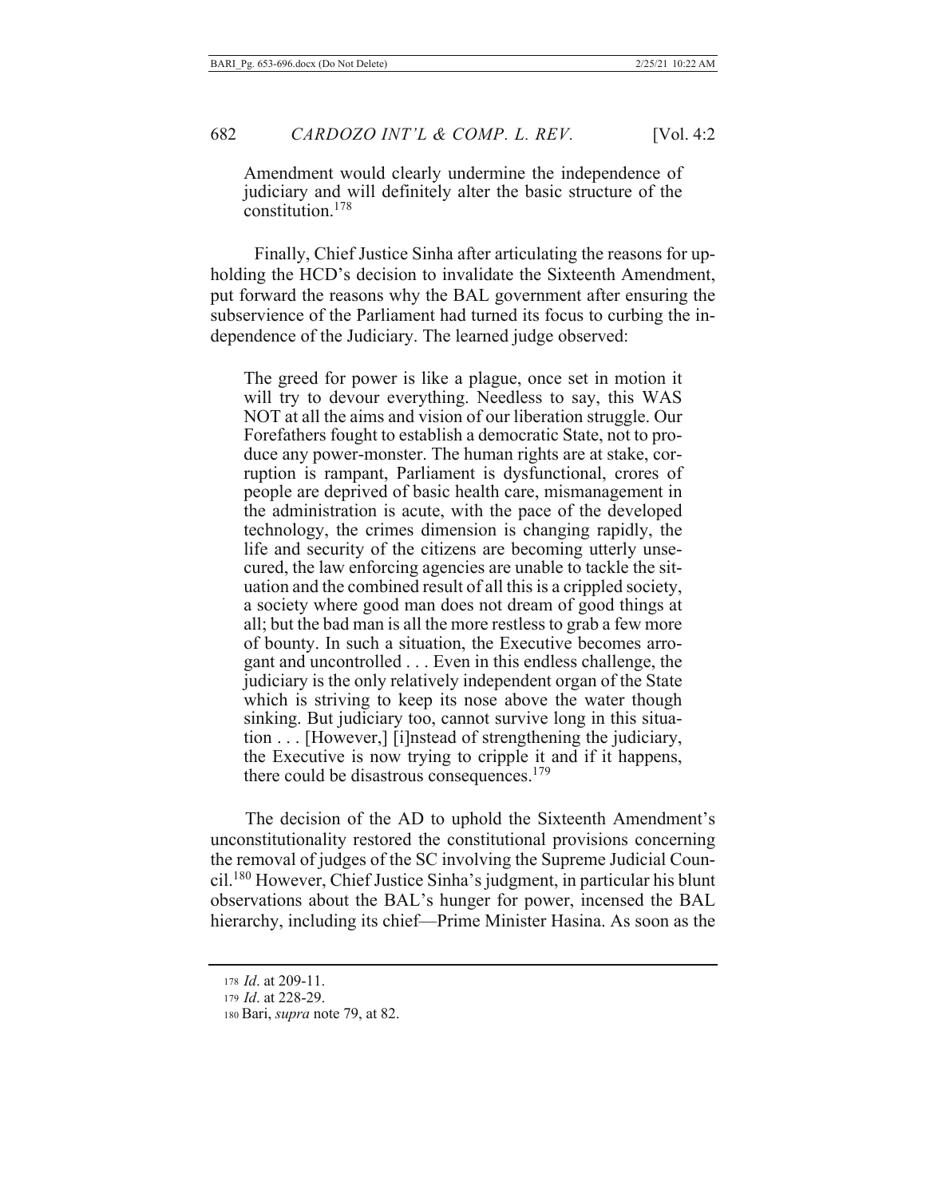> Amendment would clearly undermine the independence of judiciary and will definitely alter the basic structure of the constitution.[178]

Finally, Chief Justice Sinha after articulating the reasons for upholding the HCD's decision to invalidate the Sixteenth Amendment, put forward the reasons why the BAL government after ensuring the subservience of the Parliament had turned its focus to curbing the independence of the Judiciary. The learned judge observed:

> The greed for power is like a plague, once set in motion it will try to devour everything. Needless to say, this WAS NOT at all the aims and vision of our liberation struggle. Our Forefathers fought to establish a democratic State, not to produce any power-monster. The human rights are at stake, corruption is rampant, Parliament is dysfunctional, crores of people are deprived of basic health care, mismanagement in the administration is acute, with the pace of the developed technology, the crimes dimension is changing rapidly, the life and security of the citizens are becoming utterly unsecured, the law enforcing agencies are unable to tackle the situation and the combined result of all this is a crippled society, a society where good man does not dream of good things at all; but the bad man is all the more restless to grab a few more of bounty. In such a situation, the Executive becomes arrogant and uncontrolled . . . Even in this endless challenge, the judiciary is the only relatively independent organ of the State which is striving to keep its nose above the water though sinking. But judiciary too, cannot survive long in this situation . . . [However,] [i]nstead of strengthening the judiciary, the Executive is now trying to cripple it and if it happens, there could be disastrous consequences.[179]

The decision of the AD to uphold the Sixteenth Amendment's unconstitutionality restored the constitutional provisions concerning the removal of judges of the SC involving the Supreme Judicial Council.[180] However, Chief Justice Sinha's judgment, in particular his blunt observations about the BAL's hunger for power, incensed the BAL hierarchy, including its chief—Prime Minister Hasina. As soon as the

---

[178] *Id*. at 209-11.

[179] *Id*. at 228-29.

[180] Bari, *supra* note 79, at 82.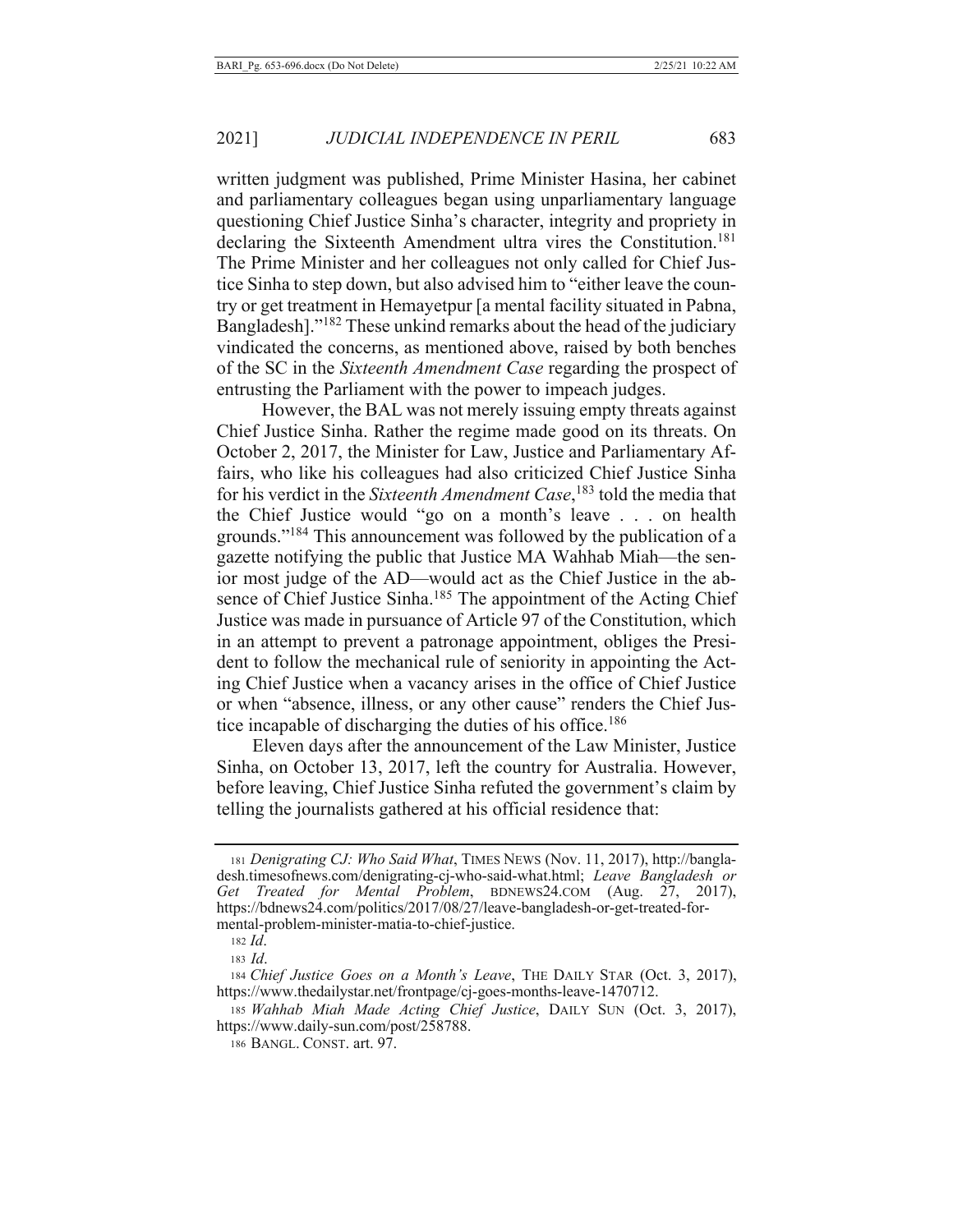written judgment was published, Prime Minister Hasina, her cabinet and parliamentary colleagues began using unparliamentary language questioning Chief Justice Sinha's character, integrity and propriety in declaring the Sixteenth Amendment ultra vires the Constitution.[181] The Prime Minister and her colleagues not only called for Chief Justice Sinha to step down, but also advised him to "either leave the country or get treatment in Hemayetpur [a mental facility situated in Pabna, Bangladesh]."[182] These unkind remarks about the head of the judiciary vindicated the concerns, as mentioned above, raised by both benches of the SC in the *Sixteenth Amendment Case* regarding the prospect of entrusting the Parliament with the power to impeach judges.

However, the BAL was not merely issuing empty threats against Chief Justice Sinha. Rather the regime made good on its threats. On October 2, 2017, the Minister for Law, Justice and Parliamentary Affairs, who like his colleagues had also criticized Chief Justice Sinha for his verdict in the *Sixteenth Amendment Case*,[183] told the media that the Chief Justice would "go on a month's leave . . . on health grounds."[184] This announcement was followed by the publication of a gazette notifying the public that Justice MA Wahhab Miah—the senior most judge of the AD—would act as the Chief Justice in the absence of Chief Justice Sinha.[185] The appointment of the Acting Chief Justice was made in pursuance of Article 97 of the Constitution, which in an attempt to prevent a patronage appointment, obliges the President to follow the mechanical rule of seniority in appointing the Acting Chief Justice when a vacancy arises in the office of Chief Justice or when "absence, illness, or any other cause" renders the Chief Justice incapable of discharging the duties of his office.[186]

Eleven days after the announcement of the Law Minister, Justice Sinha, on October 13, 2017, left the country for Australia. However, before leaving, Chief Justice Sinha refuted the government's claim by telling the journalists gathered at his official residence that:

---

181 *Denigrating CJ: Who Said What*, TIMES NEWS (Nov. 11, 2017), http://bangladesh.timesofnews.com/denigrating-cj-who-said-what.html; *Leave Bangladesh or Get Treated for Mental Problem*, BDNEWS24.COM (Aug. 27, 2017), https://bdnews24.com/politics/2017/08/27/leave-bangladesh-or-get-treated-for-mental-problem-minister-matia-to-chief-justice.

182 *Id*.

183 *Id*.

184 *Chief Justice Goes on a Month's Leave*, THE DAILY STAR (Oct. 3, 2017), https://www.thedailystar.net/frontpage/cj-goes-months-leave-1470712.

185 *Wahhab Miah Made Acting Chief Justice*, DAILY SUN (Oct. 3, 2017), https://www.daily-sun.com/post/258788.

186 BANGL. CONST. art. 97.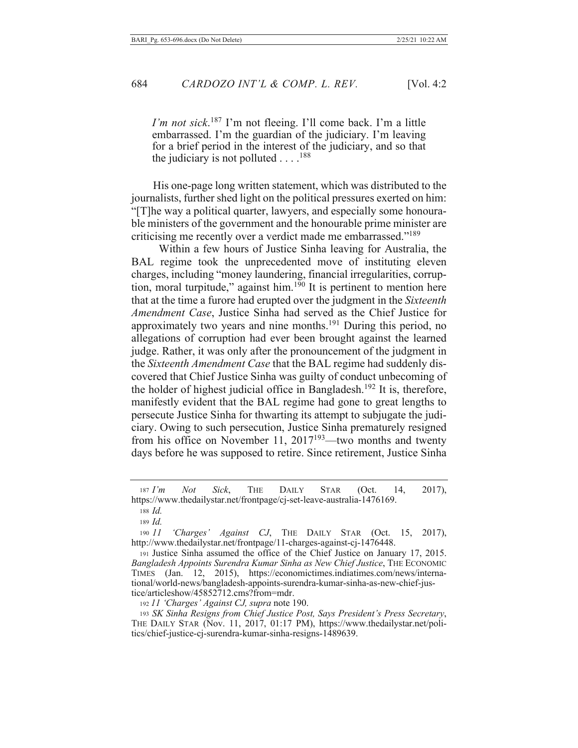*I'm not sick*.[187] I'm not fleeing. I'll come back. I'm a little embarrassed. I'm the guardian of the judiciary. I'm leaving for a brief period in the interest of the judiciary, and so that the judiciary is not polluted . . . .[188]

His one-page long written statement, which was distributed to the journalists, further shed light on the political pressures exerted on him: "[T]he way a political quarter, lawyers, and especially some honourable ministers of the government and the honourable prime minister are criticising me recently over a verdict made me embarrassed."[189]

Within a few hours of Justice Sinha leaving for Australia, the BAL regime took the unprecedented move of instituting eleven charges, including "money laundering, financial irregularities, corruption, moral turpitude," against him.[190] It is pertinent to mention here that at the time a furore had erupted over the judgment in the *Sixteenth Amendment Case*, Justice Sinha had served as the Chief Justice for approximately two years and nine months.[191] During this period, no allegations of corruption had ever been brought against the learned judge. Rather, it was only after the pronouncement of the judgment in the *Sixteenth Amendment Case* that the BAL regime had suddenly discovered that Chief Justice Sinha was guilty of conduct unbecoming of the holder of highest judicial office in Bangladesh.[192] It is, therefore, manifestly evident that the BAL regime had gone to great lengths to persecute Justice Sinha for thwarting its attempt to subjugate the judiciary. Owing to such persecution, Justice Sinha prematurely resigned from his office on November 11, 2017[193]—two months and twenty days before he was supposed to retire. Since retirement, Justice Sinha

---

187 *I'm Not Sick*, THE DAILY STAR (Oct. 14, 2017), https://www.thedailystar.net/frontpage/cj-set-leave-australia-1476169.

188 *Id.*

189 *Id.*

190 *11 'Charges' Against CJ*, THE DAILY STAR (Oct. 15, 2017), http://www.thedailystar.net/frontpage/11-charges-against-cj-1476448.

191 Justice Sinha assumed the office of the Chief Justice on January 17, 2015. *Bangladesh Appoints Surendra Kumar Sinha as New Chief Justice*, THE ECONOMIC TIMES (Jan. 12, 2015), https://economictimes.indiatimes.com/news/international/world-news/bangladesh-appoints-surendra-kumar-sinha-as-new-chief-justice/articleshow/45852712.cms?from=mdr.

192 *11 'Charges' Against CJ*, *supra* note 190.

193 *SK Sinha Resigns from Chief Justice Post, Says President's Press Secretary*, THE DAILY STAR (Nov. 11, 2017, 01:17 PM), https://www.thedailystar.net/politics/chief-justice-cj-surendra-kumar-sinha-resigns-1489639.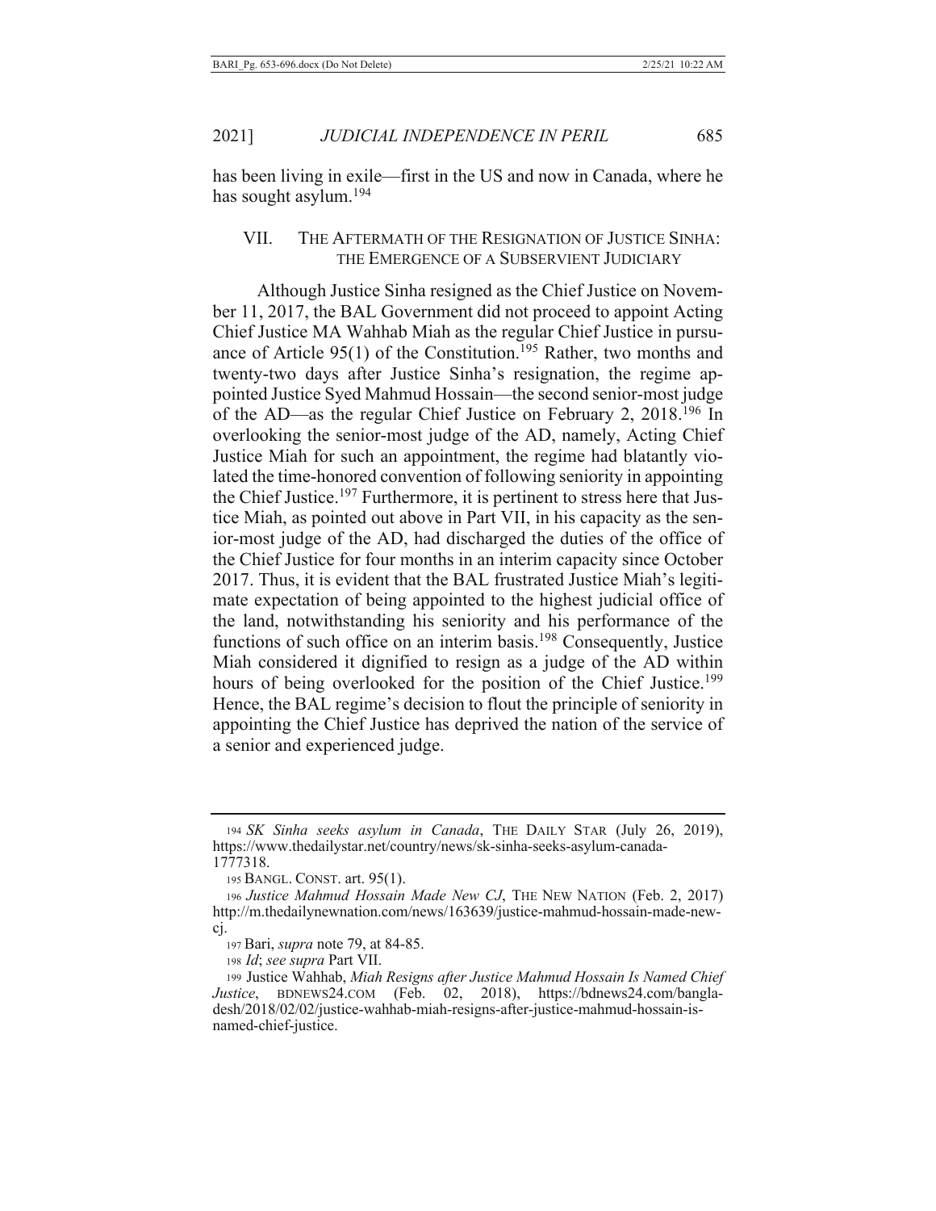has been living in exile—first in the US and now in Canada, where he has sought asylum.[194]

## VII. THE AFTERMATH OF THE RESIGNATION OF JUSTICE SINHA: THE EMERGENCE OF A SUBSERVIENT JUDICIARY

Although Justice Sinha resigned as the Chief Justice on November 11, 2017, the BAL Government did not proceed to appoint Acting Chief Justice MA Wahhab Miah as the regular Chief Justice in pursuance of Article 95(1) of the Constitution.[195] Rather, two months and twenty-two days after Justice Sinha's resignation, the regime appointed Justice Syed Mahmud Hossain—the second senior-most judge of the AD—as the regular Chief Justice on February 2, 2018.[196] In overlooking the senior-most judge of the AD, namely, Acting Chief Justice Miah for such an appointment, the regime had blatantly violated the time-honored convention of following seniority in appointing the Chief Justice.[197] Furthermore, it is pertinent to stress here that Justice Miah, as pointed out above in Part VII, in his capacity as the senior-most judge of the AD, had discharged the duties of the office of the Chief Justice for four months in an interim capacity since October 2017. Thus, it is evident that the BAL frustrated Justice Miah's legitimate expectation of being appointed to the highest judicial office of the land, notwithstanding his seniority and his performance of the functions of such office on an interim basis.[198] Consequently, Justice Miah considered it dignified to resign as a judge of the AD within hours of being overlooked for the position of the Chief Justice.[199] Hence, the BAL regime's decision to flout the principle of seniority in appointing the Chief Justice has deprived the nation of the service of a senior and experienced judge.

---

[194] *SK Sinha seeks asylum in Canada*, THE DAILY STAR (July 26, 2019), https://www.thedailystar.net/country/news/sk-sinha-seeks-asylum-canada-1777318.

[195] BANGL. CONST. art. 95(1).

[196] *Justice Mahmud Hossain Made New CJ*, THE NEW NATION (Feb. 2, 2017) http://m.thedailynewnation.com/news/163639/justice-mahmud-hossain-made-new-cj.

[197] Bari, *supra* note 79, at 84-85.

[198] *Id*; *see supra* Part VII.

[199] Justice Wahhab, *Miah Resigns after Justice Mahmud Hossain Is Named Chief Justice*, BDNEWS24.COM (Feb. 02, 2018), https://bdnews24.com/bangladesh/2018/02/02/justice-wahhab-miah-resigns-after-justice-mahmud-hossain-is-named-chief-justice.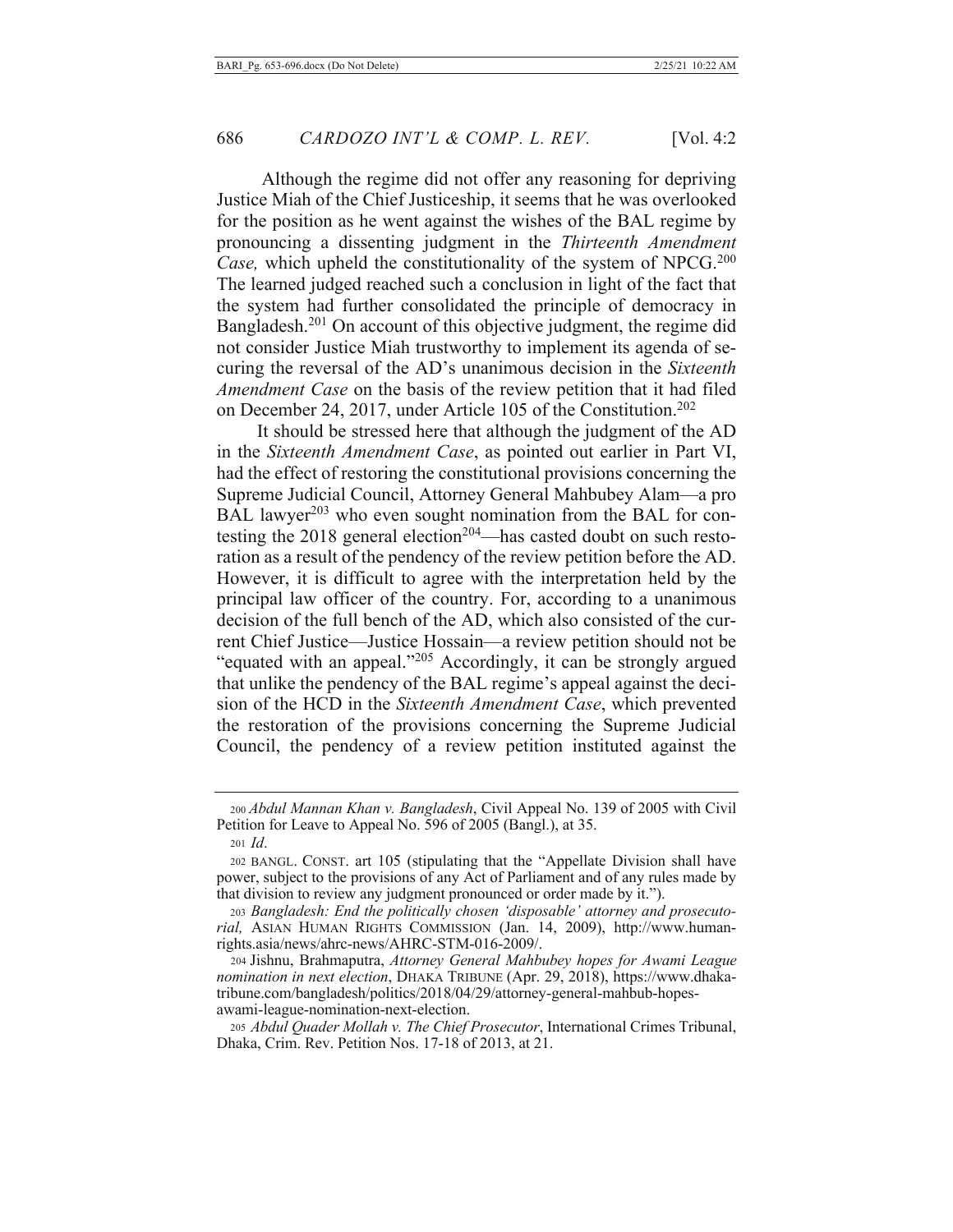Although the regime did not offer any reasoning for depriving Justice Miah of the Chief Justiceship, it seems that he was overlooked for the position as he went against the wishes of the BAL regime by pronouncing a dissenting judgment in the *Thirteenth Amendment Case,* which upheld the constitutionality of the system of NPCG.[200] The learned judged reached such a conclusion in light of the fact that the system had further consolidated the principle of democracy in Bangladesh.[201] On account of this objective judgment, the regime did not consider Justice Miah trustworthy to implement its agenda of securing the reversal of the AD's unanimous decision in the *Sixteenth Amendment Case* on the basis of the review petition that it had filed on December 24, 2017, under Article 105 of the Constitution.[202]

It should be stressed here that although the judgment of the AD in the *Sixteenth Amendment Case*, as pointed out earlier in Part VI, had the effect of restoring the constitutional provisions concerning the Supreme Judicial Council, Attorney General Mahbubey Alam—a pro BAL lawyer[203] who even sought nomination from the BAL for contesting the 2018 general election[204]—has casted doubt on such restoration as a result of the pendency of the review petition before the AD. However, it is difficult to agree with the interpretation held by the principal law officer of the country. For, according to a unanimous decision of the full bench of the AD, which also consisted of the current Chief Justice—Justice Hossain—a review petition should not be "equated with an appeal."[205] Accordingly, it can be strongly argued that unlike the pendency of the BAL regime's appeal against the decision of the HCD in the *Sixteenth Amendment Case*, which prevented the restoration of the provisions concerning the Supreme Judicial Council, the pendency of a review petition instituted against the

---

200 *Abdul Mannan Khan v. Bangladesh*, Civil Appeal No. 139 of 2005 with Civil Petition for Leave to Appeal No. 596 of 2005 (Bangl.), at 35.

201 *Id*.

202 BANGL. CONST. art 105 (stipulating that the "Appellate Division shall have power, subject to the provisions of any Act of Parliament and of any rules made by that division to review any judgment pronounced or order made by it.").

203 *Bangladesh: End the politically chosen 'disposable' attorney and prosecutorial,* ASIAN HUMAN RIGHTS COMMISSION (Jan. 14, 2009), http://www.humanrights.asia/news/ahrc-news/AHRC-STM-016-2009/.

204 Jishnu, Brahmaputra, *Attorney General Mahbubey hopes for Awami League nomination in next election*, DHAKA TRIBUNE (Apr. 29, 2018), https://www.dhakatribune.com/bangladesh/politics/2018/04/29/attorney-general-mahbub-hopes-awami-league-nomination-next-election.

205 *Abdul Quader Mollah v. The Chief Prosecutor*, International Crimes Tribunal, Dhaka, Crim. Rev. Petition Nos. 17-18 of 2013, at 21.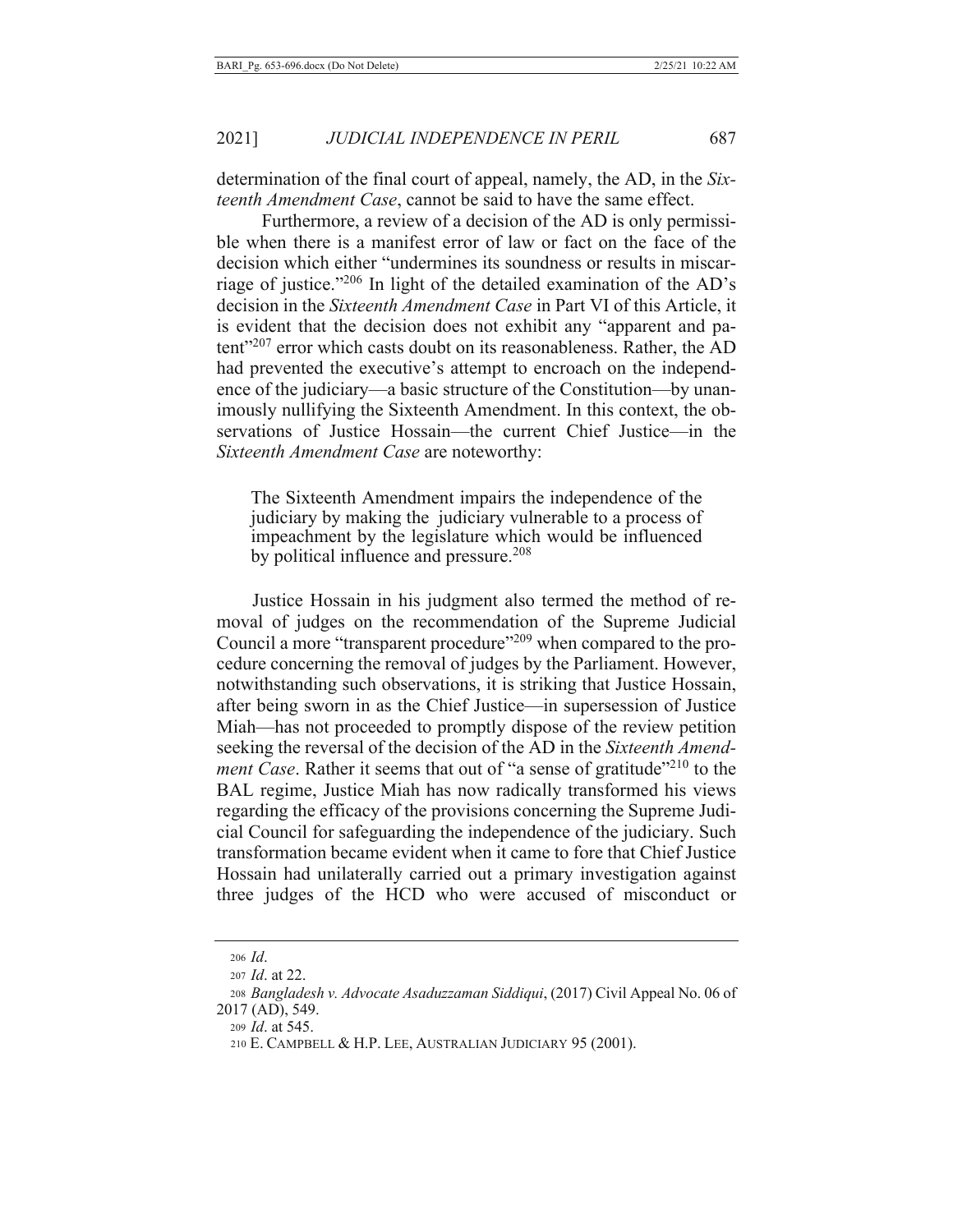determination of the final court of appeal, namely, the AD, in the *Sixteenth Amendment Case*, cannot be said to have the same effect.

Furthermore, a review of a decision of the AD is only permissible when there is a manifest error of law or fact on the face of the decision which either "undermines its soundness or results in miscarriage of justice."[206] In light of the detailed examination of the AD's decision in the *Sixteenth Amendment Case* in Part VI of this Article, it is evident that the decision does not exhibit any "apparent and patent"[207] error which casts doubt on its reasonableness. Rather, the AD had prevented the executive's attempt to encroach on the independence of the judiciary—a basic structure of the Constitution—by unanimously nullifying the Sixteenth Amendment. In this context, the observations of Justice Hossain—the current Chief Justice—in the *Sixteenth Amendment Case* are noteworthy:

> The Sixteenth Amendment impairs the independence of the judiciary by making the judiciary vulnerable to a process of impeachment by the legislature which would be influenced by political influence and pressure.[208]

Justice Hossain in his judgment also termed the method of removal of judges on the recommendation of the Supreme Judicial Council a more "transparent procedure"[209] when compared to the procedure concerning the removal of judges by the Parliament. However, notwithstanding such observations, it is striking that Justice Hossain, after being sworn in as the Chief Justice—in supersession of Justice Miah—has not proceeded to promptly dispose of the review petition seeking the reversal of the decision of the AD in the *Sixteenth Amendment Case*. Rather it seems that out of "a sense of gratitude"[210] to the BAL regime, Justice Miah has now radically transformed his views regarding the efficacy of the provisions concerning the Supreme Judicial Council for safeguarding the independence of the judiciary. Such transformation became evident when it came to fore that Chief Justice Hossain had unilaterally carried out a primary investigation against three judges of the HCD who were accused of misconduct or

---

206 *Id*.

207 *Id*. at 22.

208 *Bangladesh v. Advocate Asaduzzaman Siddiqui*, (2017) Civil Appeal No. 06 of 2017 (AD), 549.

209 *Id*. at 545.

210 E. Campbell & H.P. Lee, Australian Judiciary 95 (2001).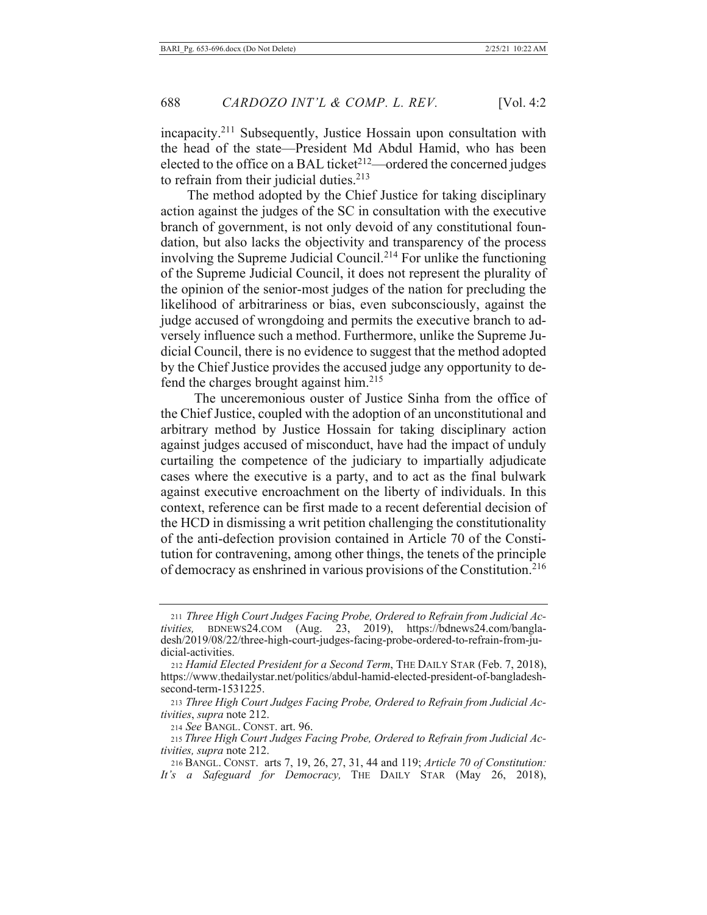incapacity.[211] Subsequently, Justice Hossain upon consultation with the head of the state—President Md Abdul Hamid, who has been elected to the office on a BAL ticket[212]—ordered the concerned judges to refrain from their judicial duties.[213]

The method adopted by the Chief Justice for taking disciplinary action against the judges of the SC in consultation with the executive branch of government, is not only devoid of any constitutional foundation, but also lacks the objectivity and transparency of the process involving the Supreme Judicial Council.[214] For unlike the functioning of the Supreme Judicial Council, it does not represent the plurality of the opinion of the senior-most judges of the nation for precluding the likelihood of arbitrariness or bias, even subconsciously, against the judge accused of wrongdoing and permits the executive branch to adversely influence such a method. Furthermore, unlike the Supreme Judicial Council, there is no evidence to suggest that the method adopted by the Chief Justice provides the accused judge any opportunity to defend the charges brought against him.[215]

The unceremonious ouster of Justice Sinha from the office of the Chief Justice, coupled with the adoption of an unconstitutional and arbitrary method by Justice Hossain for taking disciplinary action against judges accused of misconduct, have had the impact of unduly curtailing the competence of the judiciary to impartially adjudicate cases where the executive is a party, and to act as the final bulwark against executive encroachment on the liberty of individuals. In this context, reference can be first made to a recent deferential decision of the HCD in dismissing a writ petition challenging the constitutionality of the anti-defection provision contained in Article 70 of the Constitution for contravening, among other things, the tenets of the principle of democracy as enshrined in various provisions of the Constitution.[216]

---

211 *Three High Court Judges Facing Probe, Ordered to Refrain from Judicial Activities,* BDNEWS24.COM (Aug. 23, 2019), https://bdnews24.com/bangladesh/2019/08/22/three-high-court-judges-facing-probe-ordered-to-refrain-from-judicial-activities.

212 *Hamid Elected President for a Second Term*, THE DAILY STAR (Feb. 7, 2018), https://www.thedailystar.net/politics/abdul-hamid-elected-president-of-bangladesh-second-term-1531225.

213 *Three High Court Judges Facing Probe, Ordered to Refrain from Judicial Activities*, *supra* note 212.

214 *See* BANGL. CONST. art. 96.

215 *Three High Court Judges Facing Probe, Ordered to Refrain from Judicial Activities, supra* note 212.

216 BANGL. CONST. arts 7, 19, 26, 27, 31, 44 and 119; *Article 70 of Constitution: It's a Safeguard for Democracy,* THE DAILY STAR (May 26, 2018),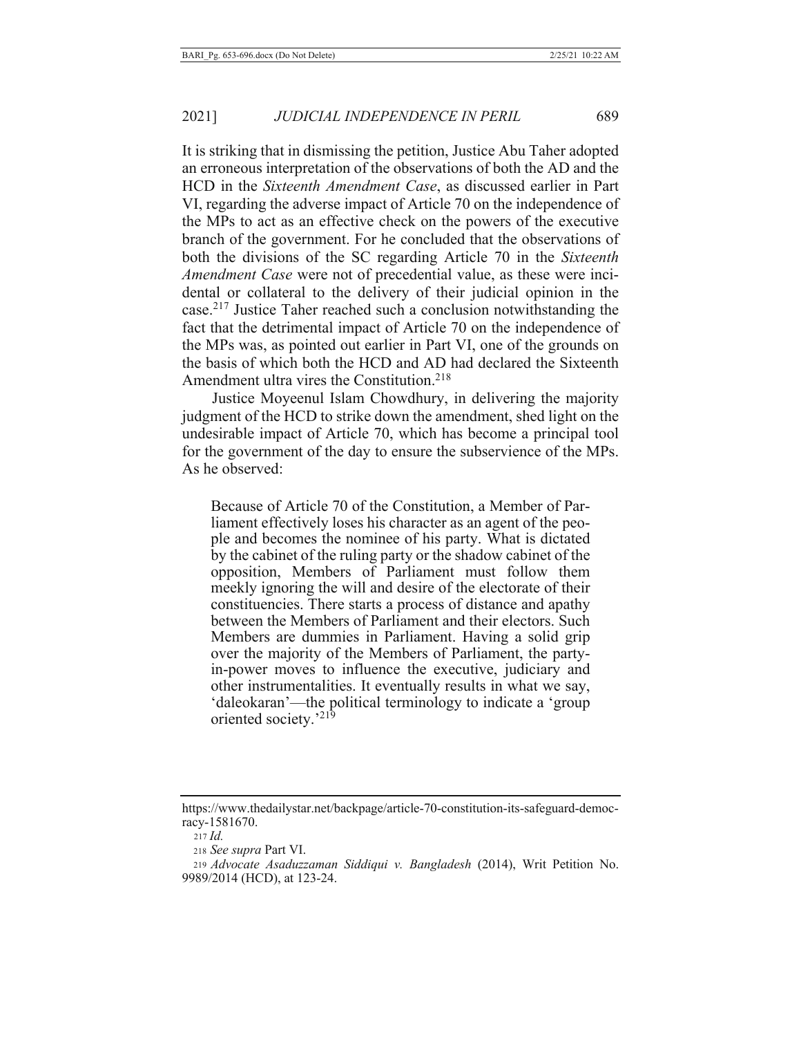It is striking that in dismissing the petition, Justice Abu Taher adopted an erroneous interpretation of the observations of both the AD and the HCD in the *Sixteenth Amendment Case*, as discussed earlier in Part VI, regarding the adverse impact of Article 70 on the independence of the MPs to act as an effective check on the powers of the executive branch of the government. For he concluded that the observations of both the divisions of the SC regarding Article 70 in the *Sixteenth Amendment Case* were not of precedential value, as these were incidental or collateral to the delivery of their judicial opinion in the case.[217] Justice Taher reached such a conclusion notwithstanding the fact that the detrimental impact of Article 70 on the independence of the MPs was, as pointed out earlier in Part VI, one of the grounds on the basis of which both the HCD and AD had declared the Sixteenth Amendment ultra vires the Constitution.[218]

Justice Moyeenul Islam Chowdhury, in delivering the majority judgment of the HCD to strike down the amendment, shed light on the undesirable impact of Article 70, which has become a principal tool for the government of the day to ensure the subservience of the MPs. As he observed:

> Because of Article 70 of the Constitution, a Member of Parliament effectively loses his character as an agent of the people and becomes the nominee of his party. What is dictated by the cabinet of the ruling party or the shadow cabinet of the opposition, Members of Parliament must follow them meekly ignoring the will and desire of the electorate of their constituencies. There starts a process of distance and apathy between the Members of Parliament and their electors. Such Members are dummies in Parliament. Having a solid grip over the majority of the Members of Parliament, the party-in-power moves to influence the executive, judiciary and other instrumentalities. It eventually results in what we say, 'daleokaran'—the political terminology to indicate a 'group oriented society.'[219]

---

https://www.thedailystar.net/backpage/article-70-constitution-its-safeguard-democracy-1581670.

217 *Id.*

218 *See supra* Part VI.

219 *Advocate Asaduzzaman Siddiqui v. Bangladesh* (2014), Writ Petition No. 9989/2014 (HCD), at 123-24.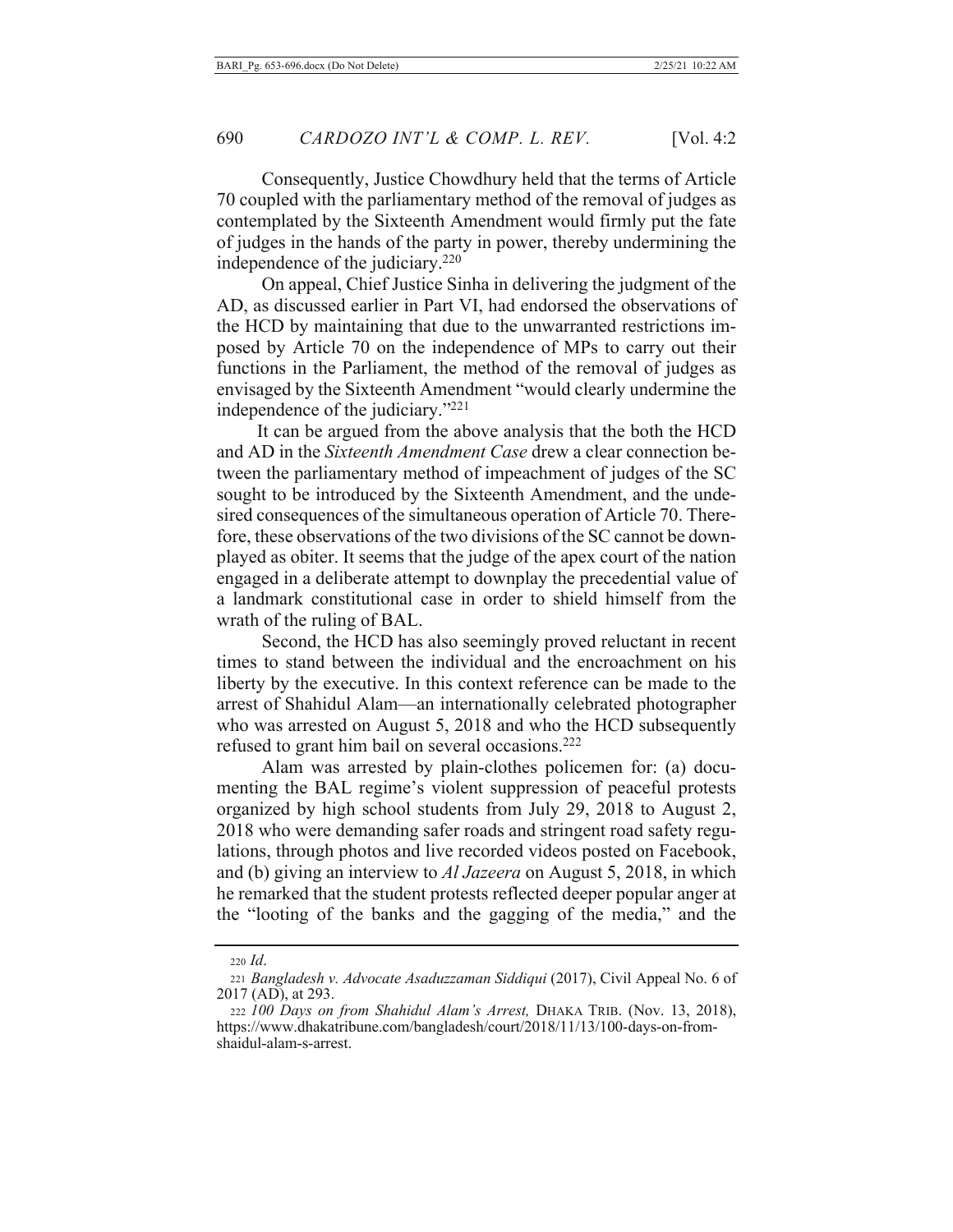Consequently, Justice Chowdhury held that the terms of Article 70 coupled with the parliamentary method of the removal of judges as contemplated by the Sixteenth Amendment would firmly put the fate of judges in the hands of the party in power, thereby undermining the independence of the judiciary.[220]

On appeal, Chief Justice Sinha in delivering the judgment of the AD, as discussed earlier in Part VI, had endorsed the observations of the HCD by maintaining that due to the unwarranted restrictions imposed by Article 70 on the independence of MPs to carry out their functions in the Parliament, the method of the removal of judges as envisaged by the Sixteenth Amendment "would clearly undermine the independence of the judiciary."[221]

It can be argued from the above analysis that the both the HCD and AD in the *Sixteenth Amendment Case* drew a clear connection between the parliamentary method of impeachment of judges of the SC sought to be introduced by the Sixteenth Amendment, and the undesired consequences of the simultaneous operation of Article 70. Therefore, these observations of the two divisions of the SC cannot be downplayed as obiter. It seems that the judge of the apex court of the nation engaged in a deliberate attempt to downplay the precedential value of a landmark constitutional case in order to shield himself from the wrath of the ruling of BAL.

Second, the HCD has also seemingly proved reluctant in recent times to stand between the individual and the encroachment on his liberty by the executive. In this context reference can be made to the arrest of Shahidul Alam—an internationally celebrated photographer who was arrested on August 5, 2018 and who the HCD subsequently refused to grant him bail on several occasions.[222]

Alam was arrested by plain-clothes policemen for: (a) documenting the BAL regime's violent suppression of peaceful protests organized by high school students from July 29, 2018 to August 2, 2018 who were demanding safer roads and stringent road safety regulations, through photos and live recorded videos posted on Facebook, and (b) giving an interview to *Al Jazeera* on August 5, 2018, in which he remarked that the student protests reflected deeper popular anger at the "looting of the banks and the gagging of the media," and the

---

220 *Id*.

221 *Bangladesh v. Advocate Asaduzzaman Siddiqui* (2017), Civil Appeal No. 6 of 2017 (AD), at 293.

222 *100 Days on from Shahidul Alam's Arrest,* DHAKA TRIB. (Nov. 13, 2018), https://www.dhakatribune.com/bangladesh/court/2018/11/13/100-days-on-from-shaidul-alam-s-arrest.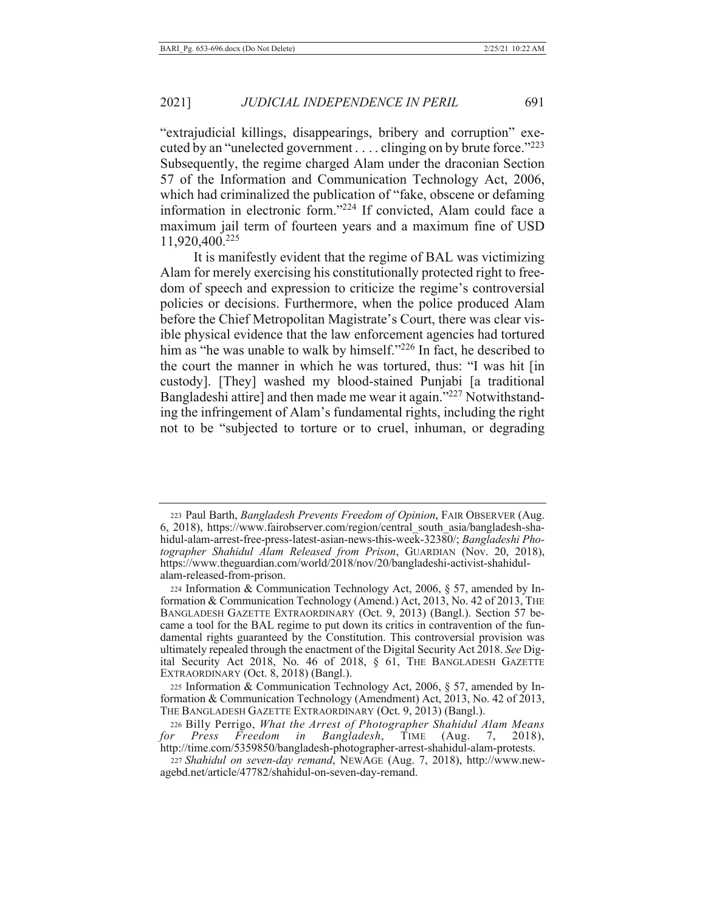"extrajudicial killings, disappearings, bribery and corruption" executed by an "unelected government . . . . clinging on by brute force."[223] Subsequently, the regime charged Alam under the draconian Section 57 of the Information and Communication Technology Act, 2006, which had criminalized the publication of "fake, obscene or defaming information in electronic form."[224] If convicted, Alam could face a maximum jail term of fourteen years and a maximum fine of USD 11,920,400.[225]

It is manifestly evident that the regime of BAL was victimizing Alam for merely exercising his constitutionally protected right to freedom of speech and expression to criticize the regime's controversial policies or decisions. Furthermore, when the police produced Alam before the Chief Metropolitan Magistrate's Court, there was clear visible physical evidence that the law enforcement agencies had tortured him as "he was unable to walk by himself."[226] In fact, he described to the court the manner in which he was tortured, thus: "I was hit [in custody]. [They] washed my blood-stained Punjabi [a traditional Bangladeshi attire] and then made me wear it again."[227] Notwithstanding the infringement of Alam's fundamental rights, including the right not to be "subjected to torture or to cruel, inhuman, or degrading

---

[223] Paul Barth, *Bangladesh Prevents Freedom of Opinion*, FAIR OBSERVER (Aug. 6, 2018), https://www.fairobserver.com/region/central_south_asia/bangladesh-shahidul-alam-arrest-free-press-latest-asian-news-this-week-32380/; *Bangladeshi Photographer Shahidul Alam Released from Prison*, GUARDIAN (Nov. 20, 2018), https://www.theguardian.com/world/2018/nov/20/bangladeshi-activist-shahidul-alam-released-from-prison.

[224] Information & Communication Technology Act, 2006, § 57, amended by Information & Communication Technology (Amend.) Act, 2013, No. 42 of 2013, THE BANGLADESH GAZETTE EXTRAORDINARY (Oct. 9, 2013) (Bangl.). Section 57 became a tool for the BAL regime to put down its critics in contravention of the fundamental rights guaranteed by the Constitution. This controversial provision was ultimately repealed through the enactment of the Digital Security Act 2018. *See* Digital Security Act 2018, No. 46 of 2018, § 61, THE BANGLADESH GAZETTE EXTRAORDINARY (Oct. 8, 2018) (Bangl.).

[225] Information & Communication Technology Act, 2006, § 57, amended by Information & Communication Technology (Amendment) Act, 2013, No. 42 of 2013, THE BANGLADESH GAZETTE EXTRAORDINARY (Oct. 9, 2013) (Bangl.).

[226] Billy Perrigo, *What the Arrest of Photographer Shahidul Alam Means for Press Freedom in Bangladesh*, TIME (Aug. 7, 2018), http://time.com/5359850/bangladesh-photographer-arrest-shahidul-alam-protests.

[227] *Shahidul on seven-day remand*, NEWAGE (Aug. 7, 2018), http://www.newagebd.net/article/47782/shahidul-on-seven-day-remand.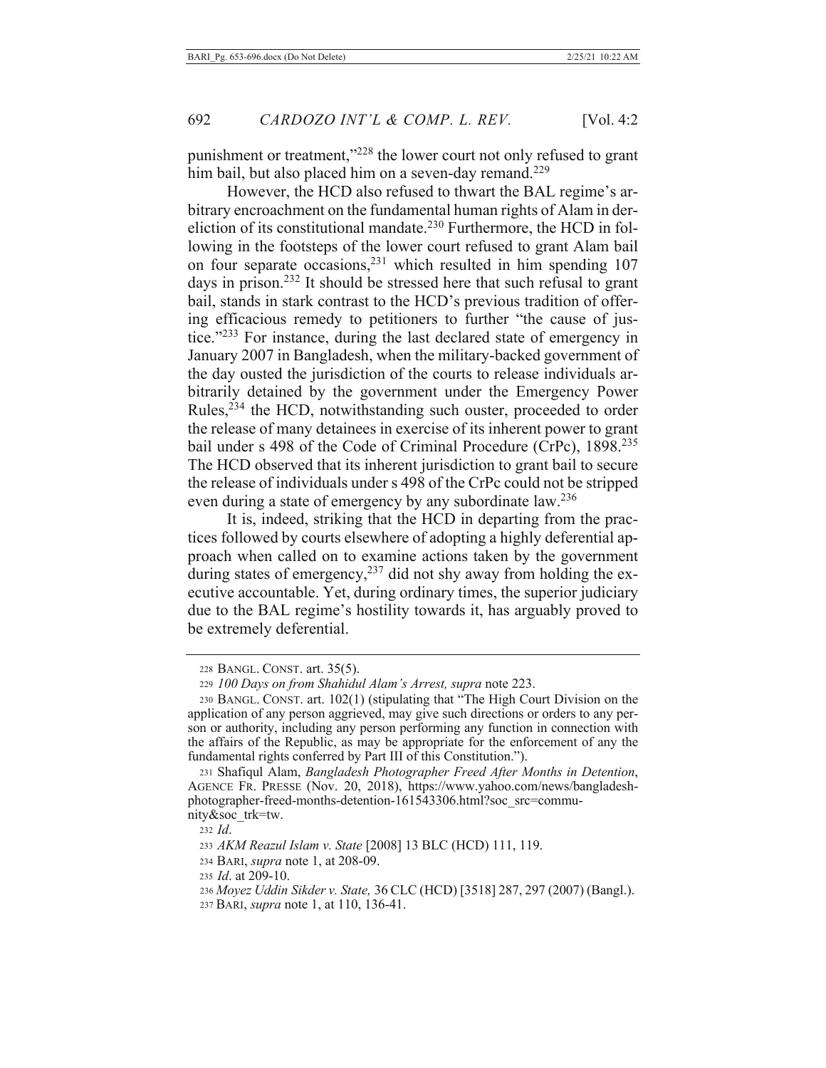punishment or treatment,"[228] the lower court not only refused to grant him bail, but also placed him on a seven-day remand.[229]

However, the HCD also refused to thwart the BAL regime's arbitrary encroachment on the fundamental human rights of Alam in dereliction of its constitutional mandate.[230] Furthermore, the HCD in following in the footsteps of the lower court refused to grant Alam bail on four separate occasions,[231] which resulted in him spending 107 days in prison.[232] It should be stressed here that such refusal to grant bail, stands in stark contrast to the HCD's previous tradition of offering efficacious remedy to petitioners to further "the cause of justice."[233] For instance, during the last declared state of emergency in January 2007 in Bangladesh, when the military-backed government of the day ousted the jurisdiction of the courts to release individuals arbitrarily detained by the government under the Emergency Power Rules,[234] the HCD, notwithstanding such ouster, proceeded to order the release of many detainees in exercise of its inherent power to grant bail under s 498 of the Code of Criminal Procedure (CrPc), 1898.[235] The HCD observed that its inherent jurisdiction to grant bail to secure the release of individuals under s 498 of the CrPc could not be stripped even during a state of emergency by any subordinate law.[236]

It is, indeed, striking that the HCD in departing from the practices followed by courts elsewhere of adopting a highly deferential approach when called on to examine actions taken by the government during states of emergency,[237] did not shy away from holding the executive accountable. Yet, during ordinary times, the superior judiciary due to the BAL regime's hostility towards it, has arguably proved to be extremely deferential.

---

228 BANGL. CONST. art. 35(5).

229 *100 Days on from Shahidul Alam's Arrest, supra* note 223.

230 BANGL. CONST. art. 102(1) (stipulating that "The High Court Division on the application of any person aggrieved, may give such directions or orders to any person or authority, including any person performing any function in connection with the affairs of the Republic, as may be appropriate for the enforcement of any the fundamental rights conferred by Part III of this Constitution.").

231 Shafiqul Alam, *Bangladesh Photographer Freed After Months in Detention*, AGENCE FR. PRESSE (Nov. 20, 2018), https://www.yahoo.com/news/bangladesh-photographer-freed-months-detention-161543306.html?soc_src=community&soc_trk=tw.

232 *Id*.

233 *AKM Reazul Islam v. State* [2008] 13 BLC (HCD) 111, 119.

234 BARI, *supra* note 1, at 208-09.

235 *Id*. at 209-10.

236 *Moyez Uddin Sikder v. State,* 36 CLC (HCD) [3518] 287, 297 (2007) (Bangl.).

237 BARI, *supra* note 1, at 110, 136-41.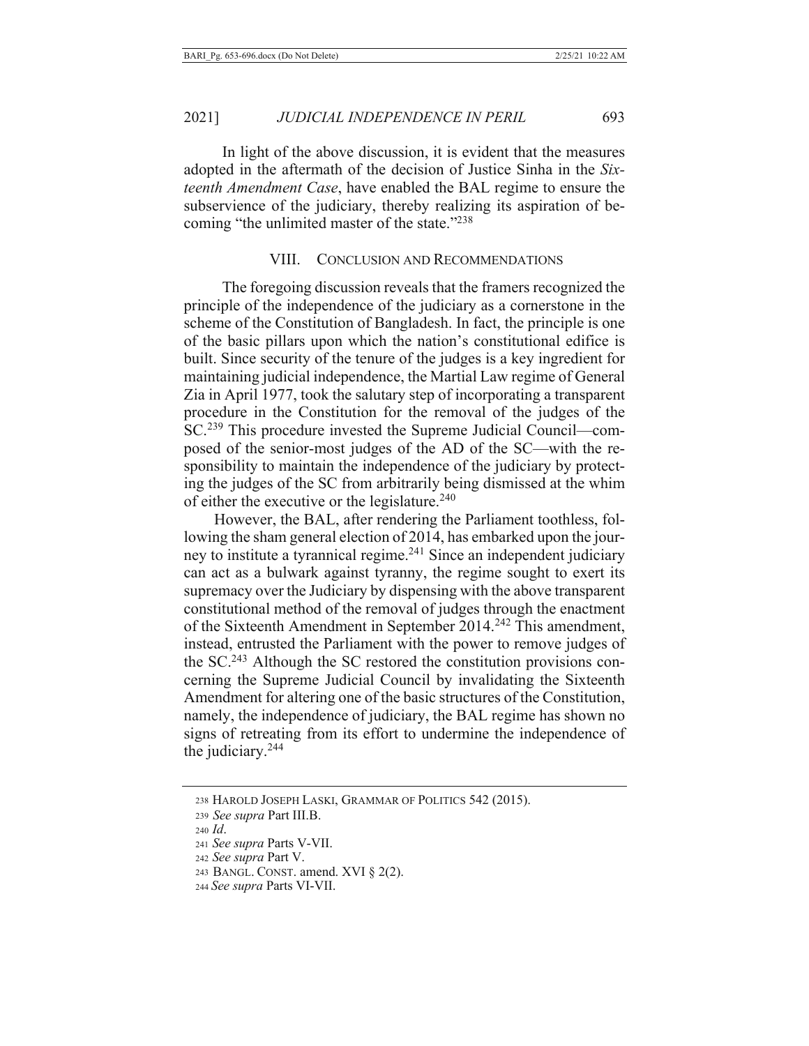In light of the above discussion, it is evident that the measures adopted in the aftermath of the decision of Justice Sinha in the *Sixteenth Amendment Case*, have enabled the BAL regime to ensure the subservience of the judiciary, thereby realizing its aspiration of becoming "the unlimited master of the state."[238]

## VIII. CONCLUSION AND RECOMMENDATIONS

The foregoing discussion reveals that the framers recognized the principle of the independence of the judiciary as a cornerstone in the scheme of the Constitution of Bangladesh. In fact, the principle is one of the basic pillars upon which the nation's constitutional edifice is built. Since security of the tenure of the judges is a key ingredient for maintaining judicial independence, the Martial Law regime of General Zia in April 1977, took the salutary step of incorporating a transparent procedure in the Constitution for the removal of the judges of the SC.[239] This procedure invested the Supreme Judicial Council—composed of the senior-most judges of the AD of the SC—with the responsibility to maintain the independence of the judiciary by protecting the judges of the SC from arbitrarily being dismissed at the whim of either the executive or the legislature.[240]

However, the BAL, after rendering the Parliament toothless, following the sham general election of 2014, has embarked upon the journey to institute a tyrannical regime.[241] Since an independent judiciary can act as a bulwark against tyranny, the regime sought to exert its supremacy over the Judiciary by dispensing with the above transparent constitutional method of the removal of judges through the enactment of the Sixteenth Amendment in September 2014.[242] This amendment, instead, entrusted the Parliament with the power to remove judges of the SC.[243] Although the SC restored the constitution provisions concerning the Supreme Judicial Council by invalidating the Sixteenth Amendment for altering one of the basic structures of the Constitution, namely, the independence of judiciary, the BAL regime has shown no signs of retreating from its effort to undermine the independence of the judiciary.[244]

---

238 HAROLD JOSEPH LASKI, GRAMMAR OF POLITICS 542 (2015).

239 *See supra* Part III.B.

240 *Id*.

241 *See supra* Parts V-VII.

242 *See supra* Part V.

243 BANGL. CONST. amend. XVI § 2(2).

244 *See supra* Parts VI-VII.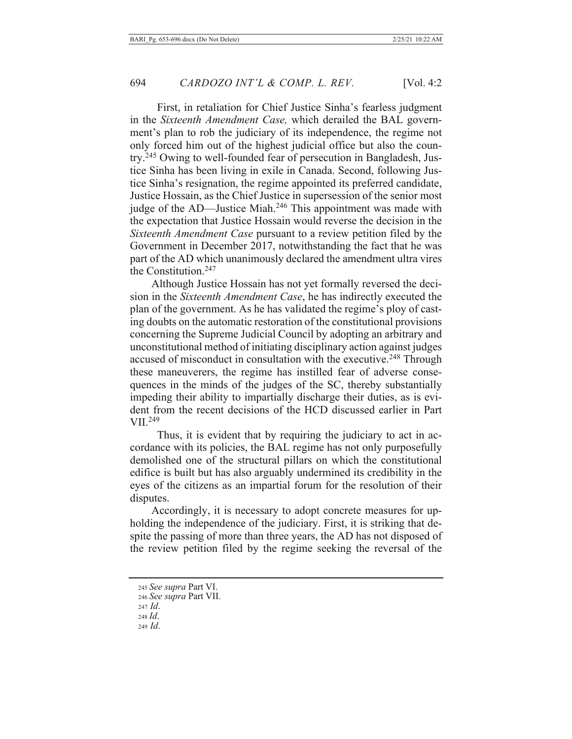First, in retaliation for Chief Justice Sinha's fearless judgment in the *Sixteenth Amendment Case,* which derailed the BAL government's plan to rob the judiciary of its independence, the regime not only forced him out of the highest judicial office but also the country.[245] Owing to well-founded fear of persecution in Bangladesh, Justice Sinha has been living in exile in Canada. Second, following Justice Sinha's resignation, the regime appointed its preferred candidate, Justice Hossain, as the Chief Justice in supersession of the senior most judge of the AD—Justice Miah.[246] This appointment was made with the expectation that Justice Hossain would reverse the decision in the *Sixteenth Amendment Case* pursuant to a review petition filed by the Government in December 2017, notwithstanding the fact that he was part of the AD which unanimously declared the amendment ultra vires the Constitution.[247]

Although Justice Hossain has not yet formally reversed the decision in the *Sixteenth Amendment Case*, he has indirectly executed the plan of the government. As he has validated the regime's ploy of casting doubts on the automatic restoration of the constitutional provisions concerning the Supreme Judicial Council by adopting an arbitrary and unconstitutional method of initiating disciplinary action against judges accused of misconduct in consultation with the executive.[248] Through these maneuverers, the regime has instilled fear of adverse consequences in the minds of the judges of the SC, thereby substantially impeding their ability to impartially discharge their duties, as is evident from the recent decisions of the HCD discussed earlier in Part VII.[249]

Thus, it is evident that by requiring the judiciary to act in accordance with its policies, the BAL regime has not only purposefully demolished one of the structural pillars on which the constitutional edifice is built but has also arguably undermined its credibility in the eyes of the citizens as an impartial forum for the resolution of their disputes.

Accordingly, it is necessary to adopt concrete measures for upholding the independence of the judiciary. First, it is striking that despite the passing of more than three years, the AD has not disposed of the review petition filed by the regime seeking the reversal of the

---

245 *See supra* Part VI.

246 *See supra* Part VII.

247 *Id*.

248 *Id*.

249 *Id*.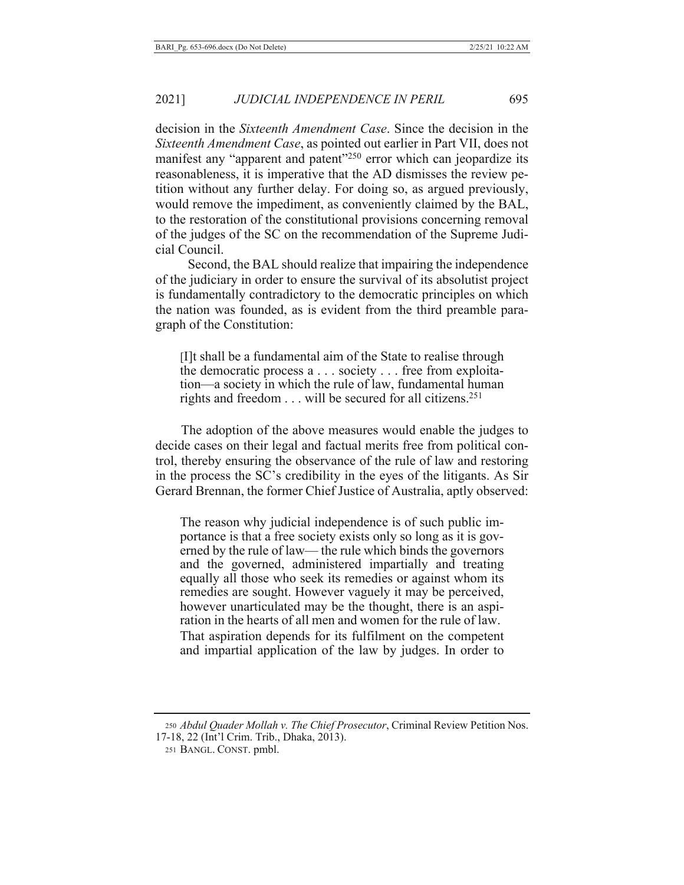decision in the *Sixteenth Amendment Case*. Since the decision in the *Sixteenth Amendment Case*, as pointed out earlier in Part VII, does not manifest any "apparent and patent"[250] error which can jeopardize its reasonableness, it is imperative that the AD dismisses the review petition without any further delay. For doing so, as argued previously, would remove the impediment, as conveniently claimed by the BAL, to the restoration of the constitutional provisions concerning removal of the judges of the SC on the recommendation of the Supreme Judicial Council.

Second, the BAL should realize that impairing the independence of the judiciary in order to ensure the survival of its absolutist project is fundamentally contradictory to the democratic principles on which the nation was founded, as is evident from the third preamble paragraph of the Constitution:

> [I]t shall be a fundamental aim of the State to realise through the democratic process a . . . society . . . free from exploitation—a society in which the rule of law, fundamental human rights and freedom . . . will be secured for all citizens.[251]

The adoption of the above measures would enable the judges to decide cases on their legal and factual merits free from political control, thereby ensuring the observance of the rule of law and restoring in the process the SC's credibility in the eyes of the litigants. As Sir Gerard Brennan, the former Chief Justice of Australia, aptly observed:

> The reason why judicial independence is of such public importance is that a free society exists only so long as it is governed by the rule of law— the rule which binds the governors and the governed, administered impartially and treating equally all those who seek its remedies or against whom its remedies are sought. However vaguely it may be perceived, however unarticulated may be the thought, there is an aspiration in the hearts of all men and women for the rule of law. That aspiration depends for its fulfilment on the competent and impartial application of the law by judges. In order to

---

250 *Abdul Quader Mollah v. The Chief Prosecutor*, Criminal Review Petition Nos. 17-18, 22 (Int'l Crim. Trib., Dhaka, 2013).

251 BANGL. CONST. pmbl.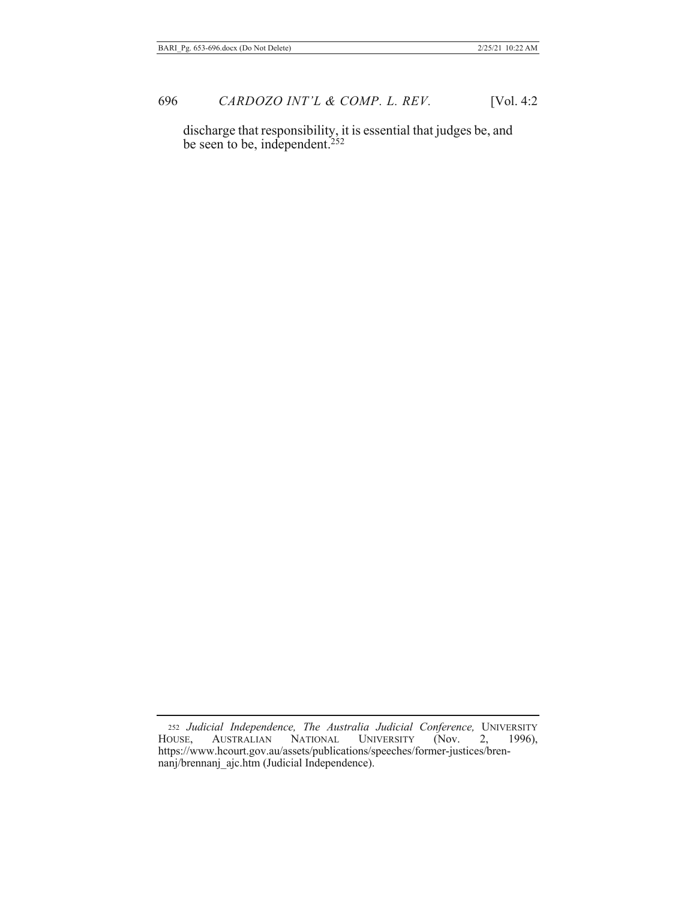discharge that responsibility, it is essential that judges be, and be seen to be, independent.[252]

---

[252] *Judicial Independence, The Australia Judicial Conference,* UNIVERSITY HOUSE, AUSTRALIAN NATIONAL UNIVERSITY (Nov. 2, 1996), https://www.hcourt.gov.au/assets/publications/speeches/former-justices/brennanj/brennanj_ajc.htm (Judicial Independence).